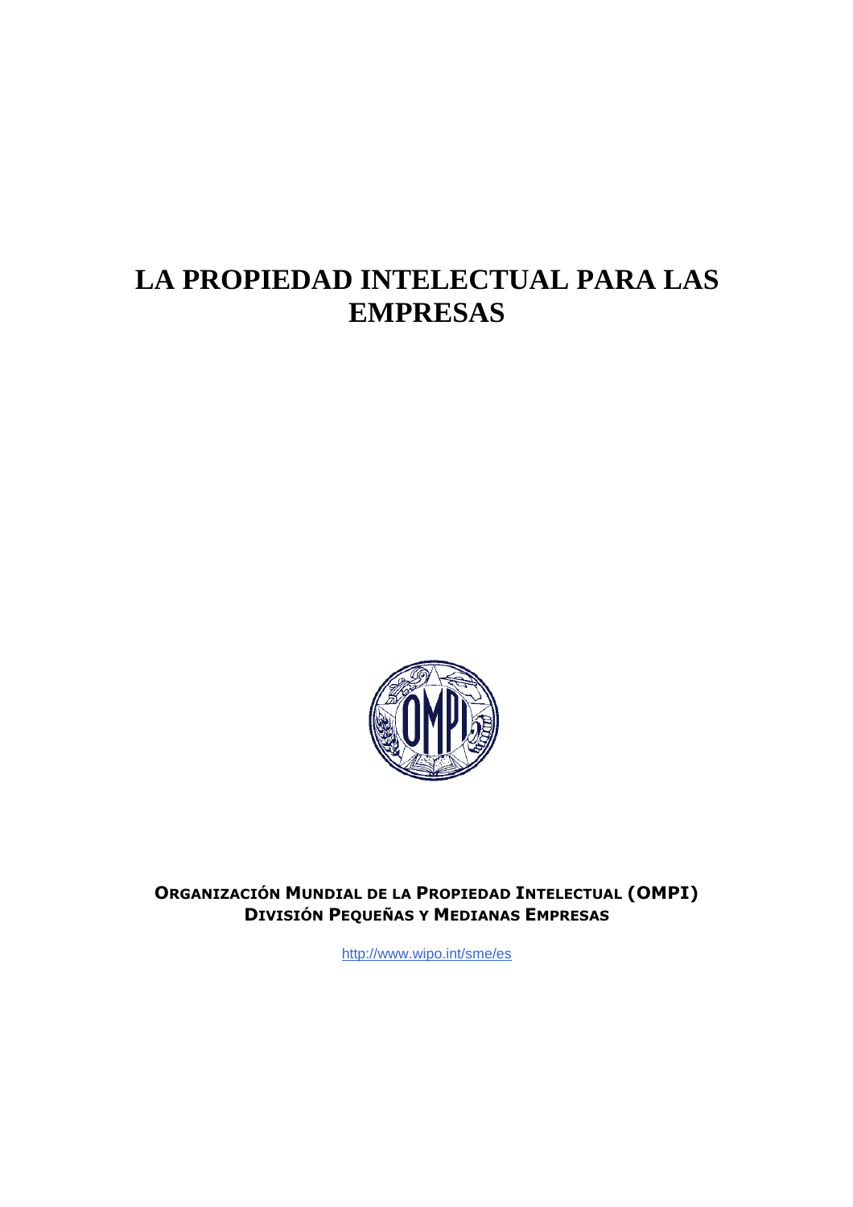# LA PROPIEDAD INTELECTUAL PARA LAS EMPRESAS

**ORGANIZACIÓN MUNDIAL DE LA PROPIEDAD INTELECTUAL (OMPI)**
**DIVISIÓN PEQUEÑAS Y MEDIANAS EMPRESAS**

http://www.wipo.int/sme/es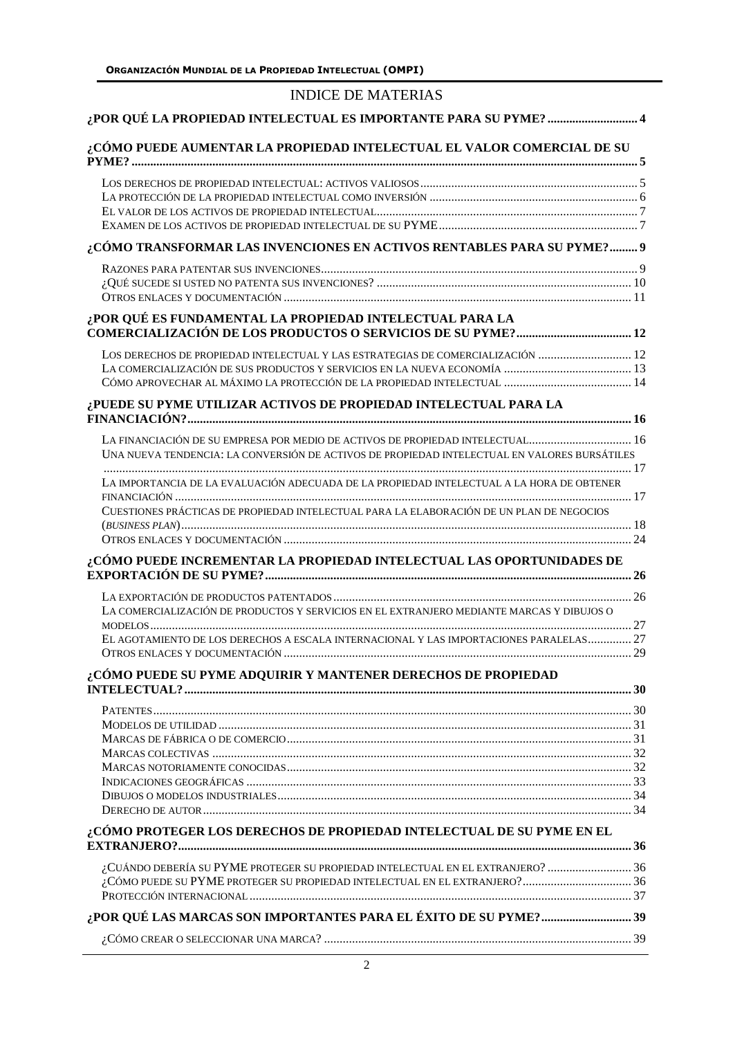# INDICE DE MATERIAS

**¿POR QUÉ LA PROPIEDAD INTELECTUAL ES IMPORTANTE PARA SU PYME? ... 4**

**¿CÓMO PUEDE AUMENTAR LA PROPIEDAD INTELECTUAL EL VALOR COMERCIAL DE SU PYME? ... 5**

- Los derechos de propiedad intelectual: activos valiosos ... 5
- La protección de la propiedad intelectual como inversión ... 6
- El valor de los activos de propiedad intelectual ... 7
- Examen de los activos de propiedad intelectual de su PYME ... 7

**¿CÓMO TRANSFORMAR LAS INVENCIONES EN ACTIVOS RENTABLES PARA SU PYME? ... 9**

- Razones para patentar sus invenciones ... 9
- ¿Qué sucede si usted no patenta sus invenciones? ... 10
- Otros enlaces y documentación ... 11

**¿POR QUÉ ES FUNDAMENTAL LA PROPIEDAD INTELECTUAL PARA LA COMERCIALIZACIÓN DE LOS PRODUCTOS O SERVICIOS DE SU PYME? ... 12**

- Los derechos de propiedad intelectual y las estrategias de comercialización ... 12
- La comercialización de sus productos y servicios en la nueva economía ... 13
- Cómo aprovechar al máximo la protección de la propiedad intelectual ... 14

**¿PUEDE SU PYME UTILIZAR ACTIVOS DE PROPIEDAD INTELECTUAL PARA LA FINANCIACIÓN? ... 16**

- La financiación de su empresa por medio de activos de propiedad intelectual ... 16
- Una nueva tendencia: la conversión de activos de propiedad intelectual en valores bursátiles ... 17
- La importancia de la evaluación adecuada de la propiedad intelectual a la hora de obtener financiación ... 17
- Cuestiones prácticas de propiedad intelectual para la elaboración de un plan de negocios (*business plan*) ... 18
- Otros enlaces y documentación ... 24

**¿CÓMO PUEDE INCREMENTAR LA PROPIEDAD INTELECTUAL LAS OPORTUNIDADES DE EXPORTACIÓN DE SU PYME? ... 26**

- La exportación de productos patentados ... 26
- La comercialización de productos y servicios en el extranjero mediante marcas y dibujos o modelos ... 27
- El agotamiento de los derechos a escala internacional y las importaciones paralelas ... 27
- Otros enlaces y documentación ... 29

**¿CÓMO PUEDE SU PYME ADQUIRIR Y MANTENER DERECHOS DE PROPIEDAD INTELECTUAL? ... 30**

- Patentes ... 30
- Modelos de utilidad ... 31
- Marcas de fábrica o de comercio ... 31
- Marcas colectivas ... 32
- Marcas notoriamente conocidas ... 32
- Indicaciones geográficas ... 33
- Dibujos o modelos industriales ... 34
- Derecho de autor ... 34

**¿CÓMO PROTEGER LOS DERECHOS DE PROPIEDAD INTELECTUAL DE SU PYME EN EL EXTRANJERO? ... 36**

- ¿Cuándo debería su PYME proteger su propiedad intelectual en el extranjero? ... 36
- ¿Cómo puede su PYME proteger su propiedad intelectual en el extranjero? ... 36
- Protección internacional ... 37

**¿POR QUÉ LAS MARCAS SON IMPORTANTES PARA EL ÉXITO DE SU PYME? ... 39**

- ¿Cómo crear o seleccionar una marca? ... 39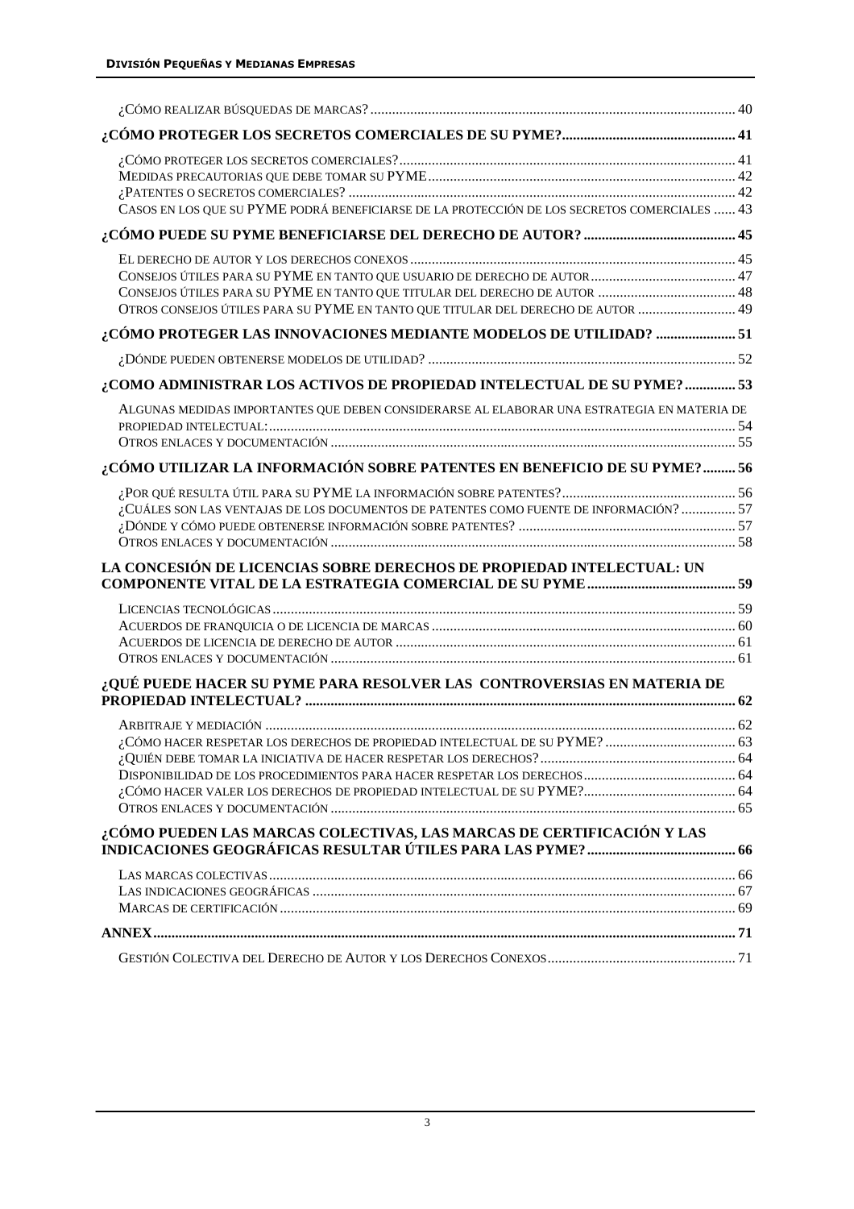¿Cómo realizar búsquedas de marcas? ..................................................................................................... 40

**¿CÓMO PROTEGER LOS SECRETOS COMERCIALES DE SU PYME? ................................................ 41**

¿Cómo proteger los secretos comerciales? ............................................................................................. 41
Medidas precautorias que debe tomar su PYME ..................................................................................... 42
¿Patentes o secretos comerciales? ........................................................................................................... 42
Casos en los que su PYME podrá beneficiarse de la protección de los secretos comerciales ...... 43

**¿CÓMO PUEDE SU PYME BENEFICIARSE DEL DERECHO DE AUTOR? .......................................... 45**

El derecho de autor y los derechos conexos ............................................................................................ 45
Consejos útiles para su PYME en tanto que usuario de derecho de autor ....................................... 47
Consejos útiles para su PYME en tanto que titular del derecho de autor ...................................... 48
Otros consejos útiles para su PYME en tanto que titular del derecho de autor ............................ 49

**¿CÓMO PROTEGER LAS INNOVACIONES MEDIANTE MODELOS DE UTILIDAD? ...................... 51**

¿Dónde pueden obtenerse modelos de utilidad? ..................................................................................... 52

**¿COMO ADMINISTRAR LOS ACTIVOS DE PROPIEDAD INTELECTUAL DE SU PYME? .............. 53**

Algunas medidas importantes que deben considerarse al elaborar una estrategia en materia de propiedad intelectual: ................................................................................................................................. 54
Otros enlaces y documentación ................................................................................................................ 55

**¿CÓMO UTILIZAR LA INFORMACIÓN SOBRE PATENTES EN BENEFICIO DE SU PYME? ......... 56**

¿Por qué resulta útil para su PYME la información sobre patentes? ................................................. 56
¿Cuáles son las ventajas de los documentos de patentes como fuente de información? ............... 57
¿Dónde y cómo puede obtenerse información sobre patentes? ............................................................ 57
Otros enlaces y documentación ................................................................................................................ 58

**LA CONCESIÓN DE LICENCIAS SOBRE DERECHOS DE PROPIEDAD INTELECTUAL: UN COMPONENTE VITAL DE LA ESTRATEGIA COMERCIAL DE SU PYME ......................................... 59**

Licencias tecnológicas ............................................................................................................................... 59
Acuerdos de franquicia o de licencia de marcas .................................................................................... 60
Acuerdos de licencia de derecho de autor ............................................................................................... 61
Otros enlaces y documentación ................................................................................................................ 61

**¿QUÉ PUEDE HACER SU PYME PARA RESOLVER LAS CONTROVERSIAS EN MATERIA DE PROPIEDAD INTELECTUAL? ...................................................................................................................... 62**

Arbitraje y mediación .................................................................................................................................. 62
¿Cómo hacer respetar los derechos de propiedad intelectual de su PYME? .................................... 63
¿Quién debe tomar la iniciativa de hacer respetar los derechos? ...................................................... 64
Disponibilidad de los procedimientos para hacer respetar los derechos .......................................... 64
¿Cómo hacer valer los derechos de propiedad intelectual de su PYME? .......................................... 64
Otros enlaces y documentación ................................................................................................................ 65

**¿CÓMO PUEDEN LAS MARCAS COLECTIVAS, LAS MARCAS DE CERTIFICACIÓN Y LAS INDICACIONES GEOGRÁFICAS RESULTAR ÚTILES PARA LAS PYME? ......................................... 66**

Las marcas colectivas ................................................................................................................................. 66
Las indicaciones geográficas ..................................................................................................................... 67
Marcas de certificación .............................................................................................................................. 69

**ANNEX ............................................................................................................................................................. 71**

Gestión Colectiva del Derecho de Autor y los Derechos Conexos .................................................... 71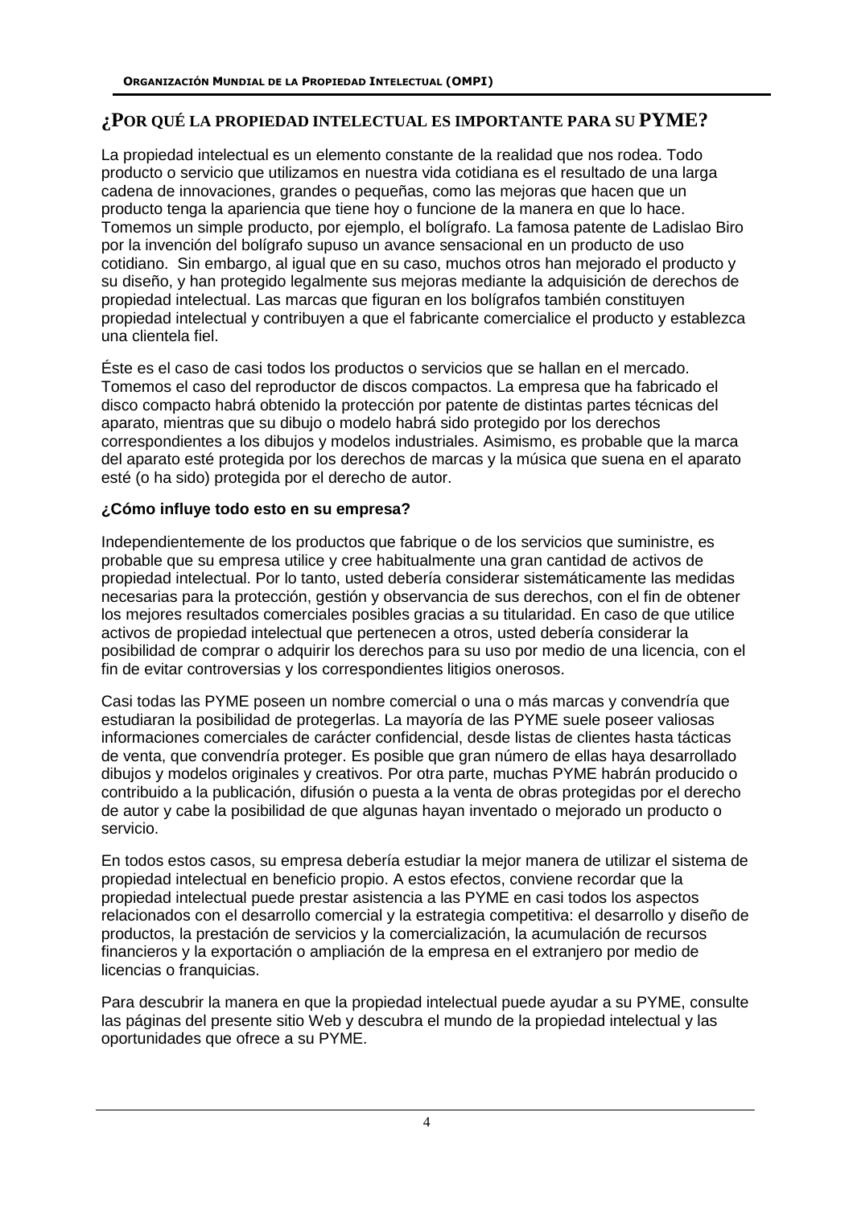## ¿POR QUÉ LA PROPIEDAD INTELECTUAL ES IMPORTANTE PARA SU PYME?

La propiedad intelectual es un elemento constante de la realidad que nos rodea. Todo producto o servicio que utilizamos en nuestra vida cotidiana es el resultado de una larga cadena de innovaciones, grandes o pequeñas, como las mejoras que hacen que un producto tenga la apariencia que tiene hoy o funcione de la manera en que lo hace. Tomemos un simple producto, por ejemplo, el bolígrafo. La famosa patente de Ladislao Biro por la invención del bolígrafo supuso un avance sensacional en un producto de uso cotidiano. Sin embargo, al igual que en su caso, muchos otros han mejorado el producto y su diseño, y han protegido legalmente sus mejoras mediante la adquisición de derechos de propiedad intelectual. Las marcas que figuran en los bolígrafos también constituyen propiedad intelectual y contribuyen a que el fabricante comercialice el producto y establezca una clientela fiel.

Éste es el caso de casi todos los productos o servicios que se hallan en el mercado. Tomemos el caso del reproductor de discos compactos. La empresa que ha fabricado el disco compacto habrá obtenido la protección por patente de distintas partes técnicas del aparato, mientras que su dibujo o modelo habrá sido protegido por los derechos correspondientes a los dibujos y modelos industriales. Asimismo, es probable que la marca del aparato esté protegida por los derechos de marcas y la música que suena en el aparato esté (o ha sido) protegida por el derecho de autor.

**¿Cómo influye todo esto en su empresa?**

Independientemente de los productos que fabrique o de los servicios que suministre, es probable que su empresa utilice y cree habitualmente una gran cantidad de activos de propiedad intelectual. Por lo tanto, usted debería considerar sistemáticamente las medidas necesarias para la protección, gestión y observancia de sus derechos, con el fin de obtener los mejores resultados comerciales posibles gracias a su titularidad. En caso de que utilice activos de propiedad intelectual que pertenecen a otros, usted debería considerar la posibilidad de comprar o adquirir los derechos para su uso por medio de una licencia, con el fin de evitar controversias y los correspondientes litigios onerosos.

Casi todas las PYME poseen un nombre comercial o una o más marcas y convendría que estudiaran la posibilidad de protegerlas. La mayoría de las PYME suele poseer valiosas informaciones comerciales de carácter confidencial, desde listas de clientes hasta tácticas de venta, que convendría proteger. Es posible que gran número de ellas haya desarrollado dibujos y modelos originales y creativos. Por otra parte, muchas PYME habrán producido o contribuido a la publicación, difusión o puesta a la venta de obras protegidas por el derecho de autor y cabe la posibilidad de que algunas hayan inventado o mejorado un producto o servicio.

En todos estos casos, su empresa debería estudiar la mejor manera de utilizar el sistema de propiedad intelectual en beneficio propio. A estos efectos, conviene recordar que la propiedad intelectual puede prestar asistencia a las PYME en casi todos los aspectos relacionados con el desarrollo comercial y la estrategia competitiva: el desarrollo y diseño de productos, la prestación de servicios y la comercialización, la acumulación de recursos financieros y la exportación o ampliación de la empresa en el extranjero por medio de licencias o franquicias.

Para descubrir la manera en que la propiedad intelectual puede ayudar a su PYME, consulte las páginas del presente sitio Web y descubra el mundo de la propiedad intelectual y las oportunidades que ofrece a su PYME.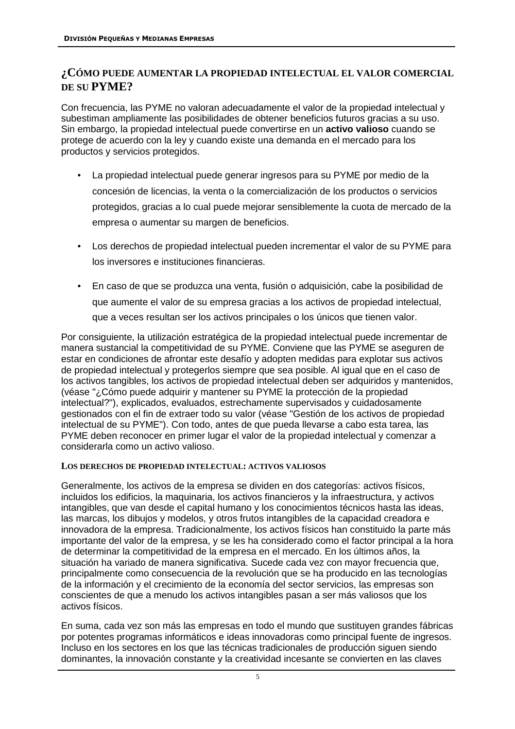## ¿CÓMO PUEDE AUMENTAR LA PROPIEDAD INTELECTUAL EL VALOR COMERCIAL DE SU PYME?

Con frecuencia, las PYME no valoran adecuadamente el valor de la propiedad intelectual y subestiman ampliamente las posibilidades de obtener beneficios futuros gracias a su uso. Sin embargo, la propiedad intelectual puede convertirse en un **activo valioso** cuando se protege de acuerdo con la ley y cuando existe una demanda en el mercado para los productos y servicios protegidos.

- La propiedad intelectual puede generar ingresos para su PYME por medio de la concesión de licencias, la venta o la comercialización de los productos o servicios protegidos, gracias a lo cual puede mejorar sensiblemente la cuota de mercado de la empresa o aumentar su margen de beneficios.
- Los derechos de propiedad intelectual pueden incrementar el valor de su PYME para los inversores e instituciones financieras.
- En caso de que se produzca una venta, fusión o adquisición, cabe la posibilidad de que aumente el valor de su empresa gracias a los activos de propiedad intelectual, que a veces resultan ser los activos principales o los únicos que tienen valor.

Por consiguiente, la utilización estratégica de la propiedad intelectual puede incrementar de manera sustancial la competitividad de su PYME. Conviene que las PYME se aseguren de estar en condiciones de afrontar este desafío y adopten medidas para explotar sus activos de propiedad intelectual y protegerlos siempre que sea posible. Al igual que en el caso de los activos tangibles, los activos de propiedad intelectual deben ser adquiridos y mantenidos, (véase "¿Cómo puede adquirir y mantener su PYME la protección de la propiedad intelectual?"), explicados, evaluados, estrechamente supervisados y cuidadosamente gestionados con el fin de extraer todo su valor (véase "Gestión de los activos de propiedad intelectual de su PYME"). Con todo, antes de que pueda llevarse a cabo esta tarea, las PYME deben reconocer en primer lugar el valor de la propiedad intelectual y comenzar a considerarla como un activo valioso.

### LOS DERECHOS DE PROPIEDAD INTELECTUAL: ACTIVOS VALIOSOS

Generalmente, los activos de la empresa se dividen en dos categorías: activos físicos, incluidos los edificios, la maquinaria, los activos financieros y la infraestructura, y activos intangibles, que van desde el capital humano y los conocimientos técnicos hasta las ideas, las marcas, los dibujos y modelos, y otros frutos intangibles de la capacidad creadora e innovadora de la empresa. Tradicionalmente, los activos físicos han constituido la parte más importante del valor de la empresa, y se les ha considerado como el factor principal a la hora de determinar la competitividad de la empresa en el mercado. En los últimos años, la situación ha variado de manera significativa. Sucede cada vez con mayor frecuencia que, principalmente como consecuencia de la revolución que se ha producido en las tecnologías de la información y el crecimiento de la economía del sector servicios, las empresas son conscientes de que a menudo los activos intangibles pasan a ser más valiosos que los activos físicos.

En suma, cada vez son más las empresas en todo el mundo que sustituyen grandes fábricas por potentes programas informáticos e ideas innovadoras como principal fuente de ingresos. Incluso en los sectores en los que las técnicas tradicionales de producción siguen siendo dominantes, la innovación constante y la creatividad incesante se convierten en las claves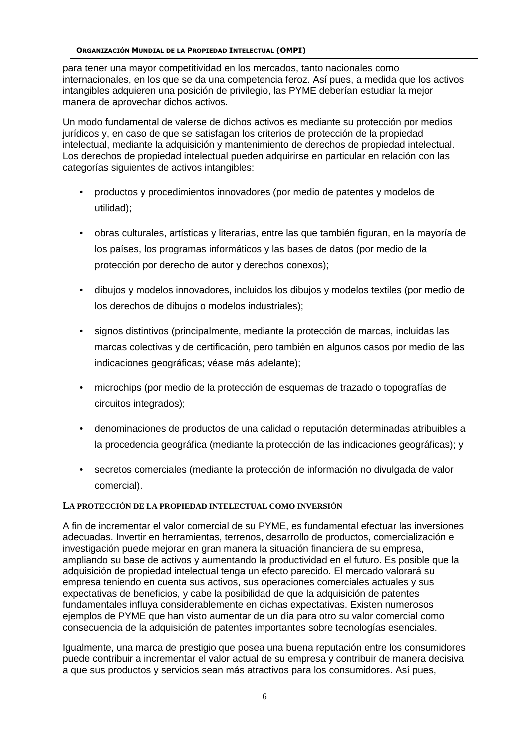para tener una mayor competitividad en los mercados, tanto nacionales como internacionales, en los que se da una competencia feroz. Así pues, a medida que los activos intangibles adquieren una posición de privilegio, las PYME deberían estudiar la mejor manera de aprovechar dichos activos.

Un modo fundamental de valerse de dichos activos es mediante su protección por medios jurídicos y, en caso de que se satisfagan los criterios de protección de la propiedad intelectual, mediante la adquisición y mantenimiento de derechos de propiedad intelectual. Los derechos de propiedad intelectual pueden adquirirse en particular en relación con las categorías siguientes de activos intangibles:

- productos y procedimientos innovadores (por medio de patentes y modelos de utilidad);
- obras culturales, artísticas y literarias, entre las que también figuran, en la mayoría de los países, los programas informáticos y las bases de datos (por medio de la protección por derecho de autor y derechos conexos);
- dibujos y modelos innovadores, incluidos los dibujos y modelos textiles (por medio de los derechos de dibujos o modelos industriales);
- signos distintivos (principalmente, mediante la protección de marcas, incluidas las marcas colectivas y de certificación, pero también en algunos casos por medio de las indicaciones geográficas; véase más adelante);
- microchips (por medio de la protección de esquemas de trazado o topografías de circuitos integrados);
- denominaciones de productos de una calidad o reputación determinadas atribuibles a la procedencia geográfica (mediante la protección de las indicaciones geográficas); y
- secretos comerciales (mediante la protección de información no divulgada de valor comercial).

### LA PROTECCIÓN DE LA PROPIEDAD INTELECTUAL COMO INVERSIÓN

A fin de incrementar el valor comercial de su PYME, es fundamental efectuar las inversiones adecuadas. Invertir en herramientas, terrenos, desarrollo de productos, comercialización e investigación puede mejorar en gran manera la situación financiera de su empresa, ampliando su base de activos y aumentando la productividad en el futuro. Es posible que la adquisición de propiedad intelectual tenga un efecto parecido. El mercado valorará su empresa teniendo en cuenta sus activos, sus operaciones comerciales actuales y sus expectativas de beneficios, y cabe la posibilidad de que la adquisición de patentes fundamentales influya considerablemente en dichas expectativas. Existen numerosos ejemplos de PYME que han visto aumentar de un día para otro su valor comercial como consecuencia de la adquisición de patentes importantes sobre tecnologías esenciales.

Igualmente, una marca de prestigio que posea una buena reputación entre los consumidores puede contribuir a incrementar el valor actual de su empresa y contribuir de manera decisiva a que sus productos y servicios sean más atractivos para los consumidores. Así pues,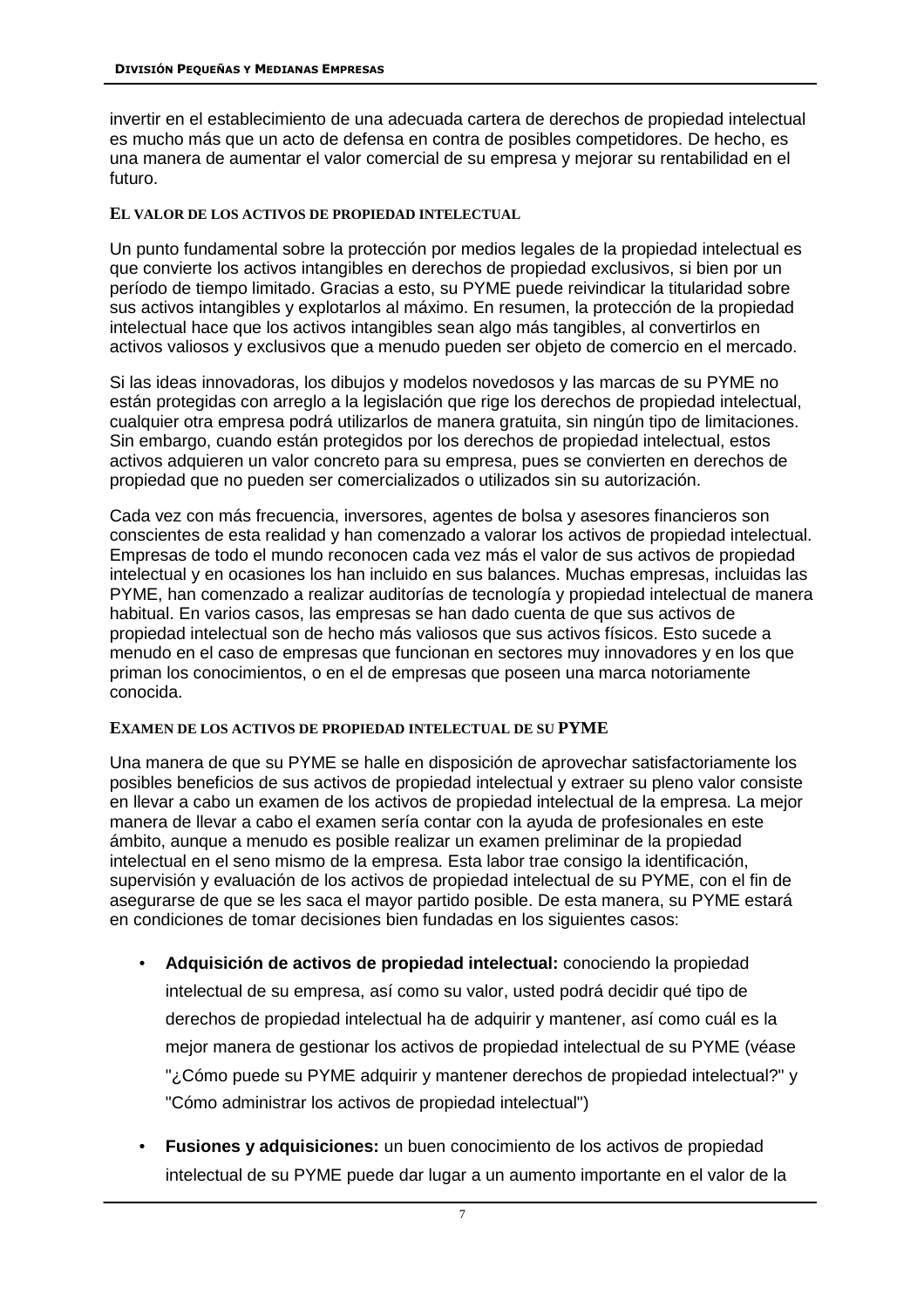invertir en el establecimiento de una adecuada cartera de derechos de propiedad intelectual es mucho más que un acto de defensa en contra de posibles competidores. De hecho, es una manera de aumentar el valor comercial de su empresa y mejorar su rentabilidad en el futuro.

### El valor de los activos de propiedad intelectual

Un punto fundamental sobre la protección por medios legales de la propiedad intelectual es que convierte los activos intangibles en derechos de propiedad exclusivos, si bien por un período de tiempo limitado. Gracias a esto, su PYME puede reivindicar la titularidad sobre sus activos intangibles y explotarlos al máximo. En resumen, la protección de la propiedad intelectual hace que los activos intangibles sean algo más tangibles, al convertirlos en activos valiosos y exclusivos que a menudo pueden ser objeto de comercio en el mercado.

Si las ideas innovadoras, los dibujos y modelos novedosos y las marcas de su PYME no están protegidas con arreglo a la legislación que rige los derechos de propiedad intelectual, cualquier otra empresa podrá utilizarlos de manera gratuita, sin ningún tipo de limitaciones. Sin embargo, cuando están protegidos por los derechos de propiedad intelectual, estos activos adquieren un valor concreto para su empresa, pues se convierten en derechos de propiedad que no pueden ser comercializados o utilizados sin su autorización.

Cada vez con más frecuencia, inversores, agentes de bolsa y asesores financieros son conscientes de esta realidad y han comenzado a valorar los activos de propiedad intelectual. Empresas de todo el mundo reconocen cada vez más el valor de sus activos de propiedad intelectual y en ocasiones los han incluido en sus balances. Muchas empresas, incluidas las PYME, han comenzado a realizar auditorías de tecnología y propiedad intelectual de manera habitual. En varios casos, las empresas se han dado cuenta de que sus activos de propiedad intelectual son de hecho más valiosos que sus activos físicos. Esto sucede a menudo en el caso de empresas que funcionan en sectores muy innovadores y en los que priman los conocimientos, o en el de empresas que poseen una marca notoriamente conocida.

### Examen de los activos de propiedad intelectual de su PYME

Una manera de que su PYME se halle en disposición de aprovechar satisfactoriamente los posibles beneficios de sus activos de propiedad intelectual y extraer su pleno valor consiste en llevar a cabo un examen de los activos de propiedad intelectual de la empresa. La mejor manera de llevar a cabo el examen sería contar con la ayuda de profesionales en este ámbito, aunque a menudo es posible realizar un examen preliminar de la propiedad intelectual en el seno mismo de la empresa. Esta labor trae consigo la identificación, supervisión y evaluación de los activos de propiedad intelectual de su PYME, con el fin de asegurarse de que se les saca el mayor partido posible. De esta manera, su PYME estará en condiciones de tomar decisiones bien fundadas en los siguientes casos:

- **Adquisición de activos de propiedad intelectual:** conociendo la propiedad intelectual de su empresa, así como su valor, usted podrá decidir qué tipo de derechos de propiedad intelectual ha de adquirir y mantener, así como cuál es la mejor manera de gestionar los activos de propiedad intelectual de su PYME (véase "¿Cómo puede su PYME adquirir y mantener derechos de propiedad intelectual?" y "Cómo administrar los activos de propiedad intelectual")
- **Fusiones y adquisiciones:** un buen conocimiento de los activos de propiedad intelectual de su PYME puede dar lugar a un aumento importante en el valor de la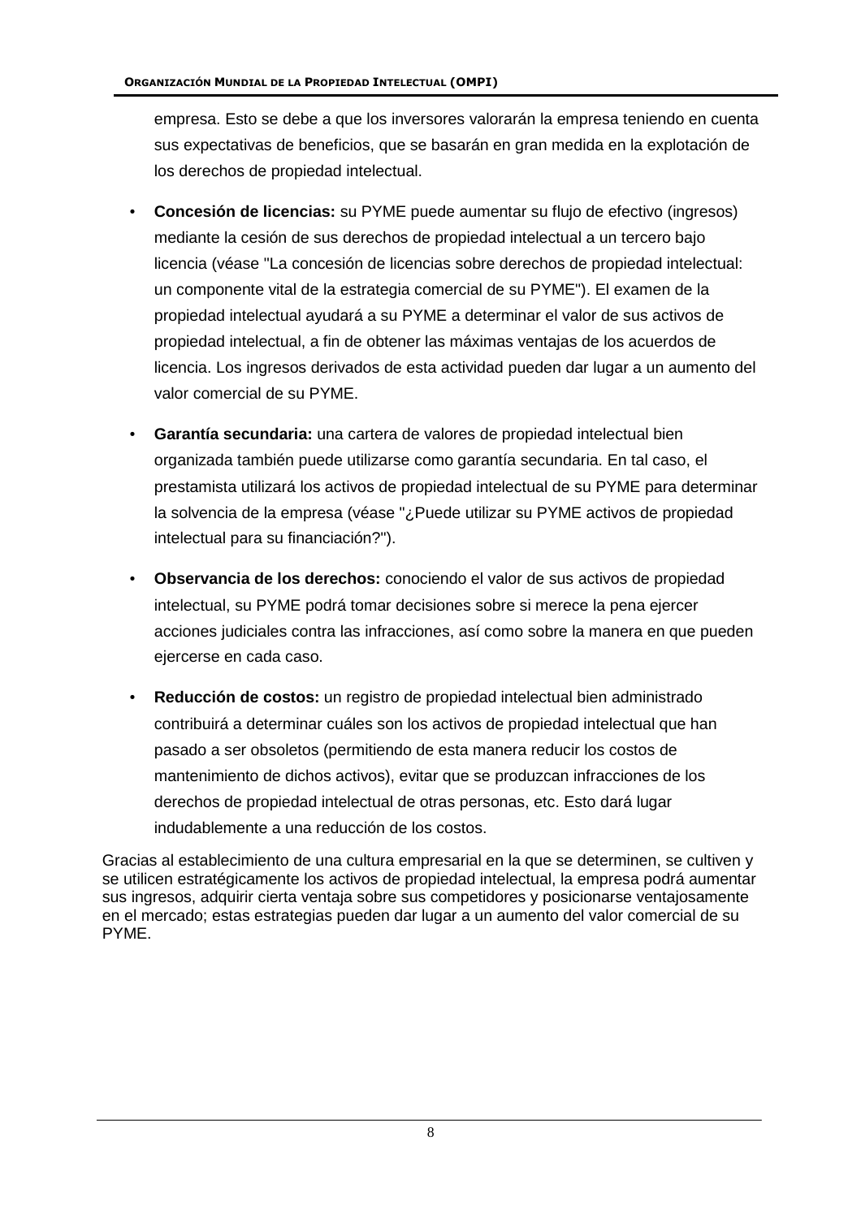empresa. Esto se debe a que los inversores valorarán la empresa teniendo en cuenta sus expectativas de beneficios, que se basarán en gran medida en la explotación de los derechos de propiedad intelectual.

- **Concesión de licencias:** su PYME puede aumentar su flujo de efectivo (ingresos) mediante la cesión de sus derechos de propiedad intelectual a un tercero bajo licencia (véase "La concesión de licencias sobre derechos de propiedad intelectual: un componente vital de la estrategia comercial de su PYME"). El examen de la propiedad intelectual ayudará a su PYME a determinar el valor de sus activos de propiedad intelectual, a fin de obtener las máximas ventajas de los acuerdos de licencia. Los ingresos derivados de esta actividad pueden dar lugar a un aumento del valor comercial de su PYME.

- **Garantía secundaria:** una cartera de valores de propiedad intelectual bien organizada también puede utilizarse como garantía secundaria. En tal caso, el prestamista utilizará los activos de propiedad intelectual de su PYME para determinar la solvencia de la empresa (véase "¿Puede utilizar su PYME activos de propiedad intelectual para su financiación?").

- **Observancia de los derechos:** conociendo el valor de sus activos de propiedad intelectual, su PYME podrá tomar decisiones sobre si merece la pena ejercer acciones judiciales contra las infracciones, así como sobre la manera en que pueden ejercerse en cada caso.

- **Reducción de costos:** un registro de propiedad intelectual bien administrado contribuirá a determinar cuáles son los activos de propiedad intelectual que han pasado a ser obsoletos (permitiendo de esta manera reducir los costos de mantenimiento de dichos activos), evitar que se produzcan infracciones de los derechos de propiedad intelectual de otras personas, etc. Esto dará lugar indudablemente a una reducción de los costos.

Gracias al establecimiento de una cultura empresarial en la que se determinen, se cultiven y se utilicen estratégicamente los activos de propiedad intelectual, la empresa podrá aumentar sus ingresos, adquirir cierta ventaja sobre sus competidores y posicionarse ventajosamente en el mercado; estas estrategias pueden dar lugar a un aumento del valor comercial de su PYME.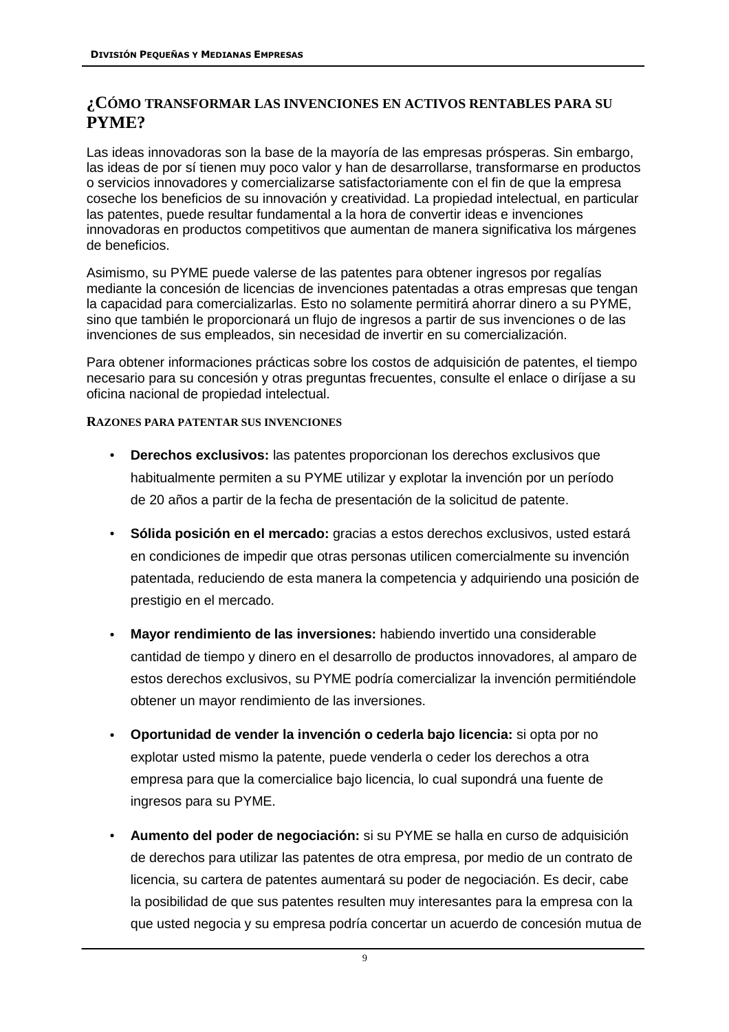## ¿CÓMO TRANSFORMAR LAS INVENCIONES EN ACTIVOS RENTABLES PARA SU PYME?

Las ideas innovadoras son la base de la mayoría de las empresas prósperas. Sin embargo, las ideas de por sí tienen muy poco valor y han de desarrollarse, transformarse en productos o servicios innovadores y comercializarse satisfactoriamente con el fin de que la empresa coseche los beneficios de su innovación y creatividad. La propiedad intelectual, en particular las patentes, puede resultar fundamental a la hora de convertir ideas e invenciones innovadoras en productos competitivos que aumentan de manera significativa los márgenes de beneficios.

Asimismo, su PYME puede valerse de las patentes para obtener ingresos por regalías mediante la concesión de licencias de invenciones patentadas a otras empresas que tengan la capacidad para comercializarlas. Esto no solamente permitirá ahorrar dinero a su PYME, sino que también le proporcionará un flujo de ingresos a partir de sus invenciones o de las invenciones de sus empleados, sin necesidad de invertir en su comercialización.

Para obtener informaciones prácticas sobre los costos de adquisición de patentes, el tiempo necesario para su concesión y otras preguntas frecuentes, consulte el enlace o diríjase a su oficina nacional de propiedad intelectual.

### RAZONES PARA PATENTAR SUS INVENCIONES

- **Derechos exclusivos:** las patentes proporcionan los derechos exclusivos que habitualmente permiten a su PYME utilizar y explotar la invención por un período de 20 años a partir de la fecha de presentación de la solicitud de patente.

- **Sólida posición en el mercado:** gracias a estos derechos exclusivos, usted estará en condiciones de impedir que otras personas utilicen comercialmente su invención patentada, reduciendo de esta manera la competencia y adquiriendo una posición de prestigio en el mercado.

- **Mayor rendimiento de las inversiones:** habiendo invertido una considerable cantidad de tiempo y dinero en el desarrollo de productos innovadores, al amparo de estos derechos exclusivos, su PYME podría comercializar la invención permitiéndole obtener un mayor rendimiento de las inversiones.

- **Oportunidad de vender la invención o cederla bajo licencia:** si opta por no explotar usted mismo la patente, puede venderla o ceder los derechos a otra empresa para que la comercialice bajo licencia, lo cual supondrá una fuente de ingresos para su PYME.

- **Aumento del poder de negociación:** si su PYME se halla en curso de adquisición de derechos para utilizar las patentes de otra empresa, por medio de un contrato de licencia, su cartera de patentes aumentará su poder de negociación. Es decir, cabe la posibilidad de que sus patentes resulten muy interesantes para la empresa con la que usted negocia y su empresa podría concertar un acuerdo de concesión mutua de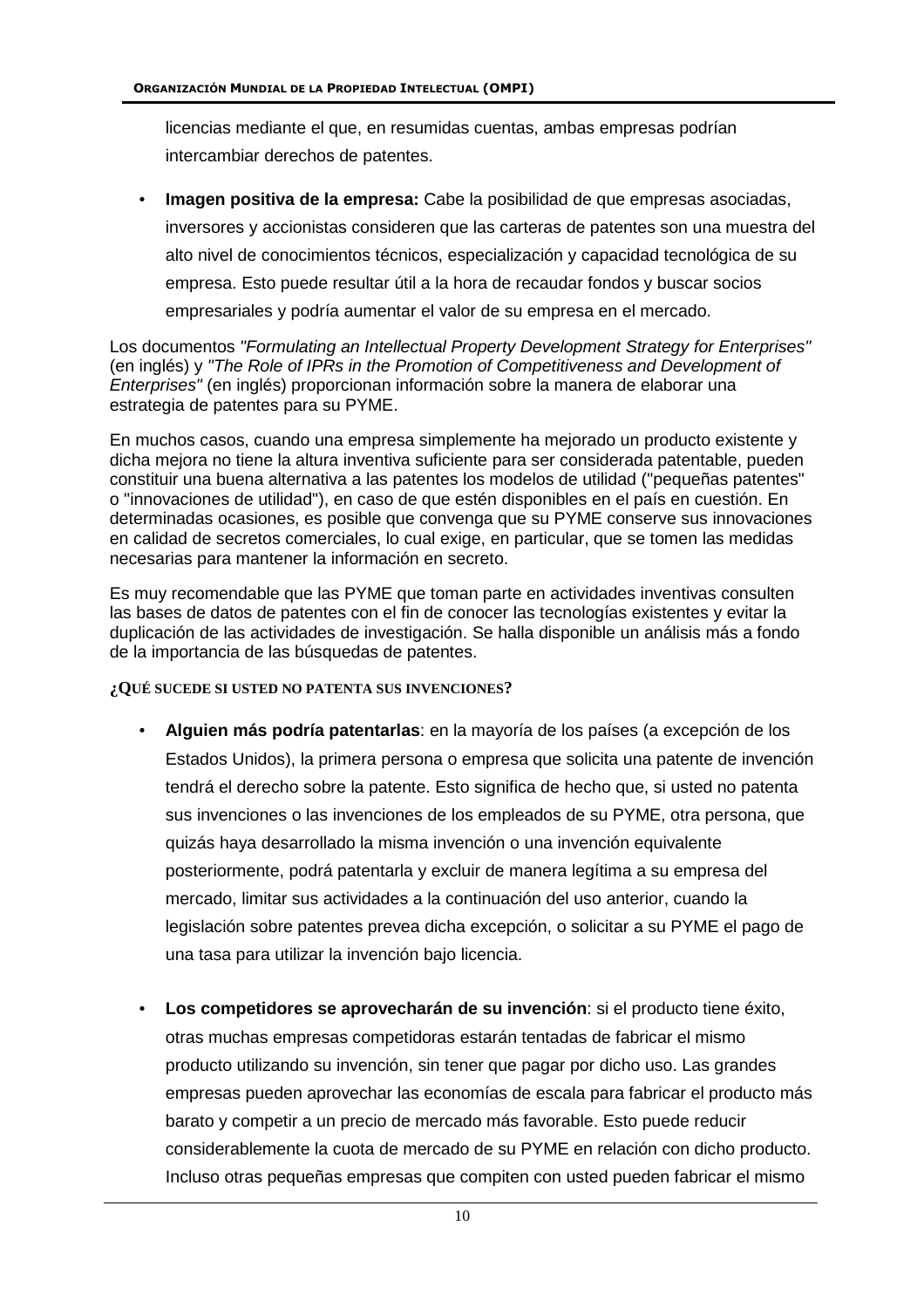licencias mediante el que, en resumidas cuentas, ambas empresas podrían intercambiar derechos de patentes.

- **Imagen positiva de la empresa:** Cabe la posibilidad de que empresas asociadas, inversores y accionistas consideren que las carteras de patentes son una muestra del alto nivel de conocimientos técnicos, especialización y capacidad tecnológica de su empresa. Esto puede resultar útil a la hora de recaudar fondos y buscar socios empresariales y podría aumentar el valor de su empresa en el mercado.

Los documentos *"Formulating an Intellectual Property Development Strategy for Enterprises"* (en inglés) y *"The Role of IPRs in the Promotion of Competitiveness and Development of Enterprises"* (en inglés) proporcionan información sobre la manera de elaborar una estrategia de patentes para su PYME.

En muchos casos, cuando una empresa simplemente ha mejorado un producto existente y dicha mejora no tiene la altura inventiva suficiente para ser considerada patentable, pueden constituir una buena alternativa a las patentes los modelos de utilidad ("pequeñas patentes" o "innovaciones de utilidad"), en caso de que estén disponibles en el país en cuestión. En determinadas ocasiones, es posible que convenga que su PYME conserve sus innovaciones en calidad de secretos comerciales, lo cual exige, en particular, que se tomen las medidas necesarias para mantener la información en secreto.

Es muy recomendable que las PYME que toman parte en actividades inventivas consulten las bases de datos de patentes con el fin de conocer las tecnologías existentes y evitar la duplicación de las actividades de investigación. Se halla disponible un análisis más a fondo de la importancia de las búsquedas de patentes.

### ¿QUÉ SUCEDE SI USTED NO PATENTA SUS INVENCIONES?

- **Alguien más podría patentarlas**: en la mayoría de los países (a excepción de los Estados Unidos), la primera persona o empresa que solicita una patente de invención tendrá el derecho sobre la patente. Esto significa de hecho que, si usted no patenta sus invenciones o las invenciones de los empleados de su PYME, otra persona, que quizás haya desarrollado la misma invención o una invención equivalente posteriormente, podrá patentarla y excluir de manera legítima a su empresa del mercado, limitar sus actividades a la continuación del uso anterior, cuando la legislación sobre patentes prevea dicha excepción, o solicitar a su PYME el pago de una tasa para utilizar la invención bajo licencia.

- **Los competidores se aprovecharán de su invención**: si el producto tiene éxito, otras muchas empresas competidoras estarán tentadas de fabricar el mismo producto utilizando su invención, sin tener que pagar por dicho uso. Las grandes empresas pueden aprovechar las economías de escala para fabricar el producto más barato y competir a un precio de mercado más favorable. Esto puede reducir considerablemente la cuota de mercado de su PYME en relación con dicho producto. Incluso otras pequeñas empresas que compiten con usted pueden fabricar el mismo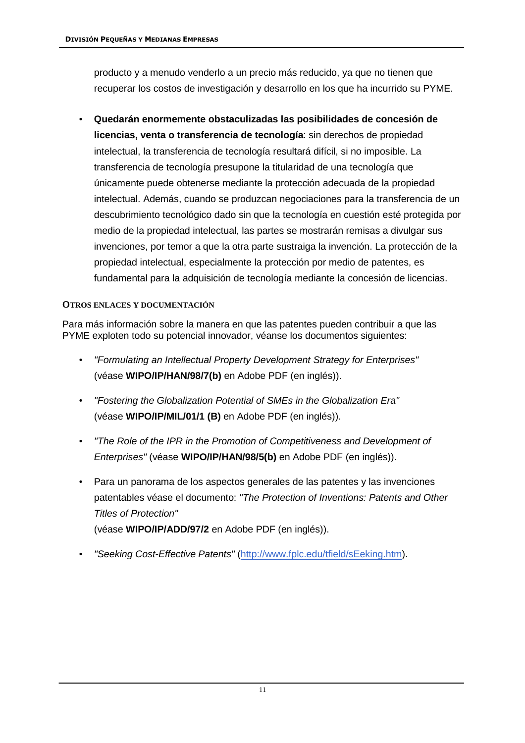producto y a menudo venderlo a un precio más reducido, ya que no tienen que recuperar los costos de investigación y desarrollo en los que ha incurrido su PYME.

- **Quedarán enormemente obstaculizadas las posibilidades de concesión de licencias, venta o transferencia de tecnología**: sin derechos de propiedad intelectual, la transferencia de tecnología resultará difícil, si no imposible. La transferencia de tecnología presupone la titularidad de una tecnología que únicamente puede obtenerse mediante la protección adecuada de la propiedad intelectual. Además, cuando se produzcan negociaciones para la transferencia de un descubrimiento tecnológico dado sin que la tecnología en cuestión esté protegida por medio de la propiedad intelectual, las partes se mostrarán remisas a divulgar sus invenciones, por temor a que la otra parte sustraiga la invención. La protección de la propiedad intelectual, especialmente la protección por medio de patentes, es fundamental para la adquisición de tecnología mediante la concesión de licencias.

#### OTROS ENLACES Y DOCUMENTACIÓN

Para más información sobre la manera en que las patentes pueden contribuir a que las PYME exploten todo su potencial innovador, véanse los documentos siguientes:

- *"Formulating an Intellectual Property Development Strategy for Enterprises"* (véase **WIPO/IP/HAN/98/7(b)** en Adobe PDF (en inglés)).
- *"Fostering the Globalization Potential of SMEs in the Globalization Era"* (véase **WIPO/IP/MIL/01/1 (B)** en Adobe PDF (en inglés)).
- *"The Role of the IPR in the Promotion of Competitiveness and Development of Enterprises"* (véase **WIPO/IP/HAN/98/5(b)** en Adobe PDF (en inglés)).
- Para un panorama de los aspectos generales de las patentes y las invenciones patentables véase el documento: *"The Protection of Inventions: Patents and Other Titles of Protection"* (véase **WIPO/IP/ADD/97/2** en Adobe PDF (en inglés)).
- *"Seeking Cost-Effective Patents"* (http://www.fplc.edu/tfield/sEeking.htm).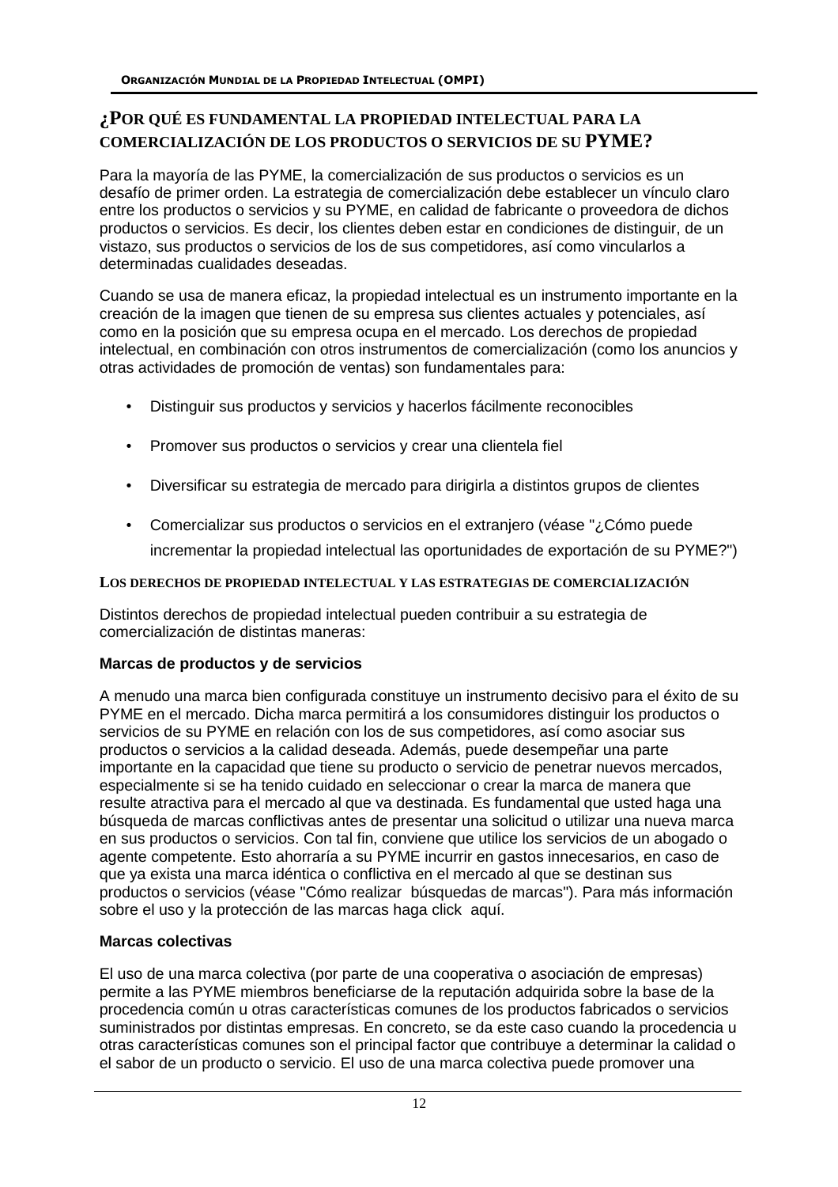## ¿Por qué es fundamental la propiedad intelectual para la comercialización de los productos o servicios de su PYME?

Para la mayoría de las PYME, la comercialización de sus productos o servicios es un desafío de primer orden. La estrategia de comercialización debe establecer un vínculo claro entre los productos o servicios y su PYME, en calidad de fabricante o proveedora de dichos productos o servicios. Es decir, los clientes deben estar en condiciones de distinguir, de un vistazo, sus productos o servicios de los de sus competidores, así como vincularlos a determinadas cualidades deseadas.

Cuando se usa de manera eficaz, la propiedad intelectual es un instrumento importante en la creación de la imagen que tienen de su empresa sus clientes actuales y potenciales, así como en la posición que su empresa ocupa en el mercado. Los derechos de propiedad intelectual, en combinación con otros instrumentos de comercialización (como los anuncios y otras actividades de promoción de ventas) son fundamentales para:

- Distinguir sus productos y servicios y hacerlos fácilmente reconocibles
- Promover sus productos o servicios y crear una clientela fiel
- Diversificar su estrategia de mercado para dirigirla a distintos grupos de clientes
- Comercializar sus productos o servicios en el extranjero (véase "¿Cómo puede incrementar la propiedad intelectual las oportunidades de exportación de su PYME?")

### Los derechos de propiedad intelectual y las estrategias de comercialización

Distintos derechos de propiedad intelectual pueden contribuir a su estrategia de comercialización de distintas maneras:

**Marcas de productos y de servicios**

A menudo una marca bien configurada constituye un instrumento decisivo para el éxito de su PYME en el mercado. Dicha marca permitirá a los consumidores distinguir los productos o servicios de su PYME en relación con los de sus competidores, así como asociar sus productos o servicios a la calidad deseada. Además, puede desempeñar una parte importante en la capacidad que tiene su producto o servicio de penetrar nuevos mercados, especialmente si se ha tenido cuidado en seleccionar o crear la marca de manera que resulte atractiva para el mercado al que va destinada. Es fundamental que usted haga una búsqueda de marcas conflictivas antes de presentar una solicitud o utilizar una nueva marca en sus productos o servicios. Con tal fin, conviene que utilice los servicios de un abogado o agente competente. Esto ahorraría a su PYME incurrir en gastos innecesarios, en caso de que ya exista una marca idéntica o conflictiva en el mercado al que se destinan sus productos o servicios (véase "Cómo realizar búsquedas de marcas"). Para más información sobre el uso y la protección de las marcas haga click aquí.

**Marcas colectivas**

El uso de una marca colectiva (por parte de una cooperativa o asociación de empresas) permite a las PYME miembros beneficiarse de la reputación adquirida sobre la base de la procedencia común u otras características comunes de los productos fabricados o servicios suministrados por distintas empresas. En concreto, se da este caso cuando la procedencia u otras características comunes son el principal factor que contribuye a determinar la calidad o el sabor de un producto o servicio. El uso de una marca colectiva puede promover una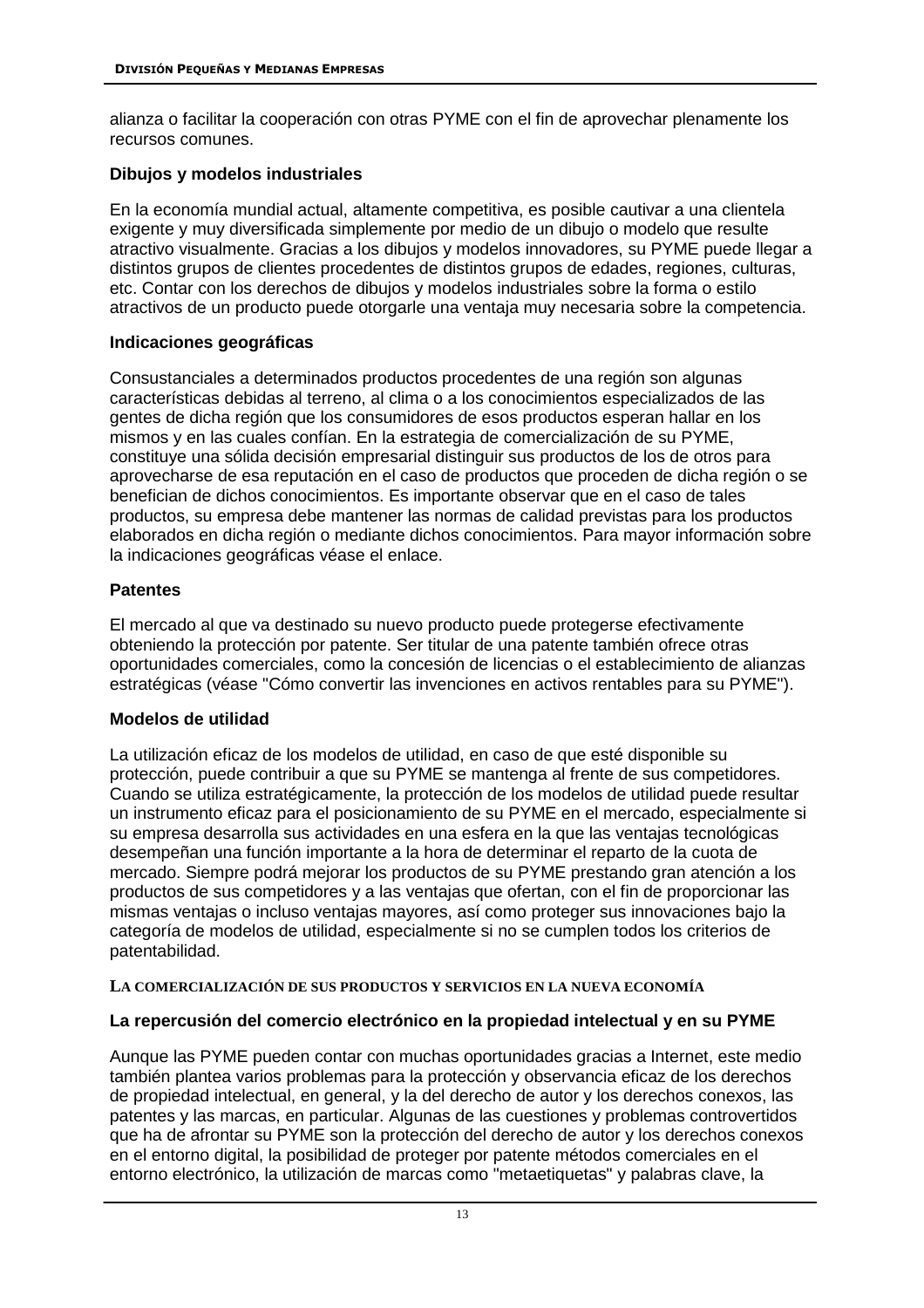alianza o facilitar la cooperación con otras PYME con el fin de aprovechar plenamente los recursos comunes.

**Dibujos y modelos industriales**

En la economía mundial actual, altamente competitiva, es posible cautivar a una clientela exigente y muy diversificada simplemente por medio de un dibujo o modelo que resulte atractivo visualmente. Gracias a los dibujos y modelos innovadores, su PYME puede llegar a distintos grupos de clientes procedentes de distintos grupos de edades, regiones, culturas, etc. Contar con los derechos de dibujos y modelos industriales sobre la forma o estilo atractivos de un producto puede otorgarle una ventaja muy necesaria sobre la competencia.

**Indicaciones geográficas**

Consustanciales a determinados productos procedentes de una región son algunas características debidas al terreno, al clima o a los conocimientos especializados de las gentes de dicha región que los consumidores de esos productos esperan hallar en los mismos y en las cuales confían. En la estrategia de comercialización de su PYME, constituye una sólida decisión empresarial distinguir sus productos de los de otros para aprovecharse de esa reputación en el caso de productos que proceden de dicha región o se benefician de dichos conocimientos. Es importante observar que en el caso de tales productos, su empresa debe mantener las normas de calidad previstas para los productos elaborados en dicha región o mediante dichos conocimientos. Para mayor información sobre la indicaciones geográficas véase el enlace.

**Patentes**

El mercado al que va destinado su nuevo producto puede protegerse efectivamente obteniendo la protección por patente. Ser titular de una patente también ofrece otras oportunidades comerciales, como la concesión de licencias o el establecimiento de alianzas estratégicas (véase "Cómo convertir las invenciones en activos rentables para su PYME").

**Modelos de utilidad**

La utilización eficaz de los modelos de utilidad, en caso de que esté disponible su protección, puede contribuir a que su PYME se mantenga al frente de sus competidores. Cuando se utiliza estratégicamente, la protección de los modelos de utilidad puede resultar un instrumento eficaz para el posicionamiento de su PYME en el mercado, especialmente si su empresa desarrolla sus actividades en una esfera en la que las ventajas tecnológicas desempeñan una función importante a la hora de determinar el reparto de la cuota de mercado. Siempre podrá mejorar los productos de su PYME prestando gran atención a los productos de sus competidores y a las ventajas que ofertan, con el fin de proporcionar las mismas ventajas o incluso ventajas mayores, así como proteger sus innovaciones bajo la categoría de modelos de utilidad, especialmente si no se cumplen todos los criterios de patentabilidad.

## LA COMERCIALIZACIÓN DE SUS PRODUCTOS Y SERVICIOS EN LA NUEVA ECONOMÍA

**La repercusión del comercio electrónico en la propiedad intelectual y en su PYME**

Aunque las PYME pueden contar con muchas oportunidades gracias a Internet, este medio también plantea varios problemas para la protección y observancia eficaz de los derechos de propiedad intelectual, en general, y la del derecho de autor y los derechos conexos, las patentes y las marcas, en particular. Algunas de las cuestiones y problemas controvertidos que ha de afrontar su PYME son la protección del derecho de autor y los derechos conexos en el entorno digital, la posibilidad de proteger por patente métodos comerciales en el entorno electrónico, la utilización de marcas como "metaetiquetas" y palabras clave, la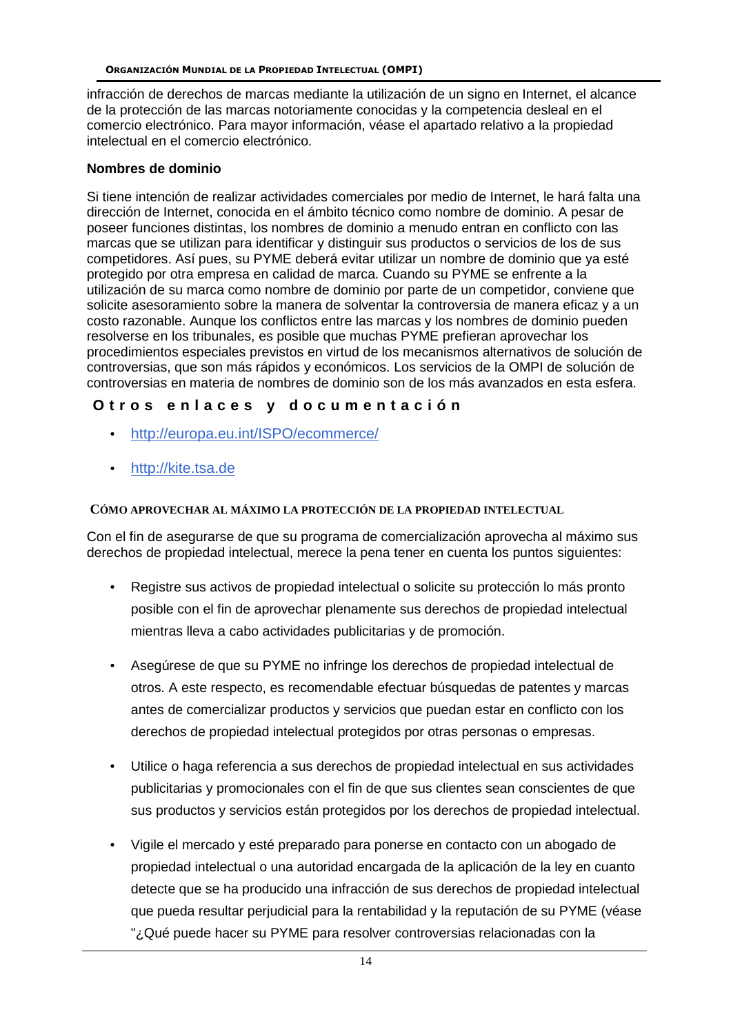infracción de derechos de marcas mediante la utilización de un signo en Internet, el alcance de la protección de las marcas notoriamente conocidas y la competencia desleal en el comercio electrónico. Para mayor información, véase el apartado relativo a la propiedad intelectual en el comercio electrónico.

**Nombres de dominio**

Si tiene intención de realizar actividades comerciales por medio de Internet, le hará falta una dirección de Internet, conocida en el ámbito técnico como nombre de dominio. A pesar de poseer funciones distintas, los nombres de dominio a menudo entran en conflicto con las marcas que se utilizan para identificar y distinguir sus productos o servicios de los de sus competidores. Así pues, su PYME deberá evitar utilizar un nombre de dominio que ya esté protegido por otra empresa en calidad de marca. Cuando su PYME se enfrente a la utilización de su marca como nombre de dominio por parte de un competidor, conviene que solicite asesoramiento sobre la manera de solventar la controversia de manera eficaz y a un costo razonable. Aunque los conflictos entre las marcas y los nombres de dominio pueden resolverse en los tribunales, es posible que muchas PYME prefieran aprovechar los procedimientos especiales previstos en virtud de los mecanismos alternativos de solución de controversias, que son más rápidos y económicos. Los servicios de la OMPI de solución de controversias en materia de nombres de dominio son de los más avanzados en esta esfera.

## Otros enlaces y documentación

- http://europa.eu.int/ISPO/ecommerce/
- http://kite.tsa.de

### CÓMO APROVECHAR AL MÁXIMO LA PROTECCIÓN DE LA PROPIEDAD INTELECTUAL

Con el fin de asegurarse de que su programa de comercialización aprovecha al máximo sus derechos de propiedad intelectual, merece la pena tener en cuenta los puntos siguientes:

- Registre sus activos de propiedad intelectual o solicite su protección lo más pronto posible con el fin de aprovechar plenamente sus derechos de propiedad intelectual mientras lleva a cabo actividades publicitarias y de promoción.
- Asegúrese de que su PYME no infringe los derechos de propiedad intelectual de otros. A este respecto, es recomendable efectuar búsquedas de patentes y marcas antes de comercializar productos y servicios que puedan estar en conflicto con los derechos de propiedad intelectual protegidos por otras personas o empresas.
- Utilice o haga referencia a sus derechos de propiedad intelectual en sus actividades publicitarias y promocionales con el fin de que sus clientes sean conscientes de que sus productos y servicios están protegidos por los derechos de propiedad intelectual.
- Vigile el mercado y esté preparado para ponerse en contacto con un abogado de propiedad intelectual o una autoridad encargada de la aplicación de la ley en cuanto detecte que se ha producido una infracción de sus derechos de propiedad intelectual que pueda resultar perjudicial para la rentabilidad y la reputación de su PYME (véase "¿Qué puede hacer su PYME para resolver controversias relacionadas con la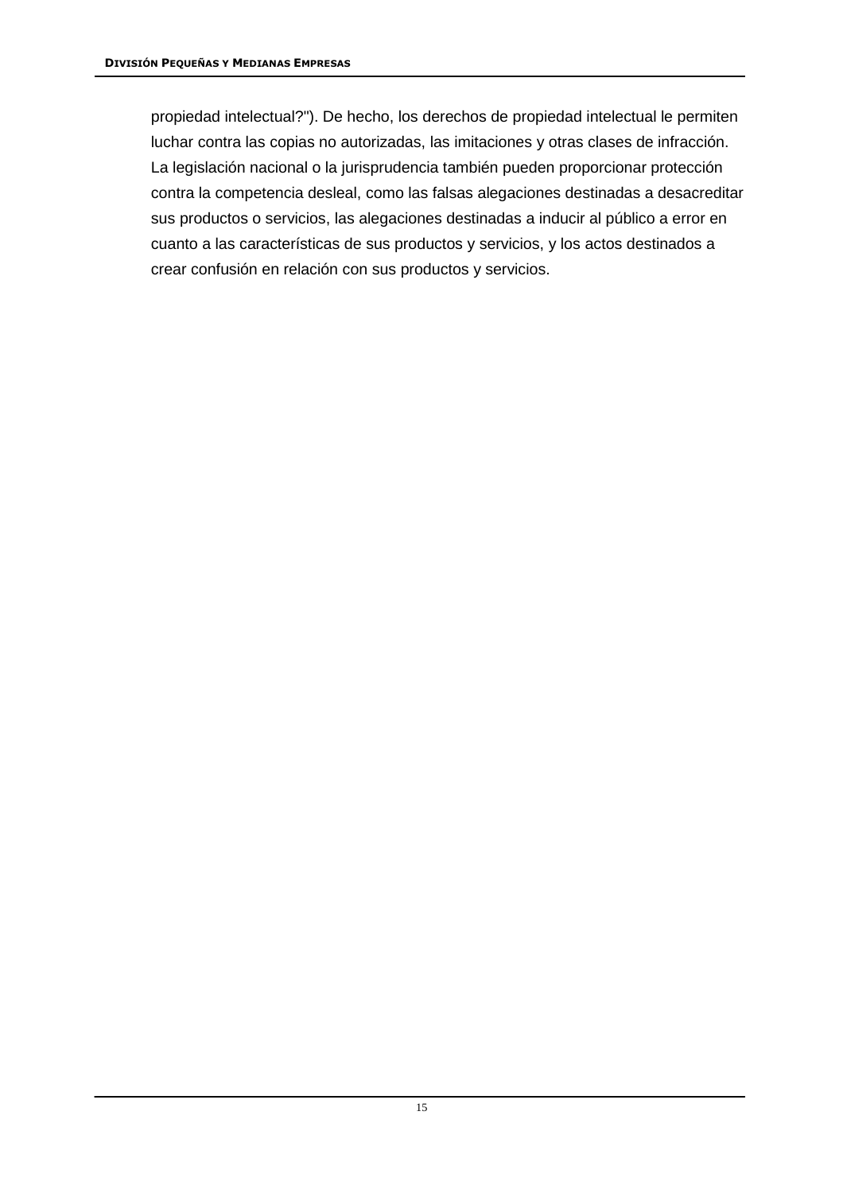propiedad intelectual?"). De hecho, los derechos de propiedad intelectual le permiten luchar contra las copias no autorizadas, las imitaciones y otras clases de infracción. La legislación nacional o la jurisprudencia también pueden proporcionar protección contra la competencia desleal, como las falsas alegaciones destinadas a desacreditar sus productos o servicios, las alegaciones destinadas a inducir al público a error en cuanto a las características de sus productos y servicios, y los actos destinados a crear confusión en relación con sus productos y servicios.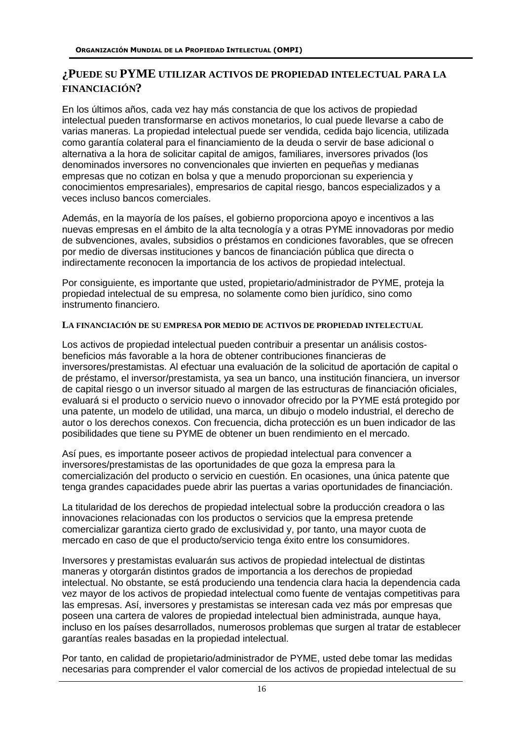## ¿PUEDE SU PYME UTILIZAR ACTIVOS DE PROPIEDAD INTELECTUAL PARA LA FINANCIACIÓN?

En los últimos años, cada vez hay más constancia de que los activos de propiedad intelectual pueden transformarse en activos monetarios, lo cual puede llevarse a cabo de varias maneras. La propiedad intelectual puede ser vendida, cedida bajo licencia, utilizada como garantía colateral para el financiamiento de la deuda o servir de base adicional o alternativa a la hora de solicitar capital de amigos, familiares, inversores privados (los denominados inversores no convencionales que invierten en pequeñas y medianas empresas que no cotizan en bolsa y que a menudo proporcionan su experiencia y conocimientos empresariales), empresarios de capital riesgo, bancos especializados y a veces incluso bancos comerciales.

Además, en la mayoría de los países, el gobierno proporciona apoyo e incentivos a las nuevas empresas en el ámbito de la alta tecnología y a otras PYME innovadoras por medio de subvenciones, avales, subsidios o préstamos en condiciones favorables, que se ofrecen por medio de diversas instituciones y bancos de financiación pública que directa o indirectamente reconocen la importancia de los activos de propiedad intelectual.

Por consiguiente, es importante que usted, propietario/administrador de PYME, proteja la propiedad intelectual de su empresa, no solamente como bien jurídico, sino como instrumento financiero.

### LA FINANCIACIÓN DE SU EMPRESA POR MEDIO DE ACTIVOS DE PROPIEDAD INTELECTUAL

Los activos de propiedad intelectual pueden contribuir a presentar un análisis costos-beneficios más favorable a la hora de obtener contribuciones financieras de inversores/prestamistas. Al efectuar una evaluación de la solicitud de aportación de capital o de préstamo, el inversor/prestamista, ya sea un banco, una institución financiera, un inversor de capital riesgo o un inversor situado al margen de las estructuras de financiación oficiales, evaluará si el producto o servicio nuevo o innovador ofrecido por la PYME está protegido por una patente, un modelo de utilidad, una marca, un dibujo o modelo industrial, el derecho de autor o los derechos conexos. Con frecuencia, dicha protección es un buen indicador de las posibilidades que tiene su PYME de obtener un buen rendimiento en el mercado.

Así pues, es importante poseer activos de propiedad intelectual para convencer a inversores/prestamistas de las oportunidades de que goza la empresa para la comercialización del producto o servicio en cuestión. En ocasiones, una única patente que tenga grandes capacidades puede abrir las puertas a varias oportunidades de financiación.

La titularidad de los derechos de propiedad intelectual sobre la producción creadora o las innovaciones relacionadas con los productos o servicios que la empresa pretende comercializar garantiza cierto grado de exclusividad y, por tanto, una mayor cuota de mercado en caso de que el producto/servicio tenga éxito entre los consumidores.

Inversores y prestamistas evaluarán sus activos de propiedad intelectual de distintas maneras y otorgarán distintos grados de importancia a los derechos de propiedad intelectual. No obstante, se está produciendo una tendencia clara hacia la dependencia cada vez mayor de los activos de propiedad intelectual como fuente de ventajas competitivas para las empresas. Así, inversores y prestamistas se interesan cada vez más por empresas que poseen una cartera de valores de propiedad intelectual bien administrada, aunque haya, incluso en los países desarrollados, numerosos problemas que surgen al tratar de establecer garantías reales basadas en la propiedad intelectual.

Por tanto, en calidad de propietario/administrador de PYME, usted debe tomar las medidas necesarias para comprender el valor comercial de los activos de propiedad intelectual de su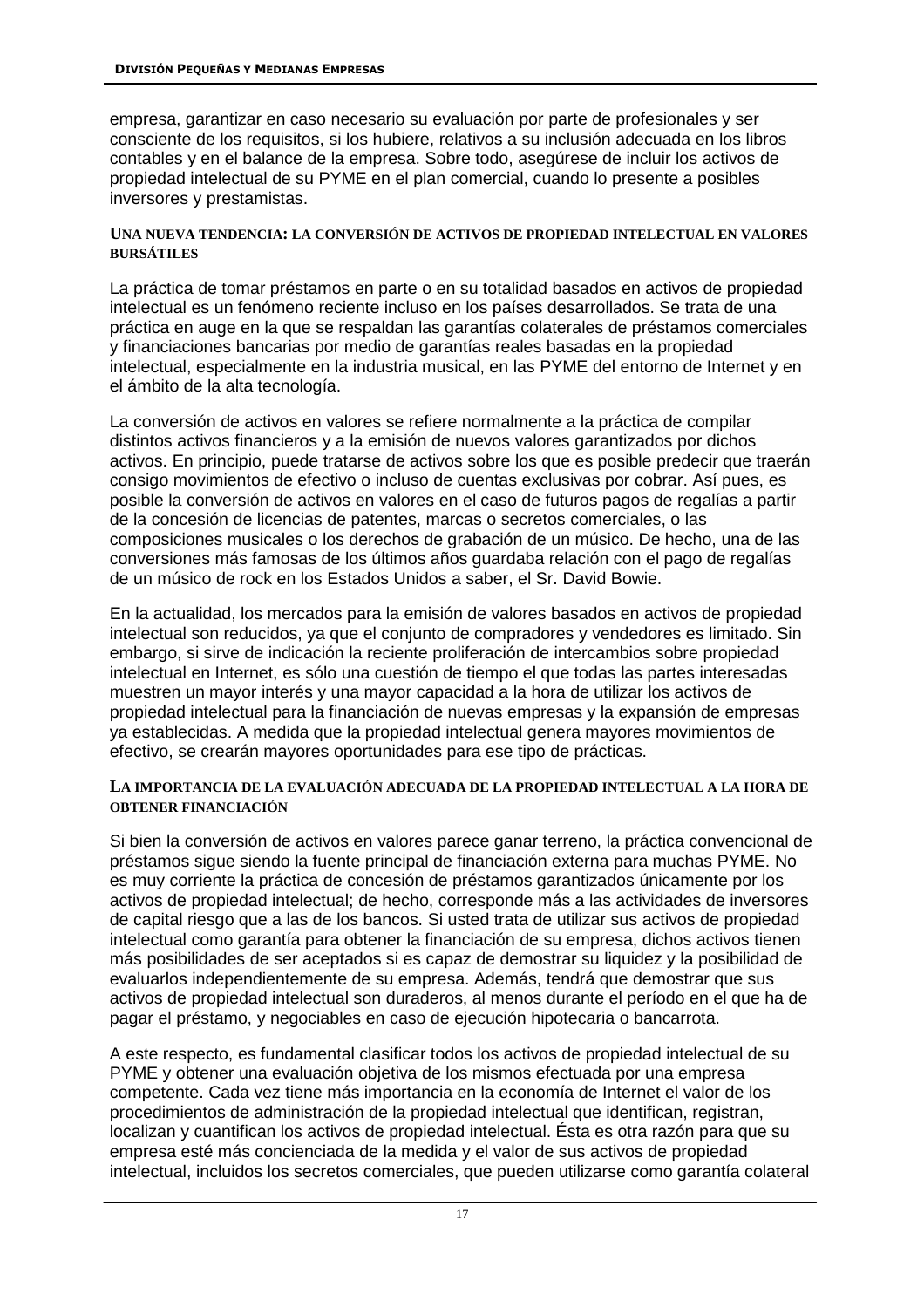empresa, garantizar en caso necesario su evaluación por parte de profesionales y ser consciente de los requisitos, si los hubiere, relativos a su inclusión adecuada en los libros contables y en el balance de la empresa. Sobre todo, asegúrese de incluir los activos de propiedad intelectual de su PYME en el plan comercial, cuando lo presente a posibles inversores y prestamistas.

### Una nueva tendencia: la conversión de activos de propiedad intelectual en valores bursátiles

La práctica de tomar préstamos en parte o en su totalidad basados en activos de propiedad intelectual es un fenómeno reciente incluso en los países desarrollados. Se trata de una práctica en auge en la que se respaldan las garantías colaterales de préstamos comerciales y financiaciones bancarias por medio de garantías reales basadas en la propiedad intelectual, especialmente en la industria musical, en las PYME del entorno de Internet y en el ámbito de la alta tecnología.

La conversión de activos en valores se refiere normalmente a la práctica de compilar distintos activos financieros y a la emisión de nuevos valores garantizados por dichos activos. En principio, puede tratarse de activos sobre los que es posible predecir que traerán consigo movimientos de efectivo o incluso de cuentas exclusivas por cobrar. Así pues, es posible la conversión de activos en valores en el caso de futuros pagos de regalías a partir de la concesión de licencias de patentes, marcas o secretos comerciales, o las composiciones musicales o los derechos de grabación de un músico. De hecho, una de las conversiones más famosas de los últimos años guardaba relación con el pago de regalías de un músico de rock en los Estados Unidos a saber, el Sr. David Bowie.

En la actualidad, los mercados para la emisión de valores basados en activos de propiedad intelectual son reducidos, ya que el conjunto de compradores y vendedores es limitado. Sin embargo, si sirve de indicación la reciente proliferación de intercambios sobre propiedad intelectual en Internet, es sólo una cuestión de tiempo el que todas las partes interesadas muestren un mayor interés y una mayor capacidad a la hora de utilizar los activos de propiedad intelectual para la financiación de nuevas empresas y la expansión de empresas ya establecidas. A medida que la propiedad intelectual genera mayores movimientos de efectivo, se crearán mayores oportunidades para ese tipo de prácticas.

### La importancia de la evaluación adecuada de la propiedad intelectual a la hora de obtener financiación

Si bien la conversión de activos en valores parece ganar terreno, la práctica convencional de préstamos sigue siendo la fuente principal de financiación externa para muchas PYME. No es muy corriente la práctica de concesión de préstamos garantizados únicamente por los activos de propiedad intelectual; de hecho, corresponde más a las actividades de inversores de capital riesgo que a las de los bancos. Si usted trata de utilizar sus activos de propiedad intelectual como garantía para obtener la financiación de su empresa, dichos activos tienen más posibilidades de ser aceptados si es capaz de demostrar su liquidez y la posibilidad de evaluarlos independientemente de su empresa. Además, tendrá que demostrar que sus activos de propiedad intelectual son duraderos, al menos durante el período en el que ha de pagar el préstamo, y negociables en caso de ejecución hipotecaria o bancarrota.

A este respecto, es fundamental clasificar todos los activos de propiedad intelectual de su PYME y obtener una evaluación objetiva de los mismos efectuada por una empresa competente. Cada vez tiene más importancia en la economía de Internet el valor de los procedimientos de administración de la propiedad intelectual que identifican, registran, localizan y cuantifican los activos de propiedad intelectual. Ésta es otra razón para que su empresa esté más concienciada de la medida y el valor de sus activos de propiedad intelectual, incluidos los secretos comerciales, que pueden utilizarse como garantía colateral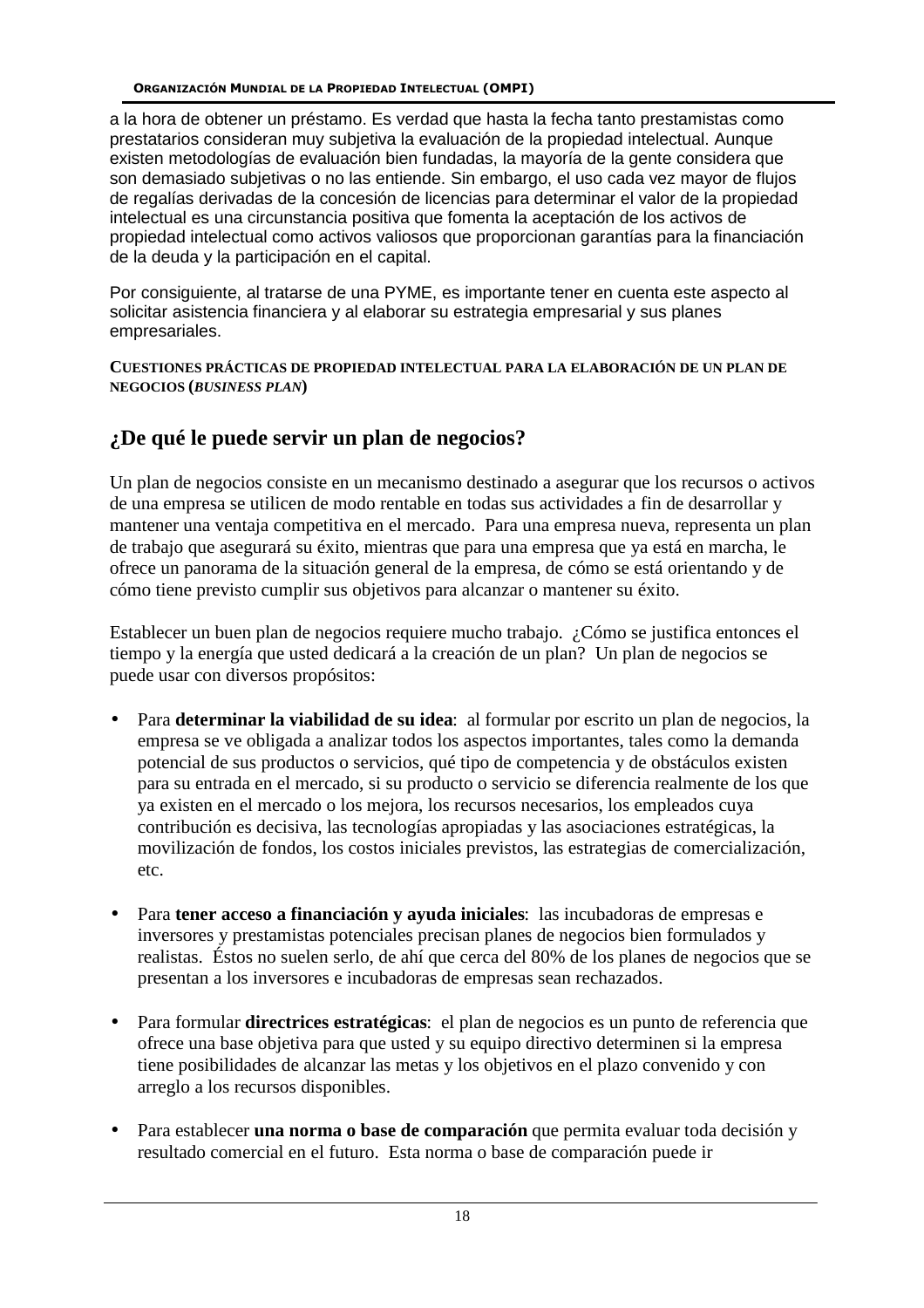a la hora de obtener un préstamo. Es verdad que hasta la fecha tanto prestamistas como prestatarios consideran muy subjetiva la evaluación de la propiedad intelectual. Aunque existen metodologías de evaluación bien fundadas, la mayoría de la gente considera que son demasiado subjetivas o no las entiende. Sin embargo, el uso cada vez mayor de flujos de regalías derivadas de la concesión de licencias para determinar el valor de la propiedad intelectual es una circunstancia positiva que fomenta la aceptación de los activos de propiedad intelectual como activos valiosos que proporcionan garantías para la financiación de la deuda y la participación en el capital.

Por consiguiente, al tratarse de una PYME, es importante tener en cuenta este aspecto al solicitar asistencia financiera y al elaborar su estrategia empresarial y sus planes empresariales.

**CUESTIONES PRÁCTICAS DE PROPIEDAD INTELECTUAL PARA LA ELABORACIÓN DE UN PLAN DE NEGOCIOS (*BUSINESS PLAN*)**

## ¿De qué le puede servir un plan de negocios?

Un plan de negocios consiste en un mecanismo destinado a asegurar que los recursos o activos de una empresa se utilicen de modo rentable en todas sus actividades a fin de desarrollar y mantener una ventaja competitiva en el mercado. Para una empresa nueva, representa un plan de trabajo que asegurará su éxito, mientras que para una empresa que ya está en marcha, le ofrece un panorama de la situación general de la empresa, de cómo se está orientando y de cómo tiene previsto cumplir sus objetivos para alcanzar o mantener su éxito.

Establecer un buen plan de negocios requiere mucho trabajo. ¿Cómo se justifica entonces el tiempo y la energía que usted dedicará a la creación de un plan? Un plan de negocios se puede usar con diversos propósitos:

- Para **determinar la viabilidad de su idea**: al formular por escrito un plan de negocios, la empresa se ve obligada a analizar todos los aspectos importantes, tales como la demanda potencial de sus productos o servicios, qué tipo de competencia y de obstáculos existen para su entrada en el mercado, si su producto o servicio se diferencia realmente de los que ya existen en el mercado o los mejora, los recursos necesarios, los empleados cuya contribución es decisiva, las tecnologías apropiadas y las asociaciones estratégicas, la movilización de fondos, los costos iniciales previstos, las estrategias de comercialización, etc.

- Para **tener acceso a financiación y ayuda iniciales**: las incubadoras de empresas e inversores y prestamistas potenciales precisan planes de negocios bien formulados y realistas. Éstos no suelen serlo, de ahí que cerca del 80% de los planes de negocios que se presentan a los inversores e incubadoras de empresas sean rechazados.

- Para formular **directrices estratégicas**: el plan de negocios es un punto de referencia que ofrece una base objetiva para que usted y su equipo directivo determinen si la empresa tiene posibilidades de alcanzar las metas y los objetivos en el plazo convenido y con arreglo a los recursos disponibles.

- Para establecer **una norma o base de comparación** que permita evaluar toda decisión y resultado comercial en el futuro. Esta norma o base de comparación puede ir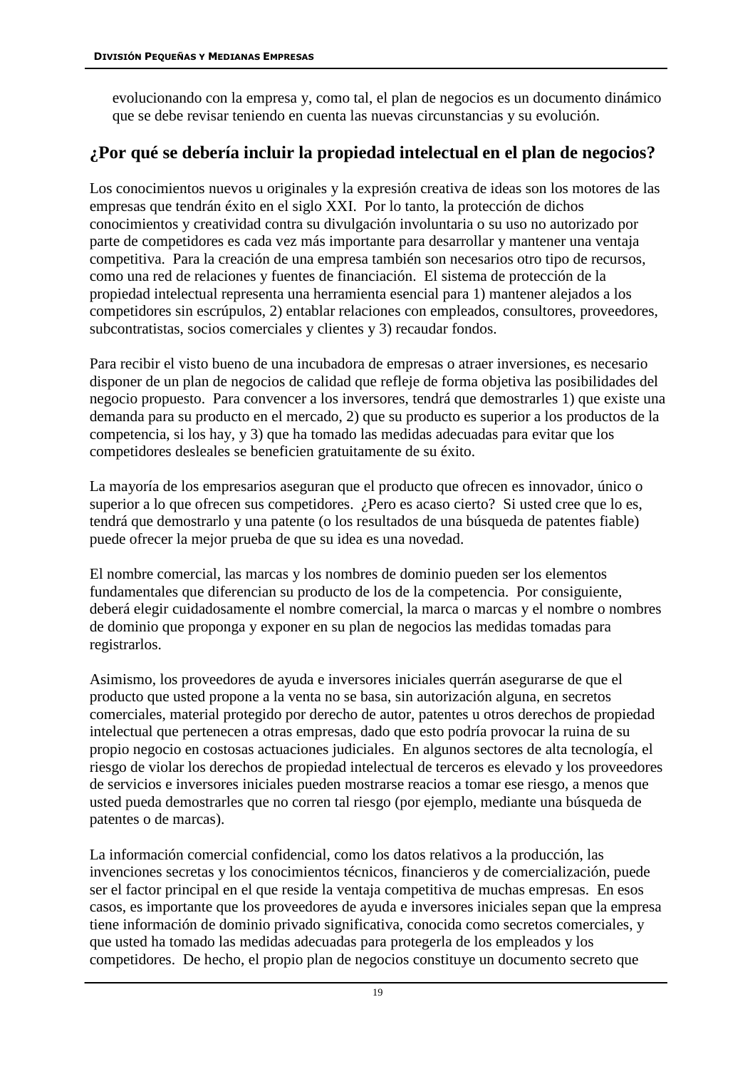evolucionando con la empresa y, como tal, el plan de negocios es un documento dinámico que se debe revisar teniendo en cuenta las nuevas circunstancias y su evolución.

## ¿Por qué se debería incluir la propiedad intelectual en el plan de negocios?

Los conocimientos nuevos u originales y la expresión creativa de ideas son los motores de las empresas que tendrán éxito en el siglo XXI. Por lo tanto, la protección de dichos conocimientos y creatividad contra su divulgación involuntaria o su uso no autorizado por parte de competidores es cada vez más importante para desarrollar y mantener una ventaja competitiva. Para la creación de una empresa también son necesarios otro tipo de recursos, como una red de relaciones y fuentes de financiación. El sistema de protección de la propiedad intelectual representa una herramienta esencial para 1) mantener alejados a los competidores sin escrúpulos, 2) entablar relaciones con empleados, consultores, proveedores, subcontratistas, socios comerciales y clientes y 3) recaudar fondos.

Para recibir el visto bueno de una incubadora de empresas o atraer inversiones, es necesario disponer de un plan de negocios de calidad que refleje de forma objetiva las posibilidades del negocio propuesto. Para convencer a los inversores, tendrá que demostrarles 1) que existe una demanda para su producto en el mercado, 2) que su producto es superior a los productos de la competencia, si los hay, y 3) que ha tomado las medidas adecuadas para evitar que los competidores desleales se beneficien gratuitamente de su éxito.

La mayoría de los empresarios aseguran que el producto que ofrecen es innovador, único o superior a lo que ofrecen sus competidores. ¿Pero es acaso cierto? Si usted cree que lo es, tendrá que demostrarlo y una patente (o los resultados de una búsqueda de patentes fiable) puede ofrecer la mejor prueba de que su idea es una novedad.

El nombre comercial, las marcas y los nombres de dominio pueden ser los elementos fundamentales que diferencian su producto de los de la competencia. Por consiguiente, deberá elegir cuidadosamente el nombre comercial, la marca o marcas y el nombre o nombres de dominio que proponga y exponer en su plan de negocios las medidas tomadas para registrarlos.

Asimismo, los proveedores de ayuda e inversores iniciales querrán asegurarse de que el producto que usted propone a la venta no se basa, sin autorización alguna, en secretos comerciales, material protegido por derecho de autor, patentes u otros derechos de propiedad intelectual que pertenecen a otras empresas, dado que esto podría provocar la ruina de su propio negocio en costosas actuaciones judiciales. En algunos sectores de alta tecnología, el riesgo de violar los derechos de propiedad intelectual de terceros es elevado y los proveedores de servicios e inversores iniciales pueden mostrarse reacios a tomar ese riesgo, a menos que usted pueda demostrarles que no corren tal riesgo (por ejemplo, mediante una búsqueda de patentes o de marcas).

La información comercial confidencial, como los datos relativos a la producción, las invenciones secretas y los conocimientos técnicos, financieros y de comercialización, puede ser el factor principal en el que reside la ventaja competitiva de muchas empresas. En esos casos, es importante que los proveedores de ayuda e inversores iniciales sepan que la empresa tiene información de dominio privado significativa, conocida como secretos comerciales, y que usted ha tomado las medidas adecuadas para protegerla de los empleados y los competidores. De hecho, el propio plan de negocios constituye un documento secreto que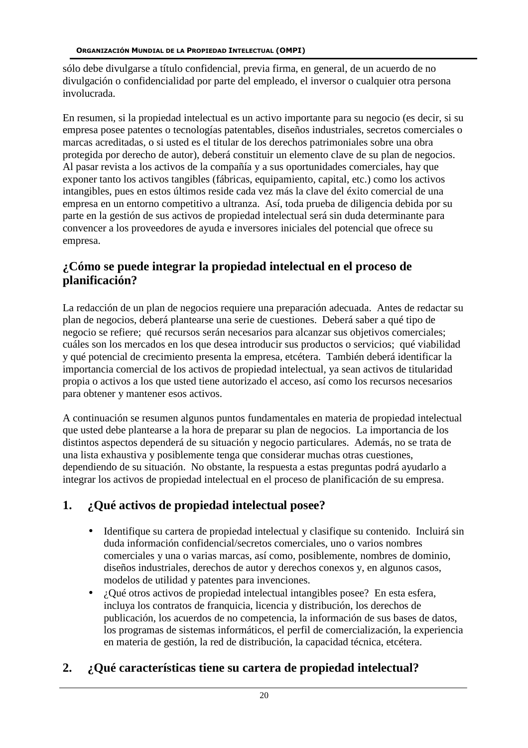sólo debe divulgarse a título confidencial, previa firma, en general, de un acuerdo de no divulgación o confidencialidad por parte del empleado, el inversor o cualquier otra persona involucrada.

En resumen, si la propiedad intelectual es un activo importante para su negocio (es decir, si su empresa posee patentes o tecnologías patentables, diseños industriales, secretos comerciales o marcas acreditadas, o si usted es el titular de los derechos patrimoniales sobre una obra protegida por derecho de autor), deberá constituir un elemento clave de su plan de negocios. Al pasar revista a los activos de la compañía y a sus oportunidades comerciales, hay que exponer tanto los activos tangibles (fábricas, equipamiento, capital, etc.) como los activos intangibles, pues en estos últimos reside cada vez más la clave del éxito comercial de una empresa en un entorno competitivo a ultranza. Así, toda prueba de diligencia debida por su parte en la gestión de sus activos de propiedad intelectual será sin duda determinante para convencer a los proveedores de ayuda e inversores iniciales del potencial que ofrece su empresa.

## ¿Cómo se puede integrar la propiedad intelectual en el proceso de planificación?

La redacción de un plan de negocios requiere una preparación adecuada. Antes de redactar su plan de negocios, deberá plantearse una serie de cuestiones. Deberá saber a qué tipo de negocio se refiere; qué recursos serán necesarios para alcanzar sus objetivos comerciales; cuáles son los mercados en los que desea introducir sus productos o servicios; qué viabilidad y qué potencial de crecimiento presenta la empresa, etcétera. También deberá identificar la importancia comercial de los activos de propiedad intelectual, ya sean activos de titularidad propia o activos a los que usted tiene autorizado el acceso, así como los recursos necesarios para obtener y mantener esos activos.

A continuación se resumen algunos puntos fundamentales en materia de propiedad intelectual que usted debe plantearse a la hora de preparar su plan de negocios. La importancia de los distintos aspectos dependerá de su situación y negocio particulares. Además, no se trata de una lista exhaustiva y posiblemente tenga que considerar muchas otras cuestiones, dependiendo de su situación. No obstante, la respuesta a estas preguntas podrá ayudarlo a integrar los activos de propiedad intelectual en el proceso de planificación de su empresa.

### 1. ¿Qué activos de propiedad intelectual posee?

- Identifique su cartera de propiedad intelectual y clasifique su contenido. Incluirá sin duda información confidencial/secretos comerciales, uno o varios nombres comerciales y una o varias marcas, así como, posiblemente, nombres de dominio, diseños industriales, derechos de autor y derechos conexos y, en algunos casos, modelos de utilidad y patentes para invenciones.
- ¿Qué otros activos de propiedad intelectual intangibles posee? En esta esfera, incluya los contratos de franquicia, licencia y distribución, los derechos de publicación, los acuerdos de no competencia, la información de sus bases de datos, los programas de sistemas informáticos, el perfil de comercialización, la experiencia en materia de gestión, la red de distribución, la capacidad técnica, etcétera.

### 2. ¿Qué características tiene su cartera de propiedad intelectual?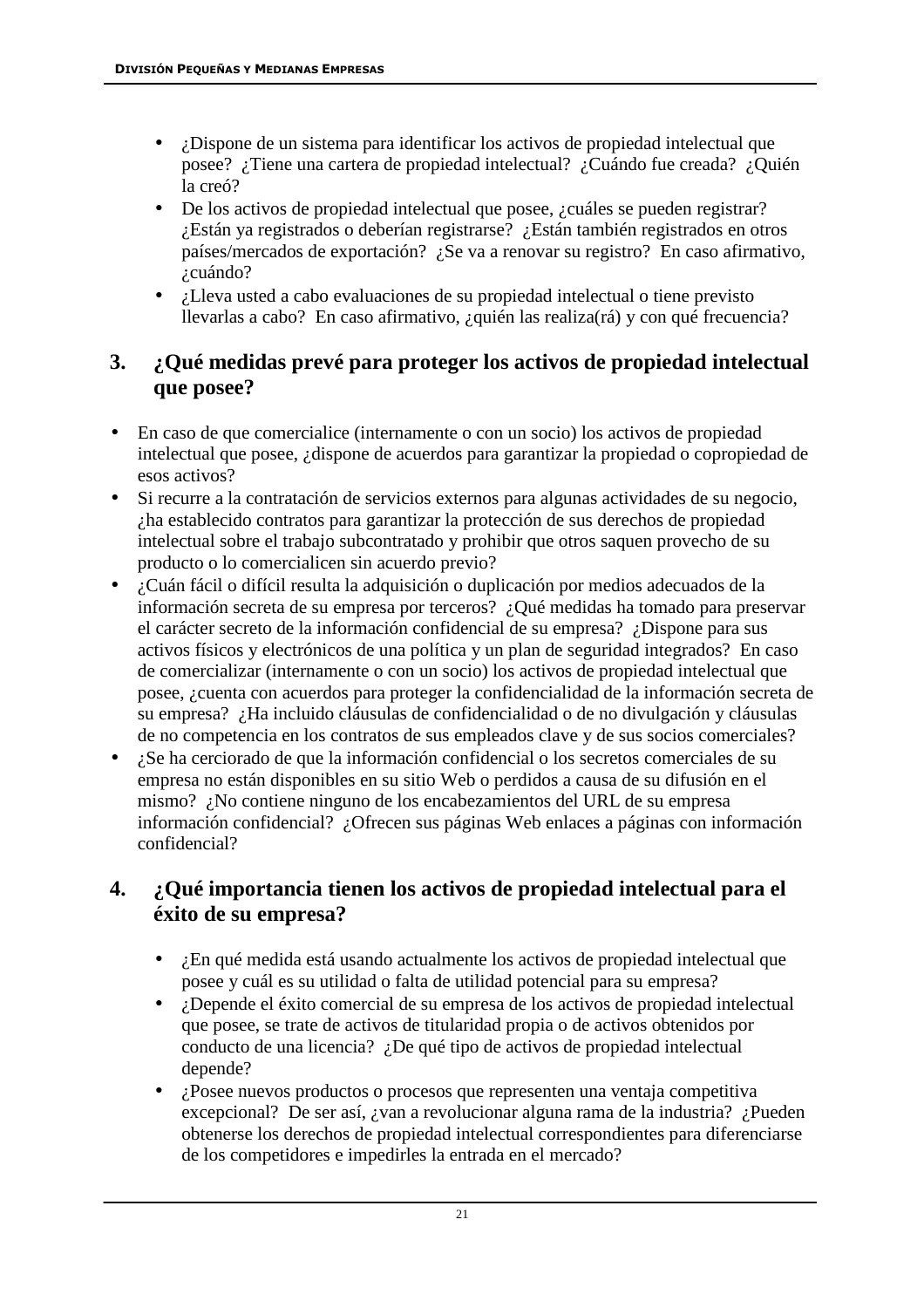- ¿Dispone de un sistema para identificar los activos de propiedad intelectual que posee? ¿Tiene una cartera de propiedad intelectual? ¿Cuándo fue creada? ¿Quién la creó?
- De los activos de propiedad intelectual que posee, ¿cuáles se pueden registrar? ¿Están ya registrados o deberían registrarse? ¿Están también registrados en otros países/mercados de exportación? ¿Se va a renovar su registro? En caso afirmativo, ¿cuándo?
- ¿Lleva usted a cabo evaluaciones de su propiedad intelectual o tiene previsto llevarlas a cabo? En caso afirmativo, ¿quién las realiza(rá) y con qué frecuencia?

## 3. ¿Qué medidas prevé para proteger los activos de propiedad intelectual que posee?

- En caso de que comercialice (internamente o con un socio) los activos de propiedad intelectual que posee, ¿dispone de acuerdos para garantizar la propiedad o copropiedad de esos activos?
- Si recurre a la contratación de servicios externos para algunas actividades de su negocio, ¿ha establecido contratos para garantizar la protección de sus derechos de propiedad intelectual sobre el trabajo subcontratado y prohibir que otros saquen provecho de su producto o lo comercialicen sin acuerdo previo?
- ¿Cuán fácil o difícil resulta la adquisición o duplicación por medios adecuados de la información secreta de su empresa por terceros? ¿Qué medidas ha tomado para preservar el carácter secreto de la información confidencial de su empresa? ¿Dispone para sus activos físicos y electrónicos de una política y un plan de seguridad integrados? En caso de comercializar (internamente o con un socio) los activos de propiedad intelectual que posee, ¿cuenta con acuerdos para proteger la confidencialidad de la información secreta de su empresa? ¿Ha incluido cláusulas de confidencialidad o de no divulgación y cláusulas de no competencia en los contratos de sus empleados clave y de sus socios comerciales?
- ¿Se ha cerciorado de que la información confidencial o los secretos comerciales de su empresa no están disponibles en su sitio Web o perdidos a causa de su difusión en el mismo? ¿No contiene ninguno de los encabezamientos del URL de su empresa información confidencial? ¿Ofrecen sus páginas Web enlaces a páginas con información confidencial?

## 4. ¿Qué importancia tienen los activos de propiedad intelectual para el éxito de su empresa?

- ¿En qué medida está usando actualmente los activos de propiedad intelectual que posee y cuál es su utilidad o falta de utilidad potencial para su empresa?
- ¿Depende el éxito comercial de su empresa de los activos de propiedad intelectual que posee, se trate de activos de titularidad propia o de activos obtenidos por conducto de una licencia? ¿De qué tipo de activos de propiedad intelectual depende?
- ¿Posee nuevos productos o procesos que representen una ventaja competitiva excepcional? De ser así, ¿van a revolucionar alguna rama de la industria? ¿Pueden obtenerse los derechos de propiedad intelectual correspondientes para diferenciarse de los competidores e impedirles la entrada en el mercado?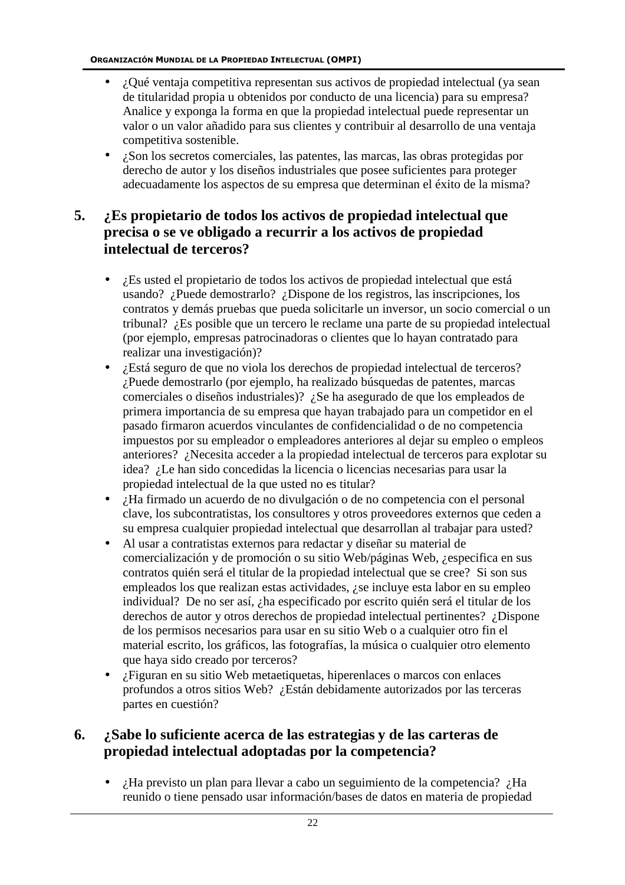- ¿Qué ventaja competitiva representan sus activos de propiedad intelectual (ya sean de titularidad propia u obtenidos por conducto de una licencia) para su empresa? Analice y exponga la forma en que la propiedad intelectual puede representar un valor o un valor añadido para sus clientes y contribuir al desarrollo de una ventaja competitiva sostenible.
- ¿Son los secretos comerciales, las patentes, las marcas, las obras protegidas por derecho de autor y los diseños industriales que posee suficientes para proteger adecuadamente los aspectos de su empresa que determinan el éxito de la misma?

## 5. ¿Es propietario de todos los activos de propiedad intelectual que precisa o se ve obligado a recurrir a los activos de propiedad intelectual de terceros?

- ¿Es usted el propietario de todos los activos de propiedad intelectual que está usando? ¿Puede demostrarlo? ¿Dispone de los registros, las inscripciones, los contratos y demás pruebas que pueda solicitarle un inversor, un socio comercial o un tribunal? ¿Es posible que un tercero le reclame una parte de su propiedad intelectual (por ejemplo, empresas patrocinadoras o clientes que lo hayan contratado para realizar una investigación)?
- ¿Está seguro de que no viola los derechos de propiedad intelectual de terceros? ¿Puede demostrarlo (por ejemplo, ha realizado búsquedas de patentes, marcas comerciales o diseños industriales)? ¿Se ha asegurado de que los empleados de primera importancia de su empresa que hayan trabajado para un competidor en el pasado firmaron acuerdos vinculantes de confidencialidad o de no competencia impuestos por su empleador o empleadores anteriores al dejar su empleo o empleos anteriores? ¿Necesita acceder a la propiedad intelectual de terceros para explotar su idea? ¿Le han sido concedidas la licencia o licencias necesarias para usar la propiedad intelectual de la que usted no es titular?
- ¿Ha firmado un acuerdo de no divulgación o de no competencia con el personal clave, los subcontratistas, los consultores y otros proveedores externos que ceden a su empresa cualquier propiedad intelectual que desarrollan al trabajar para usted?
- Al usar a contratistas externos para redactar y diseñar su material de comercialización y de promoción o su sitio Web/páginas Web, ¿especifica en sus contratos quién será el titular de la propiedad intelectual que se cree? Si son sus empleados los que realizan estas actividades, ¿se incluye esta labor en su empleo individual? De no ser así, ¿ha especificado por escrito quién será el titular de los derechos de autor y otros derechos de propiedad intelectual pertinentes? ¿Dispone de los permisos necesarios para usar en su sitio Web o a cualquier otro fin el material escrito, los gráficos, las fotografías, la música o cualquier otro elemento que haya sido creado por terceros?
- ¿Figuran en su sitio Web metaetiquetas, hiperenlaces o marcos con enlaces profundos a otros sitios Web? ¿Están debidamente autorizados por las terceras partes en cuestión?

## 6. ¿Sabe lo suficiente acerca de las estrategias y de las carteras de propiedad intelectual adoptadas por la competencia?

- ¿Ha previsto un plan para llevar a cabo un seguimiento de la competencia? ¿Ha reunido o tiene pensado usar información/bases de datos en materia de propiedad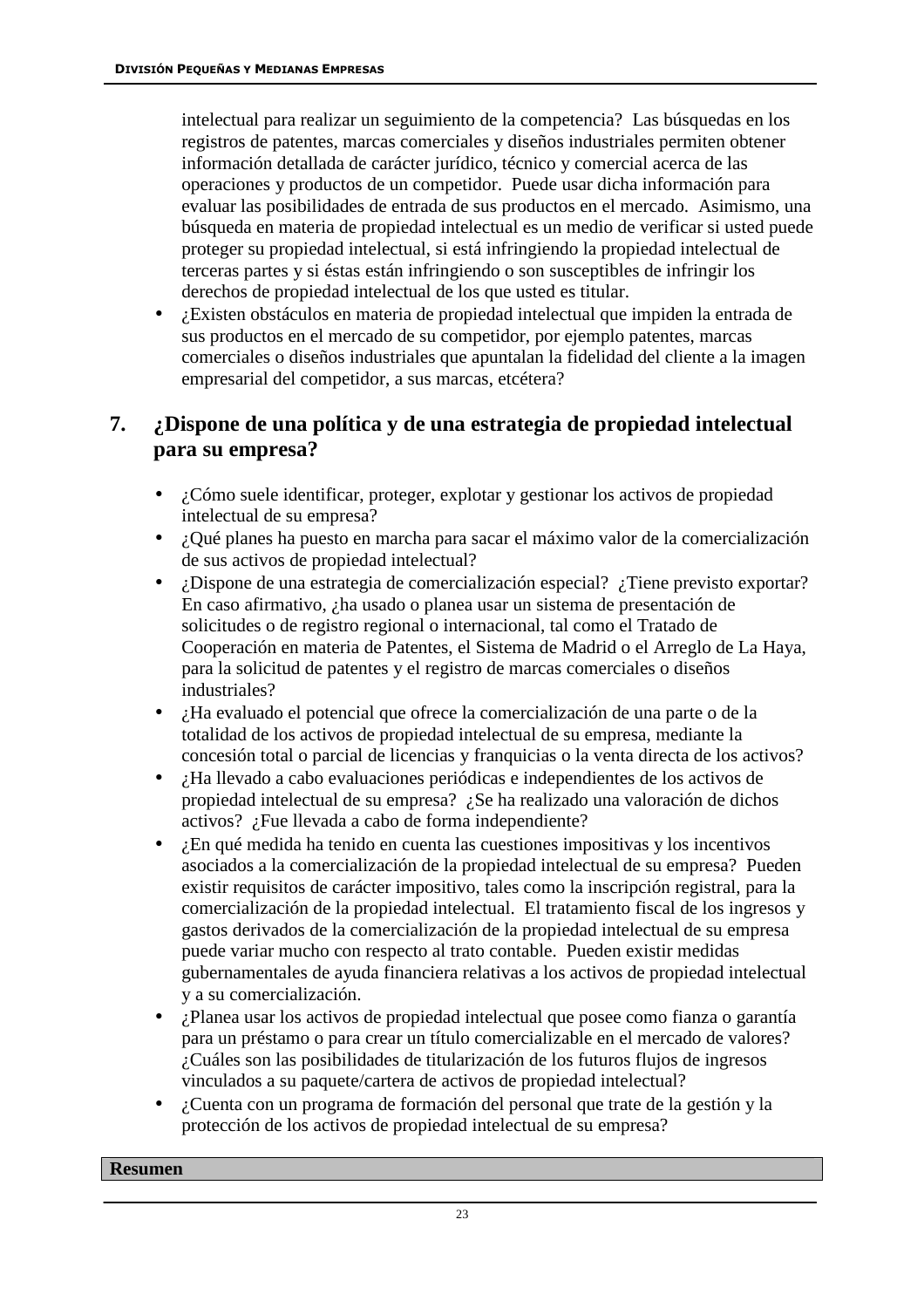intelectual para realizar un seguimiento de la competencia? Las búsquedas en los registros de patentes, marcas comerciales y diseños industriales permiten obtener información detallada de carácter jurídico, técnico y comercial acerca de las operaciones y productos de un competidor. Puede usar dicha información para evaluar las posibilidades de entrada de sus productos en el mercado. Asimismo, una búsqueda en materia de propiedad intelectual es un medio de verificar si usted puede proteger su propiedad intelectual, si está infringiendo la propiedad intelectual de terceras partes y si éstas están infringiendo o son susceptibles de infringir los derechos de propiedad intelectual de los que usted es titular.

- ¿Existen obstáculos en materia de propiedad intelectual que impiden la entrada de sus productos en el mercado de su competidor, por ejemplo patentes, marcas comerciales o diseños industriales que apuntalan la fidelidad del cliente a la imagen empresarial del competidor, a sus marcas, etcétera?

## 7. ¿Dispone de una política y de una estrategia de propiedad intelectual para su empresa?

- ¿Cómo suele identificar, proteger, explotar y gestionar los activos de propiedad intelectual de su empresa?
- ¿Qué planes ha puesto en marcha para sacar el máximo valor de la comercialización de sus activos de propiedad intelectual?
- ¿Dispone de una estrategia de comercialización especial? ¿Tiene previsto exportar? En caso afirmativo, ¿ha usado o planea usar un sistema de presentación de solicitudes o de registro regional o internacional, tal como el Tratado de Cooperación en materia de Patentes, el Sistema de Madrid o el Arreglo de La Haya, para la solicitud de patentes y el registro de marcas comerciales o diseños industriales?
- ¿Ha evaluado el potencial que ofrece la comercialización de una parte o de la totalidad de los activos de propiedad intelectual de su empresa, mediante la concesión total o parcial de licencias y franquicias o la venta directa de los activos?
- ¿Ha llevado a cabo evaluaciones periódicas e independientes de los activos de propiedad intelectual de su empresa? ¿Se ha realizado una valoración de dichos activos? ¿Fue llevada a cabo de forma independiente?
- ¿En qué medida ha tenido en cuenta las cuestiones impositivas y los incentivos asociados a la comercialización de la propiedad intelectual de su empresa? Pueden existir requisitos de carácter impositivo, tales como la inscripción registral, para la comercialización de la propiedad intelectual. El tratamiento fiscal de los ingresos y gastos derivados de la comercialización de la propiedad intelectual de su empresa puede variar mucho con respecto al trato contable. Pueden existir medidas gubernamentales de ayuda financiera relativas a los activos de propiedad intelectual y a su comercialización.
- ¿Planea usar los activos de propiedad intelectual que posee como fianza o garantía para un préstamo o para crear un título comercializable en el mercado de valores? ¿Cuáles son las posibilidades de titularización de los futuros flujos de ingresos vinculados a su paquete/cartera de activos de propiedad intelectual?
- ¿Cuenta con un programa de formación del personal que trate de la gestión y la protección de los activos de propiedad intelectual de su empresa?

**Resumen**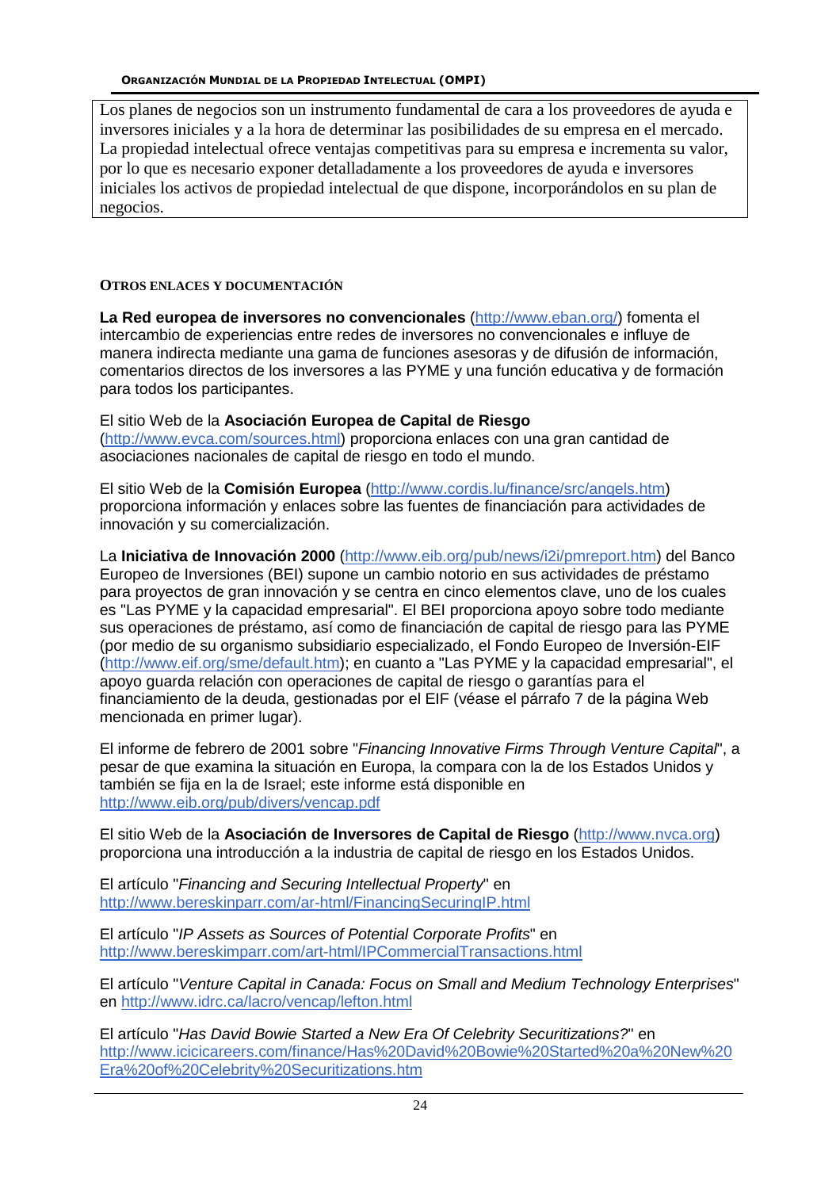Los planes de negocios son un instrumento fundamental de cara a los proveedores de ayuda e inversores iniciales y a la hora de determinar las posibilidades de su empresa en el mercado. La propiedad intelectual ofrece ventajas competitivas para su empresa e incrementa su valor, por lo que es necesario exponer detalladamente a los proveedores de ayuda e inversores iniciales los activos de propiedad intelectual de que dispone, incorporándolos en su plan de negocios.

### OTROS ENLACES Y DOCUMENTACIÓN

**La Red europea de inversores no convencionales** (http://www.eban.org/) fomenta el intercambio de experiencias entre redes de inversores no convencionales e influye de manera indirecta mediante una gama de funciones asesoras y de difusión de información, comentarios directos de los inversores a las PYME y una función educativa y de formación para todos los participantes.

El sitio Web de la **Asociación Europea de Capital de Riesgo** (http://www.evca.com/sources.html) proporciona enlaces con una gran cantidad de asociaciones nacionales de capital de riesgo en todo el mundo.

El sitio Web de la **Comisión Europea** (http://www.cordis.lu/finance/src/angels.htm) proporciona información y enlaces sobre las fuentes de financiación para actividades de innovación y su comercialización.

La **Iniciativa de Innovación 2000** (http://www.eib.org/pub/news/i2i/pmreport.htm) del Banco Europeo de Inversiones (BEI) supone un cambio notorio en sus actividades de préstamo para proyectos de gran innovación y se centra en cinco elementos clave, uno de los cuales es "Las PYME y la capacidad empresarial". El BEI proporciona apoyo sobre todo mediante sus operaciones de préstamo, así como de financiación de capital de riesgo para las PYME (por medio de su organismo subsidiario especializado, el Fondo Europeo de Inversión-EIF (http://www.eif.org/sme/default.htm); en cuanto a "Las PYME y la capacidad empresarial", el apoyo guarda relación con operaciones de capital de riesgo o garantías para el financiamiento de la deuda, gestionadas por el EIF (véase el párrafo 7 de la página Web mencionada en primer lugar).

El informe de febrero de 2001 sobre "*Financing Innovative Firms Through Venture Capital*", a pesar de que examina la situación en Europa, la compara con la de los Estados Unidos y también se fija en la de Israel; este informe está disponible en http://www.eib.org/pub/divers/vencap.pdf

El sitio Web de la **Asociación de Inversores de Capital de Riesgo** (http://www.nvca.org) proporciona una introducción a la industria de capital de riesgo en los Estados Unidos.

El artículo "*Financing and Securing Intellectual Property*" en http://www.bereskinparr.com/ar-html/FinancingSecuringIP.html

El artículo "*IP Assets as Sources of Potential Corporate Profits*" en http://www.bereskimparr.com/art-html/IPCommercialTransactions.html

El artículo "*Venture Capital in Canada: Focus on Small and Medium Technology Enterprises*" en http://www.idrc.ca/lacro/vencap/lefton.html

El artículo "*Has David Bowie Started a New Era Of Celebrity Securitizations?*" en http://www.icicicareers.com/finance/Has%20David%20Bowie%20Started%20a%20New%20Era%20of%20Celebrity%20Securitizations.htm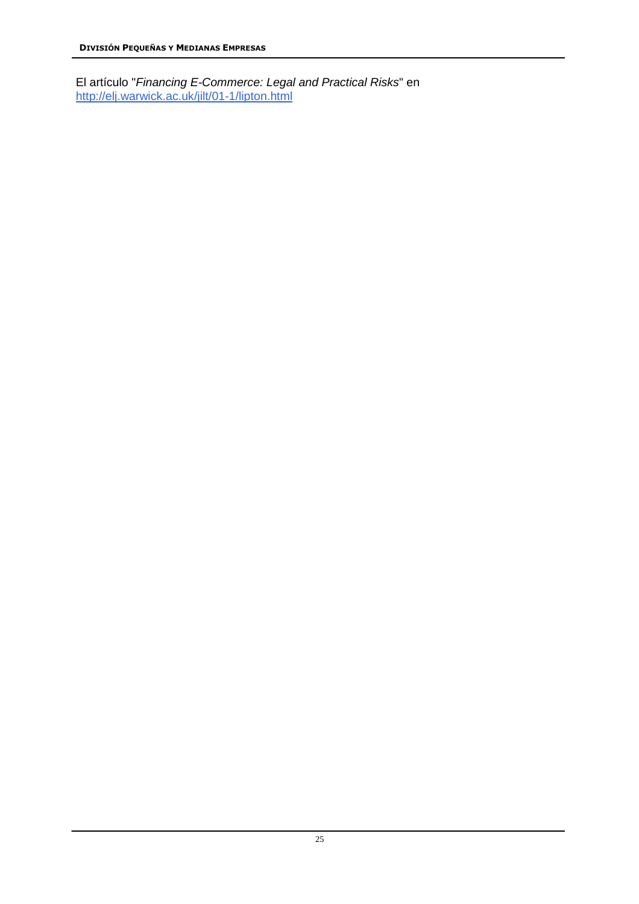El artículo "*Financing E-Commerce: Legal and Practical Risks*" en [http://elj.warwick.ac.uk/jilt/01-1/lipton.html](http://elj.warwick.ac.uk/jilt/01-1/lipton.html)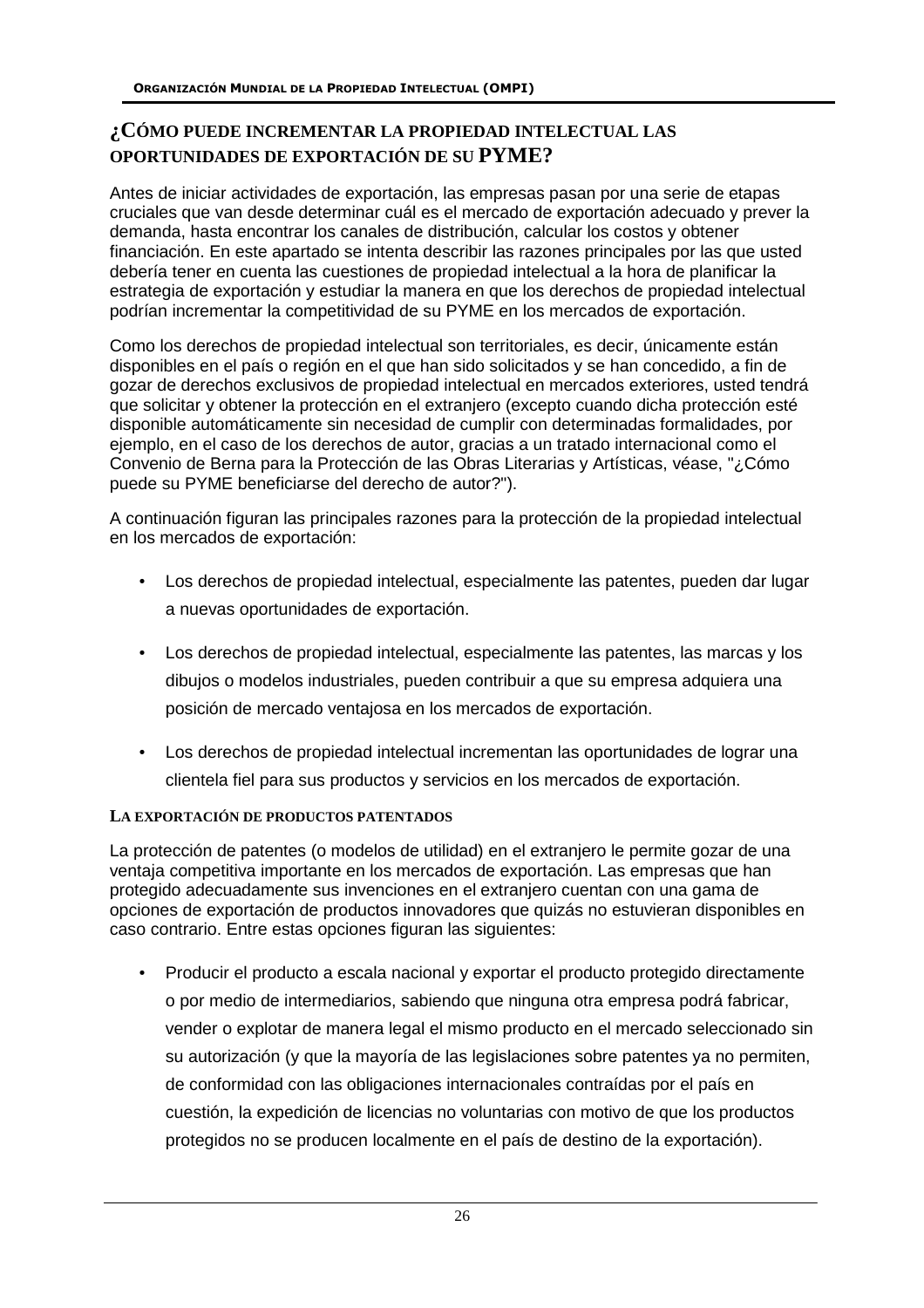## ¿CÓMO PUEDE INCREMENTAR LA PROPIEDAD INTELECTUAL LAS OPORTUNIDADES DE EXPORTACIÓN DE SU PYME?

Antes de iniciar actividades de exportación, las empresas pasan por una serie de etapas cruciales que van desde determinar cuál es el mercado de exportación adecuado y prever la demanda, hasta encontrar los canales de distribución, calcular los costos y obtener financiación. En este apartado se intenta describir las razones principales por las que usted debería tener en cuenta las cuestiones de propiedad intelectual a la hora de planificar la estrategia de exportación y estudiar la manera en que los derechos de propiedad intelectual podrían incrementar la competitividad de su PYME en los mercados de exportación.

Como los derechos de propiedad intelectual son territoriales, es decir, únicamente están disponibles en el país o región en el que han sido solicitados y se han concedido, a fin de gozar de derechos exclusivos de propiedad intelectual en mercados exteriores, usted tendrá que solicitar y obtener la protección en el extranjero (excepto cuando dicha protección esté disponible automáticamente sin necesidad de cumplir con determinadas formalidades, por ejemplo, en el caso de los derechos de autor, gracias a un tratado internacional como el Convenio de Berna para la Protección de las Obras Literarias y Artísticas, véase, "¿Cómo puede su PYME beneficiarse del derecho de autor?").

A continuación figuran las principales razones para la protección de la propiedad intelectual en los mercados de exportación:

- Los derechos de propiedad intelectual, especialmente las patentes, pueden dar lugar a nuevas oportunidades de exportación.
- Los derechos de propiedad intelectual, especialmente las patentes, las marcas y los dibujos o modelos industriales, pueden contribuir a que su empresa adquiera una posición de mercado ventajosa en los mercados de exportación.
- Los derechos de propiedad intelectual incrementan las oportunidades de lograr una clientela fiel para sus productos y servicios en los mercados de exportación.

### LA EXPORTACIÓN DE PRODUCTOS PATENTADOS

La protección de patentes (o modelos de utilidad) en el extranjero le permite gozar de una ventaja competitiva importante en los mercados de exportación. Las empresas que han protegido adecuadamente sus invenciones en el extranjero cuentan con una gama de opciones de exportación de productos innovadores que quizás no estuvieran disponibles en caso contrario. Entre estas opciones figuran las siguientes:

- Producir el producto a escala nacional y exportar el producto protegido directamente o por medio de intermediarios, sabiendo que ninguna otra empresa podrá fabricar, vender o explotar de manera legal el mismo producto en el mercado seleccionado sin su autorización (y que la mayoría de las legislaciones sobre patentes ya no permiten, de conformidad con las obligaciones internacionales contraídas por el país en cuestión, la expedición de licencias no voluntarias con motivo de que los productos protegidos no se producen localmente en el país de destino de la exportación).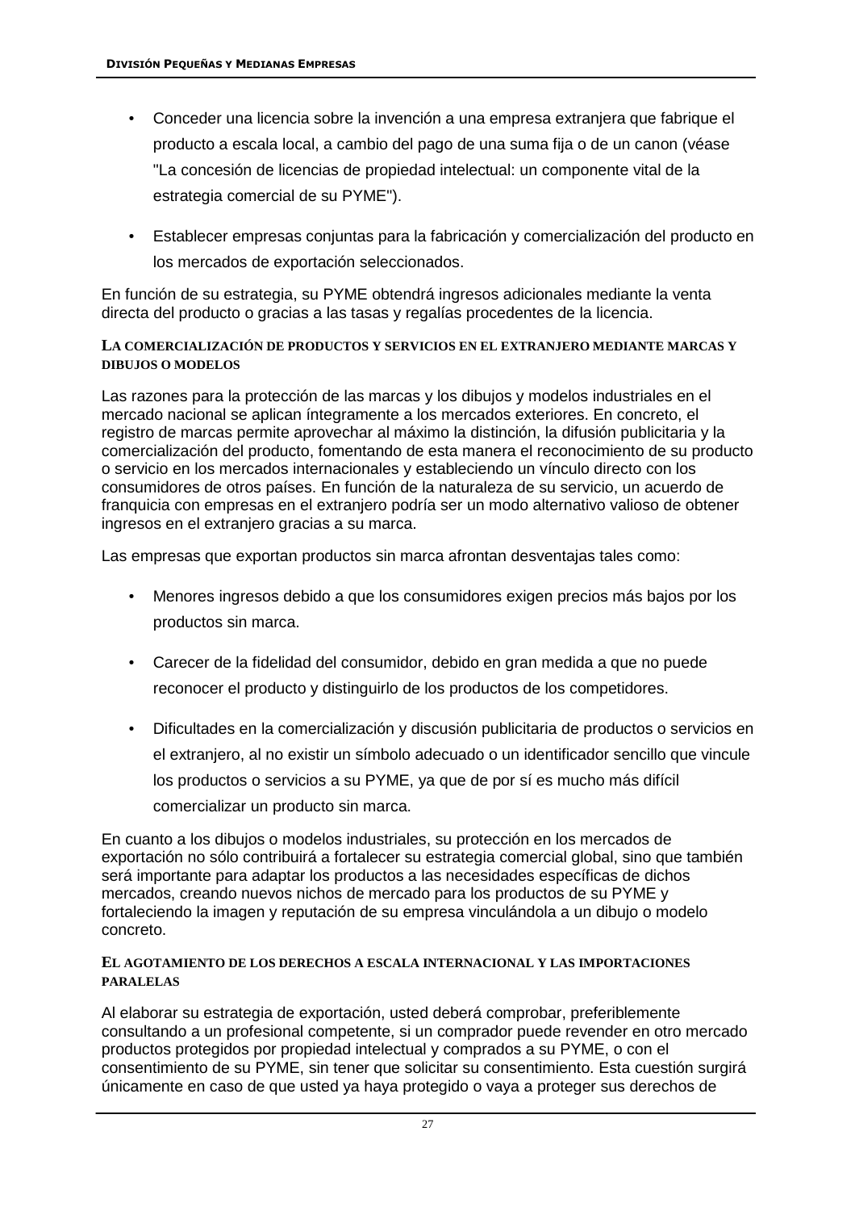- Conceder una licencia sobre la invención a una empresa extranjera que fabrique el producto a escala local, a cambio del pago de una suma fija o de un canon (véase "La concesión de licencias de propiedad intelectual: un componente vital de la estrategia comercial de su PYME").
- Establecer empresas conjuntas para la fabricación y comercialización del producto en los mercados de exportación seleccionados.

En función de su estrategia, su PYME obtendrá ingresos adicionales mediante la venta directa del producto o gracias a las tasas y regalías procedentes de la licencia.

#### La comercialización de productos y servicios en el extranjero mediante marcas y dibujos o modelos

Las razones para la protección de las marcas y los dibujos y modelos industriales en el mercado nacional se aplican íntegramente a los mercados exteriores. En concreto, el registro de marcas permite aprovechar al máximo la distinción, la difusión publicitaria y la comercialización del producto, fomentando de esta manera el reconocimiento de su producto o servicio en los mercados internacionales y estableciendo un vínculo directo con los consumidores de otros países. En función de la naturaleza de su servicio, un acuerdo de franquicia con empresas en el extranjero podría ser un modo alternativo valioso de obtener ingresos en el extranjero gracias a su marca.

Las empresas que exportan productos sin marca afrontan desventajas tales como:

- Menores ingresos debido a que los consumidores exigen precios más bajos por los productos sin marca.
- Carecer de la fidelidad del consumidor, debido en gran medida a que no puede reconocer el producto y distinguirlo de los productos de los competidores.
- Dificultades en la comercialización y discusión publicitaria de productos o servicios en el extranjero, al no existir un símbolo adecuado o un identificador sencillo que vincule los productos o servicios a su PYME, ya que de por sí es mucho más difícil comercializar un producto sin marca.

En cuanto a los dibujos o modelos industriales, su protección en los mercados de exportación no sólo contribuirá a fortalecer su estrategia comercial global, sino que también será importante para adaptar los productos a las necesidades específicas de dichos mercados, creando nuevos nichos de mercado para los productos de su PYME y fortaleciendo la imagen y reputación de su empresa vinculándola a un dibujo o modelo concreto.

#### El agotamiento de los derechos a escala internacional y las importaciones paralelas

Al elaborar su estrategia de exportación, usted deberá comprobar, preferiblemente consultando a un profesional competente, si un comprador puede revender en otro mercado productos protegidos por propiedad intelectual y comprados a su PYME, o con el consentimiento de su PYME, sin tener que solicitar su consentimiento. Esta cuestión surgirá únicamente en caso de que usted ya haya protegido o vaya a proteger sus derechos de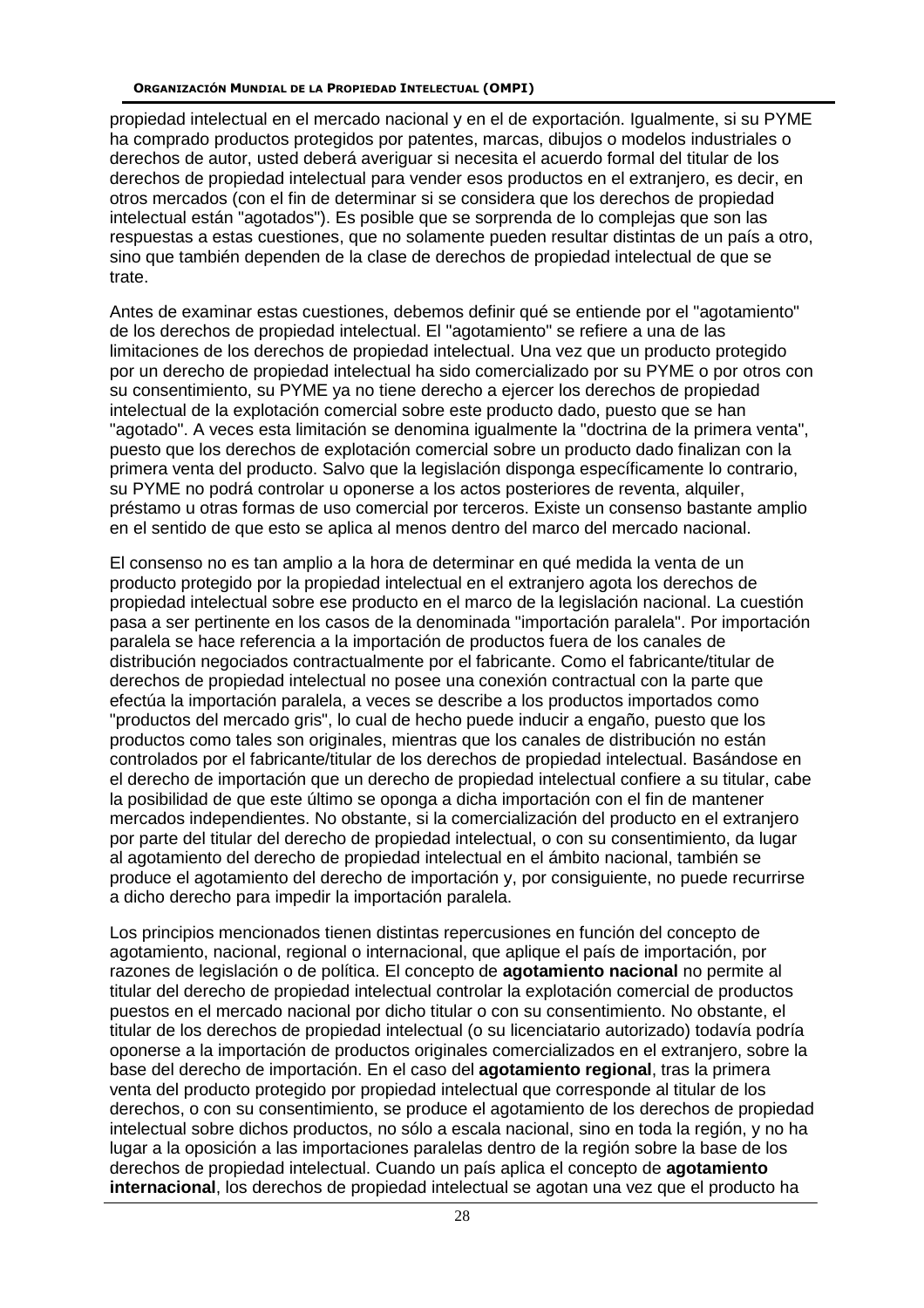propiedad intelectual en el mercado nacional y en el de exportación. Igualmente, si su PYME ha comprado productos protegidos por patentes, marcas, dibujos o modelos industriales o derechos de autor, usted deberá averiguar si necesita el acuerdo formal del titular de los derechos de propiedad intelectual para vender esos productos en el extranjero, es decir, en otros mercados (con el fin de determinar si se considera que los derechos de propiedad intelectual están "agotados"). Es posible que se sorprenda de lo complejas que son las respuestas a estas cuestiones, que no solamente pueden resultar distintas de un país a otro, sino que también dependen de la clase de derechos de propiedad intelectual de que se trate.

Antes de examinar estas cuestiones, debemos definir qué se entiende por el "agotamiento" de los derechos de propiedad intelectual. El "agotamiento" se refiere a una de las limitaciones de los derechos de propiedad intelectual. Una vez que un producto protegido por un derecho de propiedad intelectual ha sido comercializado por su PYME o por otros con su consentimiento, su PYME ya no tiene derecho a ejercer los derechos de propiedad intelectual de la explotación comercial sobre este producto dado, puesto que se han "agotado". A veces esta limitación se denomina igualmente la "doctrina de la primera venta", puesto que los derechos de explotación comercial sobre un producto dado finalizan con la primera venta del producto. Salvo que la legislación disponga específicamente lo contrario, su PYME no podrá controlar u oponerse a los actos posteriores de reventa, alquiler, préstamo u otras formas de uso comercial por terceros. Existe un consenso bastante amplio en el sentido de que esto se aplica al menos dentro del marco del mercado nacional.

El consenso no es tan amplio a la hora de determinar en qué medida la venta de un producto protegido por la propiedad intelectual en el extranjero agota los derechos de propiedad intelectual sobre ese producto en el marco de la legislación nacional. La cuestión pasa a ser pertinente en los casos de la denominada "importación paralela". Por importación paralela se hace referencia a la importación de productos fuera de los canales de distribución negociados contractualmente por el fabricante. Como el fabricante/titular de derechos de propiedad intelectual no posee una conexión contractual con la parte que efectúa la importación paralela, a veces se describe a los productos importados como "productos del mercado gris", lo cual de hecho puede inducir a engaño, puesto que los productos como tales son originales, mientras que los canales de distribución no están controlados por el fabricante/titular de los derechos de propiedad intelectual. Basándose en el derecho de importación que un derecho de propiedad intelectual confiere a su titular, cabe la posibilidad de que este último se oponga a dicha importación con el fin de mantener mercados independientes. No obstante, si la comercialización del producto en el extranjero por parte del titular del derecho de propiedad intelectual, o con su consentimiento, da lugar al agotamiento del derecho de propiedad intelectual en el ámbito nacional, también se produce el agotamiento del derecho de importación y, por consiguiente, no puede recurrirse a dicho derecho para impedir la importación paralela.

Los principios mencionados tienen distintas repercusiones en función del concepto de agotamiento, nacional, regional o internacional, que aplique el país de importación, por razones de legislación o de política. El concepto de **agotamiento nacional** no permite al titular del derecho de propiedad intelectual controlar la explotación comercial de productos puestos en el mercado nacional por dicho titular o con su consentimiento. No obstante, el titular de los derechos de propiedad intelectual (o su licenciatario autorizado) todavía podría oponerse a la importación de productos originales comercializados en el extranjero, sobre la base del derecho de importación. En el caso del **agotamiento regional**, tras la primera venta del producto protegido por propiedad intelectual que corresponde al titular de los derechos, o con su consentimiento, se produce el agotamiento de los derechos de propiedad intelectual sobre dichos productos, no sólo a escala nacional, sino en toda la región, y no ha lugar a la oposición a las importaciones paralelas dentro de la región sobre la base de los derechos de propiedad intelectual. Cuando un país aplica el concepto de **agotamiento internacional**, los derechos de propiedad intelectual se agotan una vez que el producto ha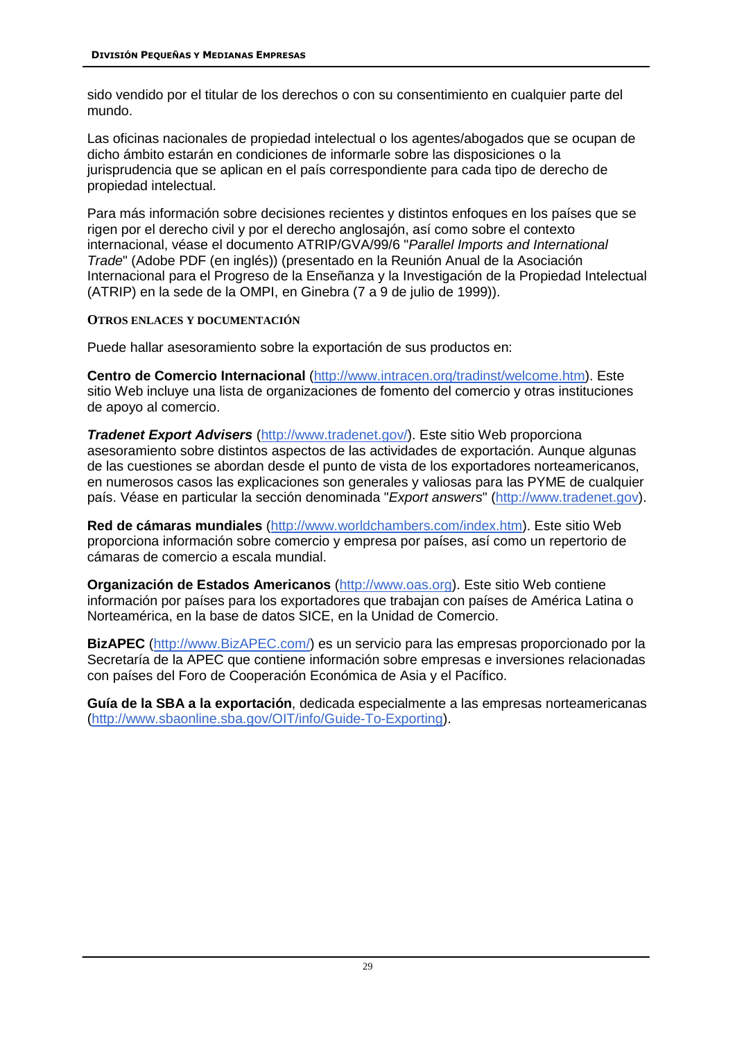sido vendido por el titular de los derechos o con su consentimiento en cualquier parte del mundo.

Las oficinas nacionales de propiedad intelectual o los agentes/abogados que se ocupan de dicho ámbito estarán en condiciones de informarle sobre las disposiciones o la jurisprudencia que se aplican en el país correspondiente para cada tipo de derecho de propiedad intelectual.

Para más información sobre decisiones recientes y distintos enfoques en los países que se rigen por el derecho civil y por el derecho anglosajón, así como sobre el contexto internacional, véase el documento ATRIP/GVA/99/6 "*Parallel Imports and International Trade*" (Adobe PDF (en inglés)) (presentado en la Reunión Anual de la Asociación Internacional para el Progreso de la Enseñanza y la Investigación de la Propiedad Intelectual (ATRIP) en la sede de la OMPI, en Ginebra (7 a 9 de julio de 1999)).

#### OTROS ENLACES Y DOCUMENTACIÓN

Puede hallar asesoramiento sobre la exportación de sus productos en:

**Centro de Comercio Internacional** (http://www.intracen.org/tradinst/welcome.htm). Este sitio Web incluye una lista de organizaciones de fomento del comercio y otras instituciones de apoyo al comercio.

***Tradenet Export Advisers*** (http://www.tradenet.gov/). Este sitio Web proporciona asesoramiento sobre distintos aspectos de las actividades de exportación. Aunque algunas de las cuestiones se abordan desde el punto de vista de los exportadores norteamericanos, en numerosos casos las explicaciones son generales y valiosas para las PYME de cualquier país. Véase en particular la sección denominada "*Export answers*" (http://www.tradenet.gov).

**Red de cámaras mundiales** (http://www.worldchambers.com/index.htm). Este sitio Web proporciona información sobre comercio y empresa por países, así como un repertorio de cámaras de comercio a escala mundial.

**Organización de Estados Americanos** (http://www.oas.org). Este sitio Web contiene información por países para los exportadores que trabajan con países de América Latina o Norteamérica, en la base de datos SICE, en la Unidad de Comercio.

**BizAPEC** (http://www.BizAPEC.com/) es un servicio para las empresas proporcionado por la Secretaría de la APEC que contiene información sobre empresas e inversiones relacionadas con países del Foro de Cooperación Económica de Asia y el Pacífico.

**Guía de la SBA a la exportación**, dedicada especialmente a las empresas norteamericanas (http://www.sbaonline.sba.gov/OIT/info/Guide-To-Exporting).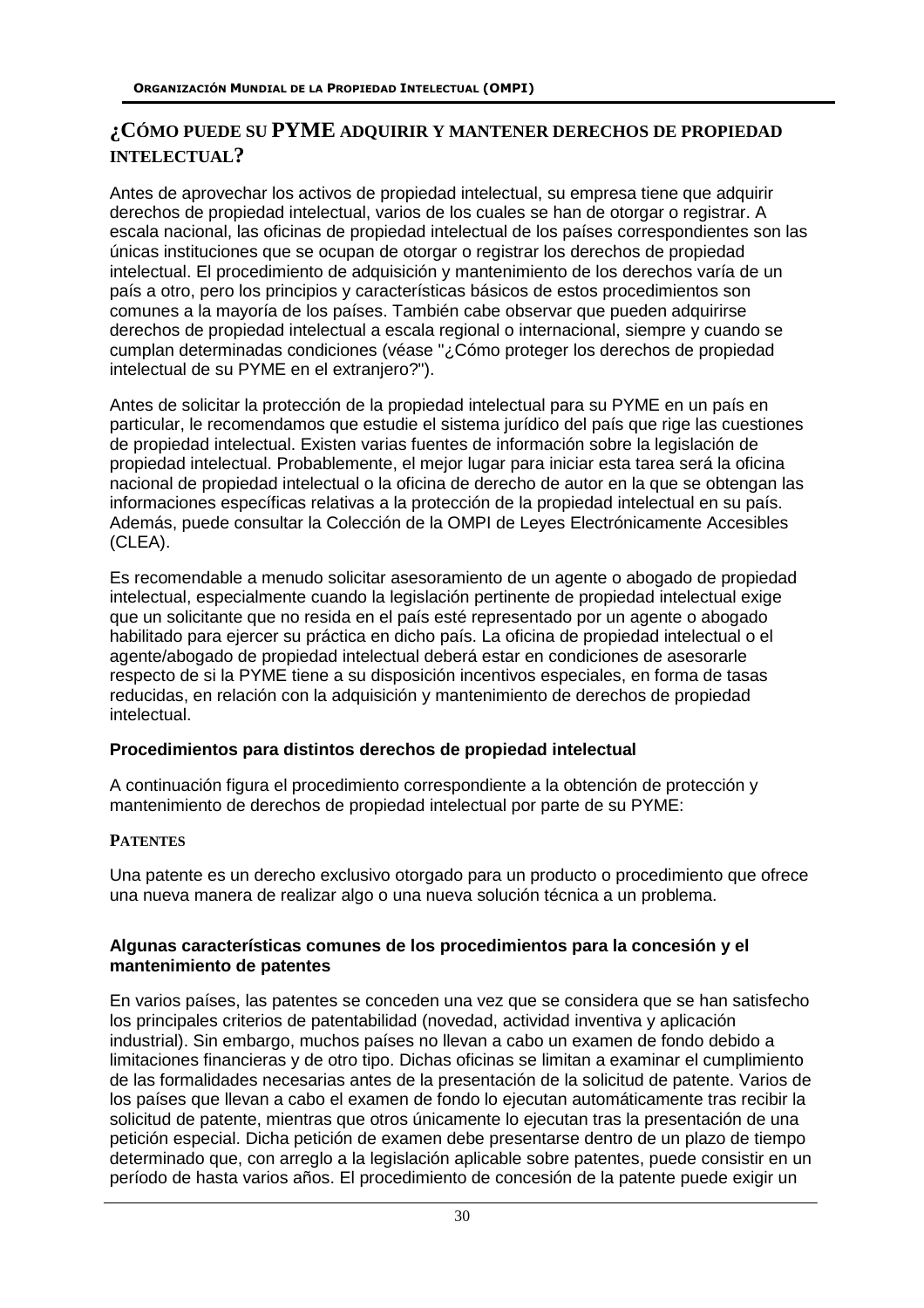## ¿CÓMO PUEDE SU PYME ADQUIRIR Y MANTENER DERECHOS DE PROPIEDAD INTELECTUAL?

Antes de aprovechar los activos de propiedad intelectual, su empresa tiene que adquirir derechos de propiedad intelectual, varios de los cuales se han de otorgar o registrar. A escala nacional, las oficinas de propiedad intelectual de los países correspondientes son las únicas instituciones que se ocupan de otorgar o registrar los derechos de propiedad intelectual. El procedimiento de adquisición y mantenimiento de los derechos varía de un país a otro, pero los principios y características básicos de estos procedimientos son comunes a la mayoría de los países. También cabe observar que pueden adquirirse derechos de propiedad intelectual a escala regional o internacional, siempre y cuando se cumplan determinadas condiciones (véase "¿Cómo proteger los derechos de propiedad intelectual de su PYME en el extranjero?").

Antes de solicitar la protección de la propiedad intelectual para su PYME en un país en particular, le recomendamos que estudie el sistema jurídico del país que rige las cuestiones de propiedad intelectual. Existen varias fuentes de información sobre la legislación de propiedad intelectual. Probablemente, el mejor lugar para iniciar esta tarea será la oficina nacional de propiedad intelectual o la oficina de derecho de autor en la que se obtengan las informaciones específicas relativas a la protección de la propiedad intelectual en su país. Además, puede consultar la Colección de la OMPI de Leyes Electrónicamente Accesibles (CLEA).

Es recomendable a menudo solicitar asesoramiento de un agente o abogado de propiedad intelectual, especialmente cuando la legislación pertinente de propiedad intelectual exige que un solicitante que no resida en el país esté representado por un agente o abogado habilitado para ejercer su práctica en dicho país. La oficina de propiedad intelectual o el agente/abogado de propiedad intelectual deberá estar en condiciones de asesorarle respecto de si la PYME tiene a su disposición incentivos especiales, en forma de tasas reducidas, en relación con la adquisición y mantenimiento de derechos de propiedad intelectual.

### Procedimientos para distintos derechos de propiedad intelectual

A continuación figura el procedimiento correspondiente a la obtención de protección y mantenimiento de derechos de propiedad intelectual por parte de su PYME:

### PATENTES

Una patente es un derecho exclusivo otorgado para un producto o procedimiento que ofrece una nueva manera de realizar algo o una nueva solución técnica a un problema.

#### Algunas características comunes de los procedimientos para la concesión y el mantenimiento de patentes

En varios países, las patentes se conceden una vez que se considera que se han satisfecho los principales criterios de patentabilidad (novedad, actividad inventiva y aplicación industrial). Sin embargo, muchos países no llevan a cabo un examen de fondo debido a limitaciones financieras y de otro tipo. Dichas oficinas se limitan a examinar el cumplimiento de las formalidades necesarias antes de la presentación de la solicitud de patente. Varios de los países que llevan a cabo el examen de fondo lo ejecutan automáticamente tras recibir la solicitud de patente, mientras que otros únicamente lo ejecutan tras la presentación de una petición especial. Dicha petición de examen debe presentarse dentro de un plazo de tiempo determinado que, con arreglo a la legislación aplicable sobre patentes, puede consistir en un período de hasta varios años. El procedimiento de concesión de la patente puede exigir un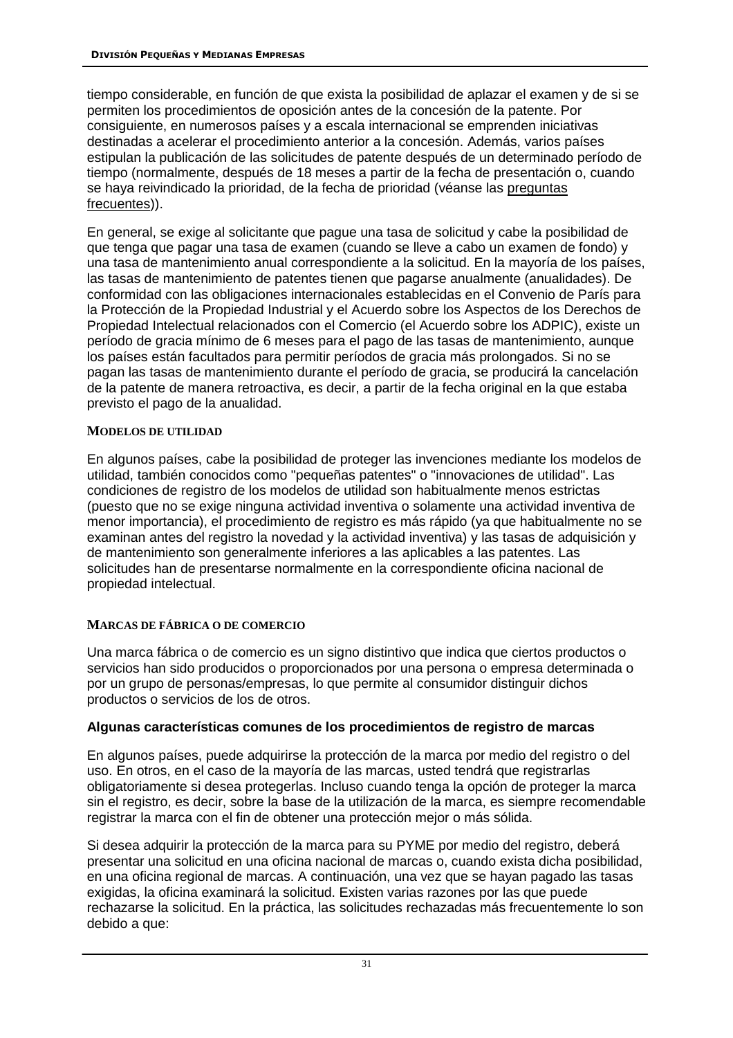tiempo considerable, en función de que exista la posibilidad de aplazar el examen y de si se permiten los procedimientos de oposición antes de la concesión de la patente. Por consiguiente, en numerosos países y a escala internacional se emprenden iniciativas destinadas a acelerar el procedimiento anterior a la concesión. Además, varios países estipulan la publicación de las solicitudes de patente después de un determinado período de tiempo (normalmente, después de 18 meses a partir de la fecha de presentación o, cuando se haya reivindicado la prioridad, de la fecha de prioridad (véanse las preguntas frecuentes)).

En general, se exige al solicitante que pague una tasa de solicitud y cabe la posibilidad de que tenga que pagar una tasa de examen (cuando se lleve a cabo un examen de fondo) y una tasa de mantenimiento anual correspondiente a la solicitud. En la mayoría de los países, las tasas de mantenimiento de patentes tienen que pagarse anualmente (anualidades). De conformidad con las obligaciones internacionales establecidas en el Convenio de París para la Protección de la Propiedad Industrial y el Acuerdo sobre los Aspectos de los Derechos de Propiedad Intelectual relacionados con el Comercio (el Acuerdo sobre los ADPIC), existe un período de gracia mínimo de 6 meses para el pago de las tasas de mantenimiento, aunque los países están facultados para permitir períodos de gracia más prolongados. Si no se pagan las tasas de mantenimiento durante el período de gracia, se producirá la cancelación de la patente de manera retroactiva, es decir, a partir de la fecha original en la que estaba previsto el pago de la anualidad.

### MODELOS DE UTILIDAD

En algunos países, cabe la posibilidad de proteger las invenciones mediante los modelos de utilidad, también conocidos como "pequeñas patentes" o "innovaciones de utilidad". Las condiciones de registro de los modelos de utilidad son habitualmente menos estrictas (puesto que no se exige ninguna actividad inventiva o solamente una actividad inventiva de menor importancia), el procedimiento de registro es más rápido (ya que habitualmente no se examinan antes del registro la novedad y la actividad inventiva) y las tasas de adquisición y de mantenimiento son generalmente inferiores a las aplicables a las patentes. Las solicitudes han de presentarse normalmente en la correspondiente oficina nacional de propiedad intelectual.

### MARCAS DE FÁBRICA O DE COMERCIO

Una marca fábrica o de comercio es un signo distintivo que indica que ciertos productos o servicios han sido producidos o proporcionados por una persona o empresa determinada o por un grupo de personas/empresas, lo que permite al consumidor distinguir dichos productos o servicios de los de otros.

#### Algunas características comunes de los procedimientos de registro de marcas

En algunos países, puede adquirirse la protección de la marca por medio del registro o del uso. En otros, en el caso de la mayoría de las marcas, usted tendrá que registrarlas obligatoriamente si desea protegerlas. Incluso cuando tenga la opción de proteger la marca sin el registro, es decir, sobre la base de la utilización de la marca, es siempre recomendable registrar la marca con el fin de obtener una protección mejor o más sólida.

Si desea adquirir la protección de la marca para su PYME por medio del registro, deberá presentar una solicitud en una oficina nacional de marcas o, cuando exista dicha posibilidad, en una oficina regional de marcas. A continuación, una vez que se hayan pagado las tasas exigidas, la oficina examinará la solicitud. Existen varias razones por las que puede rechazarse la solicitud. En la práctica, las solicitudes rechazadas más frecuentemente lo son debido a que: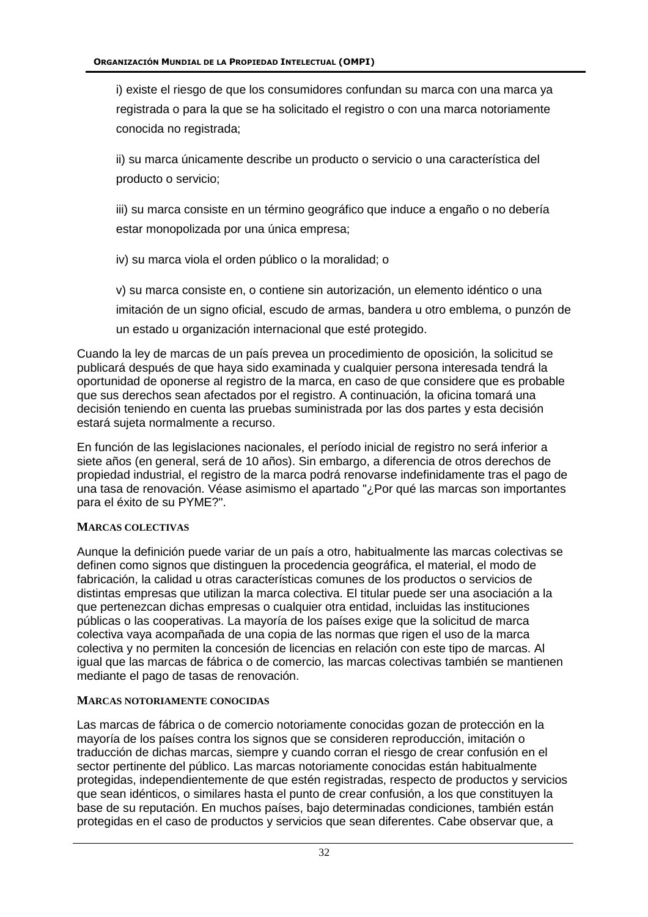i) existe el riesgo de que los consumidores confundan su marca con una marca ya registrada o para la que se ha solicitado el registro o con una marca notoriamente conocida no registrada;

ii) su marca únicamente describe un producto o servicio o una característica del producto o servicio;

iii) su marca consiste en un término geográfico que induce a engaño o no debería estar monopolizada por una única empresa;

iv) su marca viola el orden público o la moralidad; o

v) su marca consiste en, o contiene sin autorización, un elemento idéntico o una imitación de un signo oficial, escudo de armas, bandera u otro emblema, o punzón de un estado u organización internacional que esté protegido.

Cuando la ley de marcas de un país prevea un procedimiento de oposición, la solicitud se publicará después de que haya sido examinada y cualquier persona interesada tendrá la oportunidad de oponerse al registro de la marca, en caso de que considere que es probable que sus derechos sean afectados por el registro. A continuación, la oficina tomará una decisión teniendo en cuenta las pruebas suministrada por las dos partes y esta decisión estará sujeta normalmente a recurso.

En función de las legislaciones nacionales, el período inicial de registro no será inferior a siete años (en general, será de 10 años). Sin embargo, a diferencia de otros derechos de propiedad industrial, el registro de la marca podrá renovarse indefinidamente tras el pago de una tasa de renovación. Véase asimismo el apartado "¿Por qué las marcas son importantes para el éxito de su PYME?".

### MARCAS COLECTIVAS

Aunque la definición puede variar de un país a otro, habitualmente las marcas colectivas se definen como signos que distinguen la procedencia geográfica, el material, el modo de fabricación, la calidad u otras características comunes de los productos o servicios de distintas empresas que utilizan la marca colectiva. El titular puede ser una asociación a la que pertenezcan dichas empresas o cualquier otra entidad, incluidas las instituciones públicas o las cooperativas. La mayoría de los países exige que la solicitud de marca colectiva vaya acompañada de una copia de las normas que rigen el uso de la marca colectiva y no permiten la concesión de licencias en relación con este tipo de marcas. Al igual que las marcas de fábrica o de comercio, las marcas colectivas también se mantienen mediante el pago de tasas de renovación.

### MARCAS NOTORIAMENTE CONOCIDAS

Las marcas de fábrica o de comercio notoriamente conocidas gozan de protección en la mayoría de los países contra los signos que se consideren reproducción, imitación o traducción de dichas marcas, siempre y cuando corran el riesgo de crear confusión en el sector pertinente del público. Las marcas notoriamente conocidas están habitualmente protegidas, independientemente de que estén registradas, respecto de productos y servicios que sean idénticos, o similares hasta el punto de crear confusión, a los que constituyen la base de su reputación. En muchos países, bajo determinadas condiciones, también están protegidas en el caso de productos y servicios que sean diferentes. Cabe observar que, a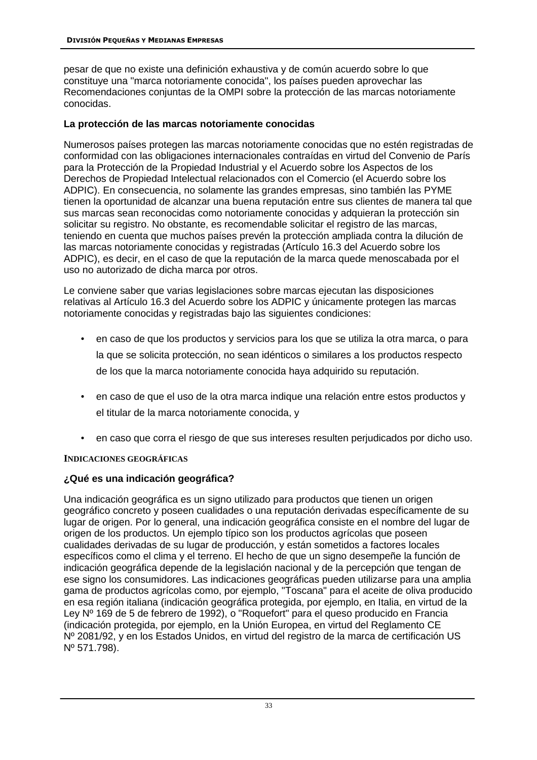pesar de que no existe una definición exhaustiva y de común acuerdo sobre lo que constituye una "marca notoriamente conocida", los países pueden aprovechar las Recomendaciones conjuntas de la OMPI sobre la protección de las marcas notoriamente conocidas.

**La protección de las marcas notoriamente conocidas**

Numerosos países protegen las marcas notoriamente conocidas que no estén registradas de conformidad con las obligaciones internacionales contraídas en virtud del Convenio de París para la Protección de la Propiedad Industrial y el Acuerdo sobre los Aspectos de los Derechos de Propiedad Intelectual relacionados con el Comercio (el Acuerdo sobre los ADPIC). En consecuencia, no solamente las grandes empresas, sino también las PYME tienen la oportunidad de alcanzar una buena reputación entre sus clientes de manera tal que sus marcas sean reconocidas como notoriamente conocidas y adquieran la protección sin solicitar su registro. No obstante, es recomendable solicitar el registro de las marcas, teniendo en cuenta que muchos países prevén la protección ampliada contra la dilución de las marcas notoriamente conocidas y registradas (Artículo 16.3 del Acuerdo sobre los ADPIC), es decir, en el caso de que la reputación de la marca quede menoscabada por el uso no autorizado de dicha marca por otros.

Le conviene saber que varias legislaciones sobre marcas ejecutan las disposiciones relativas al Artículo 16.3 del Acuerdo sobre los ADPIC y únicamente protegen las marcas notoriamente conocidas y registradas bajo las siguientes condiciones:

- en caso de que los productos y servicios para los que se utiliza la otra marca, o para la que se solicita protección, no sean idénticos o similares a los productos respecto de los que la marca notoriamente conocida haya adquirido su reputación.
- en caso de que el uso de la otra marca indique una relación entre estos productos y el titular de la marca notoriamente conocida, y
- en caso que corra el riesgo de que sus intereses resulten perjudicados por dicho uso.

## INDICACIONES GEOGRÁFICAS

**¿Qué es una indicación geográfica?**

Una indicación geográfica es un signo utilizado para productos que tienen un origen geográfico concreto y poseen cualidades o una reputación derivadas específicamente de su lugar de origen. Por lo general, una indicación geográfica consiste en el nombre del lugar de origen de los productos. Un ejemplo típico son los productos agrícolas que poseen cualidades derivadas de su lugar de producción, y están sometidos a factores locales específicos como el clima y el terreno. El hecho de que un signo desempeñe la función de indicación geográfica depende de la legislación nacional y de la percepción que tengan de ese signo los consumidores. Las indicaciones geográficas pueden utilizarse para una amplia gama de productos agrícolas como, por ejemplo, "Toscana" para el aceite de oliva producido en esa región italiana (indicación geográfica protegida, por ejemplo, en Italia, en virtud de la Ley Nº 169 de 5 de febrero de 1992), o "Roquefort" para el queso producido en Francia (indicación protegida, por ejemplo, en la Unión Europea, en virtud del Reglamento CE Nº 2081/92, y en los Estados Unidos, en virtud del registro de la marca de certificación US Nº 571.798).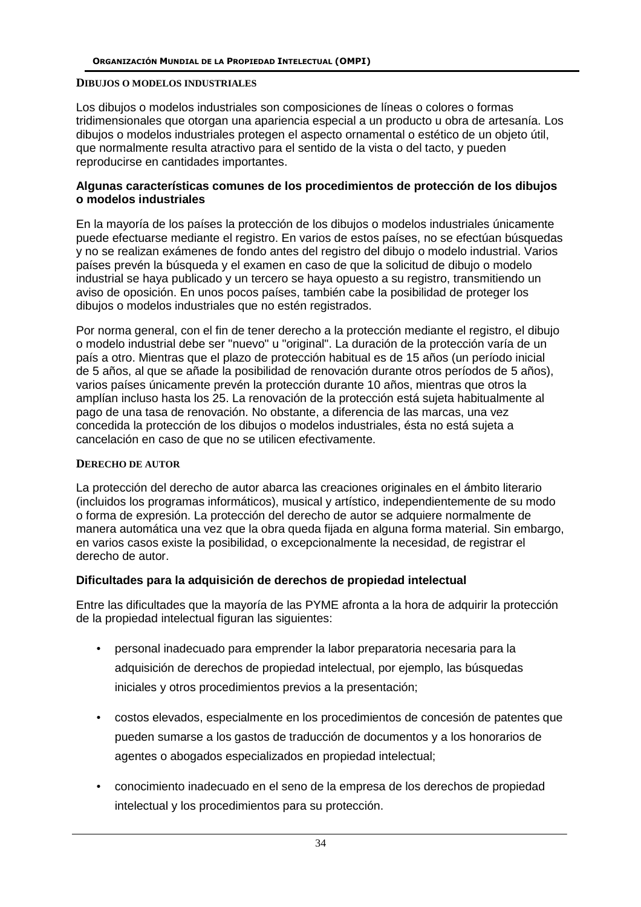### DIBUJOS O MODELOS INDUSTRIALES

Los dibujos o modelos industriales son composiciones de líneas o colores o formas tridimensionales que otorgan una apariencia especial a un producto u obra de artesanía. Los dibujos o modelos industriales protegen el aspecto ornamental o estético de un objeto útil, que normalmente resulta atractivo para el sentido de la vista o del tacto, y pueden reproducirse en cantidades importantes.

**Algunas características comunes de los procedimientos de protección de los dibujos o modelos industriales**

En la mayoría de los países la protección de los dibujos o modelos industriales únicamente puede efectuarse mediante el registro. En varios de estos países, no se efectúan búsquedas y no se realizan exámenes de fondo antes del registro del dibujo o modelo industrial. Varios países prevén la búsqueda y el examen en caso de que la solicitud de dibujo o modelo industrial se haya publicado y un tercero se haya opuesto a su registro, transmitiendo un aviso de oposición. En unos pocos países, también cabe la posibilidad de proteger los dibujos o modelos industriales que no estén registrados.

Por norma general, con el fin de tener derecho a la protección mediante el registro, el dibujo o modelo industrial debe ser "nuevo" u "original". La duración de la protección varía de un país a otro. Mientras que el plazo de protección habitual es de 15 años (un período inicial de 5 años, al que se añade la posibilidad de renovación durante otros períodos de 5 años), varios países únicamente prevén la protección durante 10 años, mientras que otros la amplían incluso hasta los 25. La renovación de la protección está sujeta habitualmente al pago de una tasa de renovación. No obstante, a diferencia de las marcas, una vez concedida la protección de los dibujos o modelos industriales, ésta no está sujeta a cancelación en caso de que no se utilicen efectivamente.

### DERECHO DE AUTOR

La protección del derecho de autor abarca las creaciones originales en el ámbito literario (incluidos los programas informáticos), musical y artístico, independientemente de su modo o forma de expresión. La protección del derecho de autor se adquiere normalmente de manera automática una vez que la obra queda fijada en alguna forma material. Sin embargo, en varios casos existe la posibilidad, o excepcionalmente la necesidad, de registrar el derecho de autor.

**Dificultades para la adquisición de derechos de propiedad intelectual**

Entre las dificultades que la mayoría de las PYME afronta a la hora de adquirir la protección de la propiedad intelectual figuran las siguientes:

- personal inadecuado para emprender la labor preparatoria necesaria para la adquisición de derechos de propiedad intelectual, por ejemplo, las búsquedas iniciales y otros procedimientos previos a la presentación;
- costos elevados, especialmente en los procedimientos de concesión de patentes que pueden sumarse a los gastos de traducción de documentos y a los honorarios de agentes o abogados especializados en propiedad intelectual;
- conocimiento inadecuado en el seno de la empresa de los derechos de propiedad intelectual y los procedimientos para su protección.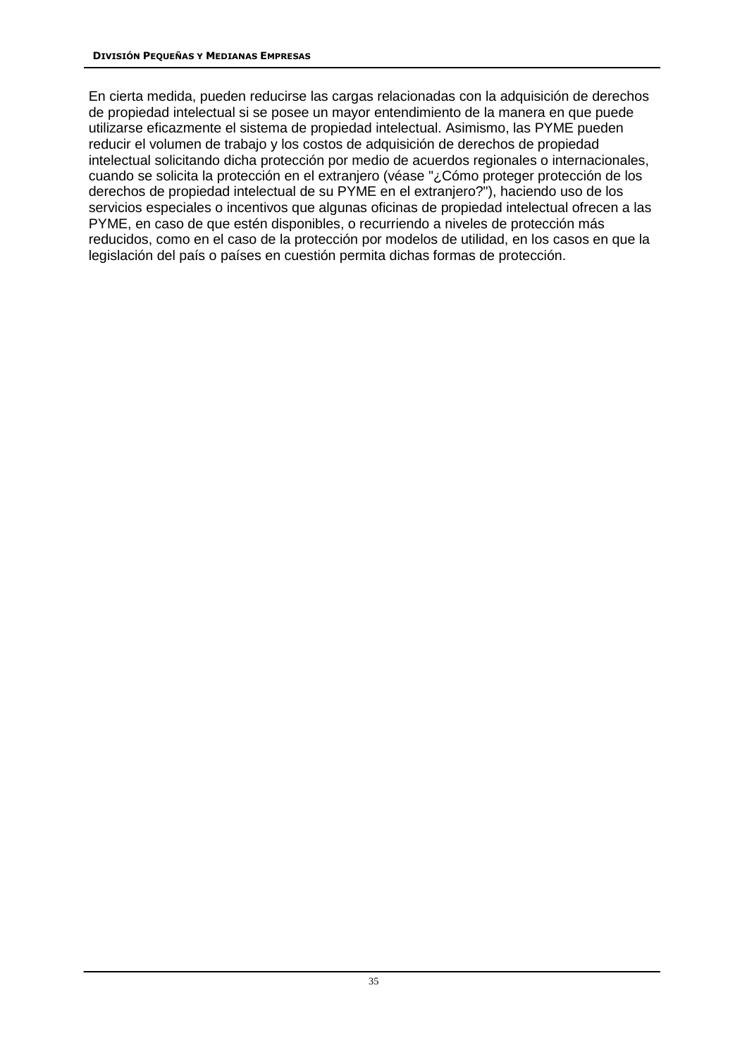En cierta medida, pueden reducirse las cargas relacionadas con la adquisición de derechos de propiedad intelectual si se posee un mayor entendimiento de la manera en que puede utilizarse eficazmente el sistema de propiedad intelectual. Asimismo, las PYME pueden reducir el volumen de trabajo y los costos de adquisición de derechos de propiedad intelectual solicitando dicha protección por medio de acuerdos regionales o internacionales, cuando se solicita la protección en el extranjero (véase "¿Cómo proteger protección de los derechos de propiedad intelectual de su PYME en el extranjero?"), haciendo uso de los servicios especiales o incentivos que algunas oficinas de propiedad intelectual ofrecen a las PYME, en caso de que estén disponibles, o recurriendo a niveles de protección más reducidos, como en el caso de la protección por modelos de utilidad, en los casos en que la legislación del país o países en cuestión permita dichas formas de protección.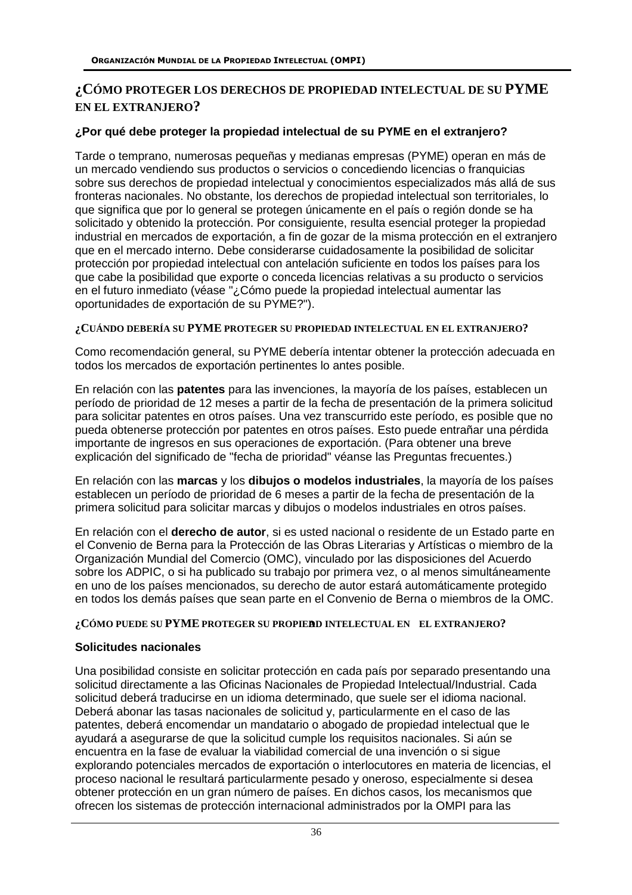## ¿CÓMO PROTEGER LOS DERECHOS DE PROPIEDAD INTELECTUAL DE SU PYME EN EL EXTRANJERO?

### ¿Por qué debe proteger la propiedad intelectual de su PYME en el extranjero?

Tarde o temprano, numerosas pequeñas y medianas empresas (PYME) operan en más de un mercado vendiendo sus productos o servicios o concediendo licencias o franquicias sobre sus derechos de propiedad intelectual y conocimientos especializados más allá de sus fronteras nacionales. No obstante, los derechos de propiedad intelectual son territoriales, lo que significa que por lo general se protegen únicamente en el país o región donde se ha solicitado y obtenido la protección. Por consiguiente, resulta esencial proteger la propiedad industrial en mercados de exportación, a fin de gozar de la misma protección en el extranjero que en el mercado interno. Debe considerarse cuidadosamente la posibilidad de solicitar protección por propiedad intelectual con antelación suficiente en todos los países para los que cabe la posibilidad que exporte o conceda licencias relativas a su producto o servicios en el futuro inmediato (véase "¿Cómo puede la propiedad intelectual aumentar las oportunidades de exportación de su PYME?").

### ¿CUÁNDO DEBERÍA SU PYME PROTEGER SU PROPIEDAD INTELECTUAL EN EL EXTRANJERO?

Como recomendación general, su PYME debería intentar obtener la protección adecuada en todos los mercados de exportación pertinentes lo antes posible.

En relación con las **patentes** para las invenciones, la mayoría de los países, establecen un período de prioridad de 12 meses a partir de la fecha de presentación de la primera solicitud para solicitar patentes en otros países. Una vez transcurrido este período, es posible que no pueda obtenerse protección por patentes en otros países. Esto puede entrañar una pérdida importante de ingresos en sus operaciones de exportación. (Para obtener una breve explicación del significado de "fecha de prioridad" véanse las Preguntas frecuentes.)

En relación con las **marcas** y los **dibujos o modelos industriales**, la mayoría de los países establecen un período de prioridad de 6 meses a partir de la fecha de presentación de la primera solicitud para solicitar marcas y dibujos o modelos industriales en otros países.

En relación con el **derecho de autor**, si es usted nacional o residente de un Estado parte en el Convenio de Berna para la Protección de las Obras Literarias y Artísticas o miembro de la Organización Mundial del Comercio (OMC), vinculado por las disposiciones del Acuerdo sobre los ADPIC, o si ha publicado su trabajo por primera vez, o al menos simultáneamente en uno de los países mencionados, su derecho de autor estará automáticamente protegido en todos los demás países que sean parte en el Convenio de Berna o miembros de la OMC.

### ¿CÓMO PUEDE SU PYME PROTEGER SU PROPIEDAD INTELECTUAL EN EL EXTRANJERO?

#### Solicitudes nacionales

Una posibilidad consiste en solicitar protección en cada país por separado presentando una solicitud directamente a las Oficinas Nacionales de Propiedad Intelectual/Industrial. Cada solicitud deberá traducirse en un idioma determinado, que suele ser el idioma nacional. Deberá abonar las tasas nacionales de solicitud y, particularmente en el caso de las patentes, deberá encomendar un mandatario o abogado de propiedad intelectual que le ayudará a asegurarse de que la solicitud cumple los requisitos nacionales. Si aún se encuentra en la fase de evaluar la viabilidad comercial de una invención o si sigue explorando potenciales mercados de exportación o interlocutores en materia de licencias, el proceso nacional le resultará particularmente pesado y oneroso, especialmente si desea obtener protección en un gran número de países. En dichos casos, los mecanismos que ofrecen los sistemas de protección internacional administrados por la OMPI para las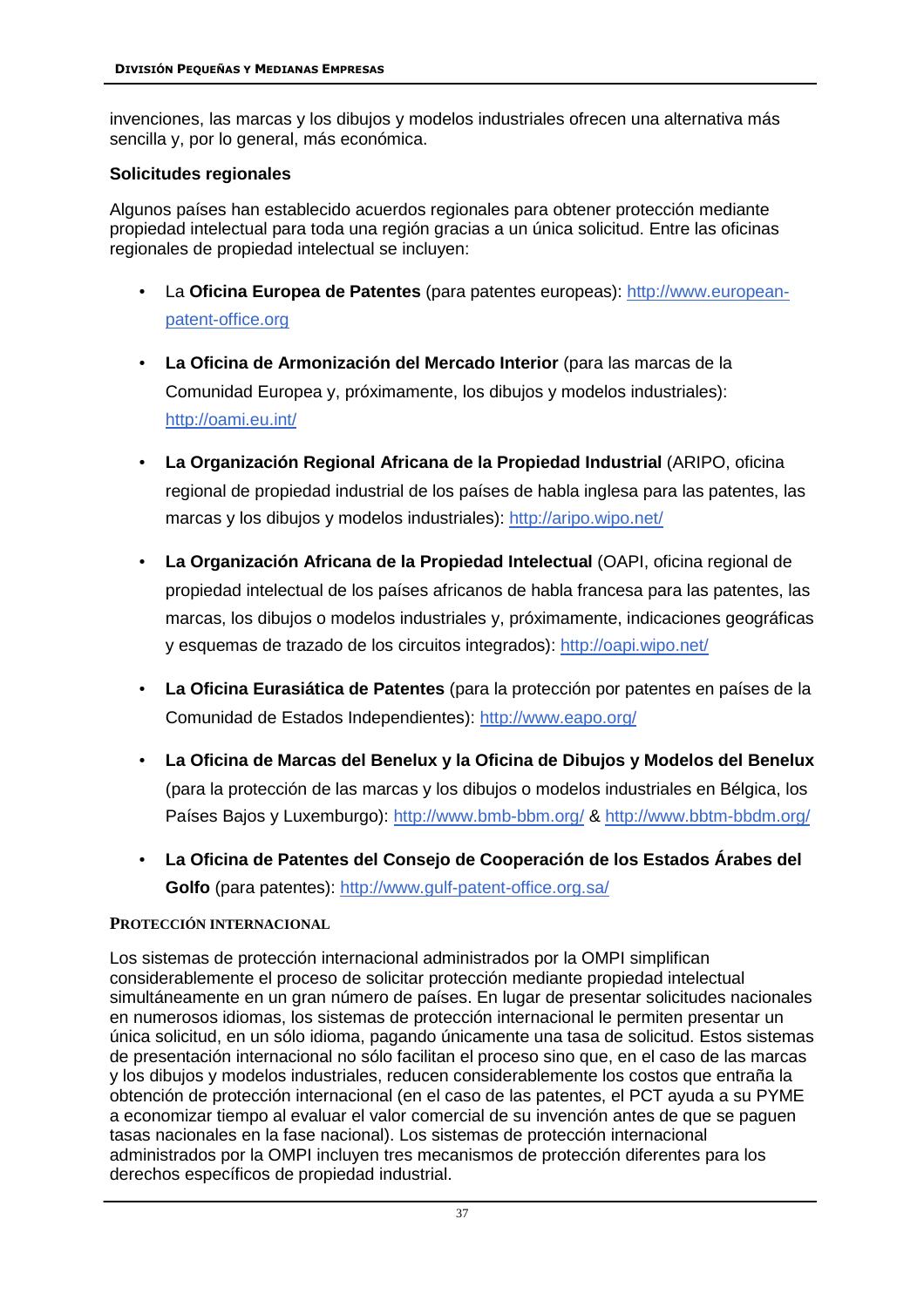invenciones, las marcas y los dibujos y modelos industriales ofrecen una alternativa más sencilla y, por lo general, más económica.

**Solicitudes regionales**

Algunos países han establecido acuerdos regionales para obtener protección mediante propiedad intelectual para toda una región gracias a un única solicitud. Entre las oficinas regionales de propiedad intelectual se incluyen:

- La **Oficina Europea de Patentes** (para patentes europeas): http://www.european-patent-office.org
- **La Oficina de Armonización del Mercado Interior** (para las marcas de la Comunidad Europea y, próximamente, los dibujos y modelos industriales): http://oami.eu.int/
- **La Organización Regional Africana de la Propiedad Industrial** (ARIPO, oficina regional de propiedad industrial de los países de habla inglesa para las patentes, las marcas y los dibujos y modelos industriales): http://aripo.wipo.net/
- **La Organización Africana de la Propiedad Intelectual** (OAPI, oficina regional de propiedad intelectual de los países africanos de habla francesa para las patentes, las marcas, los dibujos o modelos industriales y, próximamente, indicaciones geográficas y esquemas de trazado de los circuitos integrados): http://oapi.wipo.net/
- **La Oficina Eurasiática de Patentes** (para la protección por patentes en países de la Comunidad de Estados Independientes): http://www.eapo.org/
- **La Oficina de Marcas del Benelux y la Oficina de Dibujos y Modelos del Benelux** (para la protección de las marcas y los dibujos o modelos industriales en Bélgica, los Países Bajos y Luxemburgo): http://www.bmb-bbm.org/ & http://www.bbtm-bbdm.org/
- **La Oficina de Patentes del Consejo de Cooperación de los Estados Árabes del Golfo** (para patentes): http://www.gulf-patent-office.org.sa/

**PROTECCIÓN INTERNACIONAL**

Los sistemas de protección internacional administrados por la OMPI simplifican considerablemente el proceso de solicitar protección mediante propiedad intelectual simultáneamente en un gran número de países. En lugar de presentar solicitudes nacionales en numerosos idiomas, los sistemas de protección internacional le permiten presentar un única solicitud, en un sólo idioma, pagando únicamente una tasa de solicitud. Estos sistemas de presentación internacional no sólo facilitan el proceso sino que, en el caso de las marcas y los dibujos y modelos industriales, reducen considerablemente los costos que entraña la obtención de protección internacional (en el caso de las patentes, el PCT ayuda a su PYME a economizar tiempo al evaluar el valor comercial de su invención antes de que se paguen tasas nacionales en la fase nacional). Los sistemas de protección internacional administrados por la OMPI incluyen tres mecanismos de protección diferentes para los derechos específicos de propiedad industrial.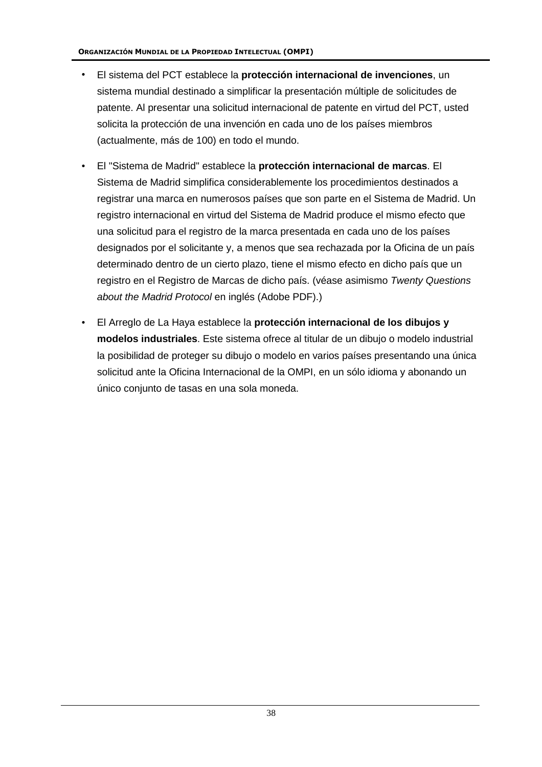- El sistema del PCT establece la **protección internacional de invenciones**, un sistema mundial destinado a simplificar la presentación múltiple de solicitudes de patente. Al presentar una solicitud internacional de patente en virtud del PCT, usted solicita la protección de una invención en cada uno de los países miembros (actualmente, más de 100) en todo el mundo.

- El "Sistema de Madrid" establece la **protección internacional de marcas**. El Sistema de Madrid simplifica considerablemente los procedimientos destinados a registrar una marca en numerosos países que son parte en el Sistema de Madrid. Un registro internacional en virtud del Sistema de Madrid produce el mismo efecto que una solicitud para el registro de la marca presentada en cada uno de los países designados por el solicitante y, a menos que sea rechazada por la Oficina de un país determinado dentro de un cierto plazo, tiene el mismo efecto en dicho país que un registro en el Registro de Marcas de dicho país. (véase asimismo *Twenty Questions about the Madrid Protocol* en inglés (Adobe PDF).)

- El Arreglo de La Haya establece la **protección internacional de los dibujos y modelos industriales**. Este sistema ofrece al titular de un dibujo o modelo industrial la posibilidad de proteger su dibujo o modelo en varios países presentando una única solicitud ante la Oficina Internacional de la OMPI, en un sólo idioma y abonando un único conjunto de tasas en una sola moneda.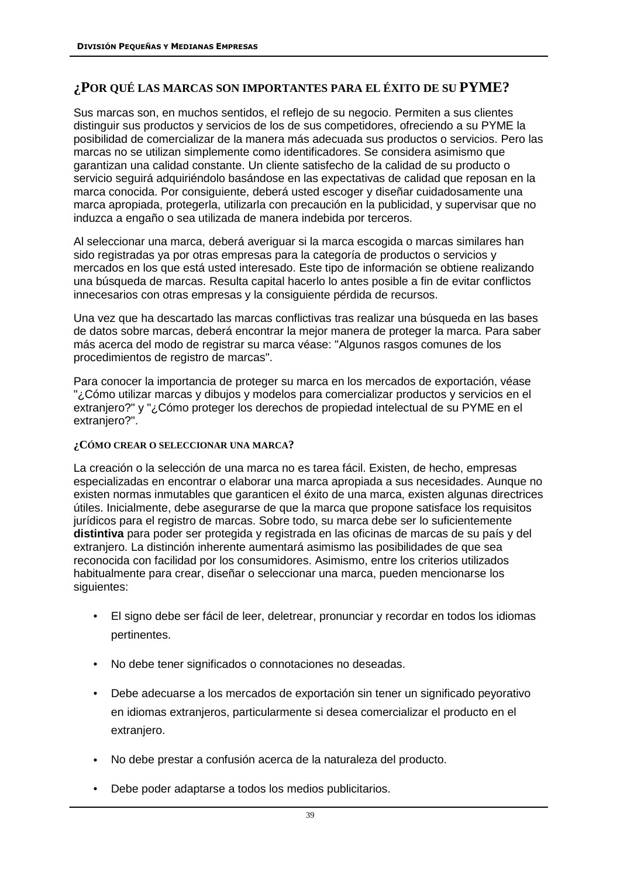## ¿POR QUÉ LAS MARCAS SON IMPORTANTES PARA EL ÉXITO DE SU PYME?

Sus marcas son, en muchos sentidos, el reflejo de su negocio. Permiten a sus clientes distinguir sus productos y servicios de los de sus competidores, ofreciendo a su PYME la posibilidad de comercializar de la manera más adecuada sus productos o servicios. Pero las marcas no se utilizan simplemente como identificadores. Se considera asimismo que garantizan una calidad constante. Un cliente satisfecho de la calidad de su producto o servicio seguirá adquiriéndolo basándose en las expectativas de calidad que reposan en la marca conocida. Por consiguiente, deberá usted escoger y diseñar cuidadosamente una marca apropiada, protegerla, utilizarla con precaución en la publicidad, y supervisar que no induzca a engaño o sea utilizada de manera indebida por terceros.

Al seleccionar una marca, deberá averiguar si la marca escogida o marcas similares han sido registradas ya por otras empresas para la categoría de productos o servicios y mercados en los que está usted interesado. Este tipo de información se obtiene realizando una búsqueda de marcas. Resulta capital hacerlo lo antes posible a fin de evitar conflictos innecesarios con otras empresas y la consiguiente pérdida de recursos.

Una vez que ha descartado las marcas conflictivas tras realizar una búsqueda en las bases de datos sobre marcas, deberá encontrar la mejor manera de proteger la marca. Para saber más acerca del modo de registrar su marca véase: "Algunos rasgos comunes de los procedimientos de registro de marcas".

Para conocer la importancia de proteger su marca en los mercados de exportación, véase "¿Cómo utilizar marcas y dibujos y modelos para comercializar productos y servicios en el extranjero?" y "¿Cómo proteger los derechos de propiedad intelectual de su PYME en el extranjero?".

### ¿CÓMO CREAR O SELECCIONAR UNA MARCA?

La creación o la selección de una marca no es tarea fácil. Existen, de hecho, empresas especializadas en encontrar o elaborar una marca apropiada a sus necesidades. Aunque no existen normas inmutables que garanticen el éxito de una marca, existen algunas directrices útiles. Inicialmente, debe asegurarse de que la marca que propone satisface los requisitos jurídicos para el registro de marcas. Sobre todo, su marca debe ser lo suficientemente **distintiva** para poder ser protegida y registrada en las oficinas de marcas de su país y del extranjero. La distinción inherente aumentará asimismo las posibilidades de que sea reconocida con facilidad por los consumidores. Asimismo, entre los criterios utilizados habitualmente para crear, diseñar o seleccionar una marca, pueden mencionarse los siguientes:

- El signo debe ser fácil de leer, deletrear, pronunciar y recordar en todos los idiomas pertinentes.
- No debe tener significados o connotaciones no deseadas.
- Debe adecuarse a los mercados de exportación sin tener un significado peyorativo en idiomas extranjeros, particularmente si desea comercializar el producto en el extranjero.
- No debe prestar a confusión acerca de la naturaleza del producto.
- Debe poder adaptarse a todos los medios publicitarios.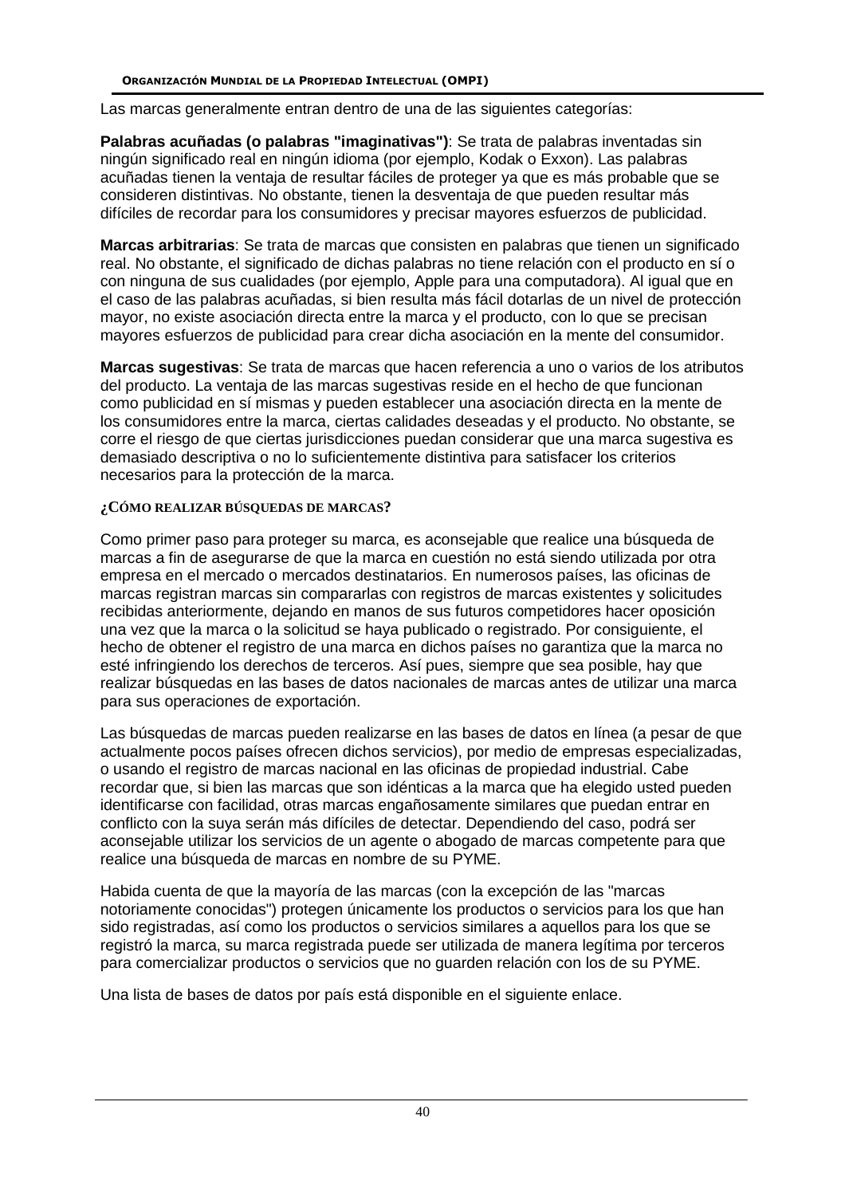Las marcas generalmente entran dentro de una de las siguientes categorías:

**Palabras acuñadas (o palabras "imaginativas")**: Se trata de palabras inventadas sin ningún significado real en ningún idioma (por ejemplo, Kodak o Exxon). Las palabras acuñadas tienen la ventaja de resultar fáciles de proteger ya que es más probable que se consideren distintivas. No obstante, tienen la desventaja de que pueden resultar más difíciles de recordar para los consumidores y precisar mayores esfuerzos de publicidad.

**Marcas arbitrarias**: Se trata de marcas que consisten en palabras que tienen un significado real. No obstante, el significado de dichas palabras no tiene relación con el producto en sí o con ninguna de sus cualidades (por ejemplo, Apple para una computadora). Al igual que en el caso de las palabras acuñadas, si bien resulta más fácil dotarlas de un nivel de protección mayor, no existe asociación directa entre la marca y el producto, con lo que se precisan mayores esfuerzos de publicidad para crear dicha asociación en la mente del consumidor.

**Marcas sugestivas**: Se trata de marcas que hacen referencia a uno o varios de los atributos del producto. La ventaja de las marcas sugestivas reside en el hecho de que funcionan como publicidad en sí mismas y pueden establecer una asociación directa en la mente de los consumidores entre la marca, ciertas calidades deseadas y el producto. No obstante, se corre el riesgo de que ciertas jurisdicciones puedan considerar que una marca sugestiva es demasiado descriptiva o no lo suficientemente distintiva para satisfacer los criterios necesarios para la protección de la marca.

### ¿CÓMO REALIZAR BÚSQUEDAS DE MARCAS?

Como primer paso para proteger su marca, es aconsejable que realice una búsqueda de marcas a fin de asegurarse de que la marca en cuestión no está siendo utilizada por otra empresa en el mercado o mercados destinatarios. En numerosos países, las oficinas de marcas registran marcas sin compararlas con registros de marcas existentes y solicitudes recibidas anteriormente, dejando en manos de sus futuros competidores hacer oposición una vez que la marca o la solicitud se haya publicado o registrado. Por consiguiente, el hecho de obtener el registro de una marca en dichos países no garantiza que la marca no esté infringiendo los derechos de terceros. Así pues, siempre que sea posible, hay que realizar búsquedas en las bases de datos nacionales de marcas antes de utilizar una marca para sus operaciones de exportación.

Las búsquedas de marcas pueden realizarse en las bases de datos en línea (a pesar de que actualmente pocos países ofrecen dichos servicios), por medio de empresas especializadas, o usando el registro de marcas nacional en las oficinas de propiedad industrial. Cabe recordar que, si bien las marcas que son idénticas a la marca que ha elegido usted pueden identificarse con facilidad, otras marcas engañosamente similares que puedan entrar en conflicto con la suya serán más difíciles de detectar. Dependiendo del caso, podrá ser aconsejable utilizar los servicios de un agente o abogado de marcas competente para que realice una búsqueda de marcas en nombre de su PYME.

Habida cuenta de que la mayoría de las marcas (con la excepción de las "marcas notoriamente conocidas") protegen únicamente los productos o servicios para los que han sido registradas, así como los productos o servicios similares a aquellos para los que se registró la marca, su marca registrada puede ser utilizada de manera legítima por terceros para comercializar productos o servicios que no guarden relación con los de su PYME.

Una lista de bases de datos por país está disponible en el siguiente enlace.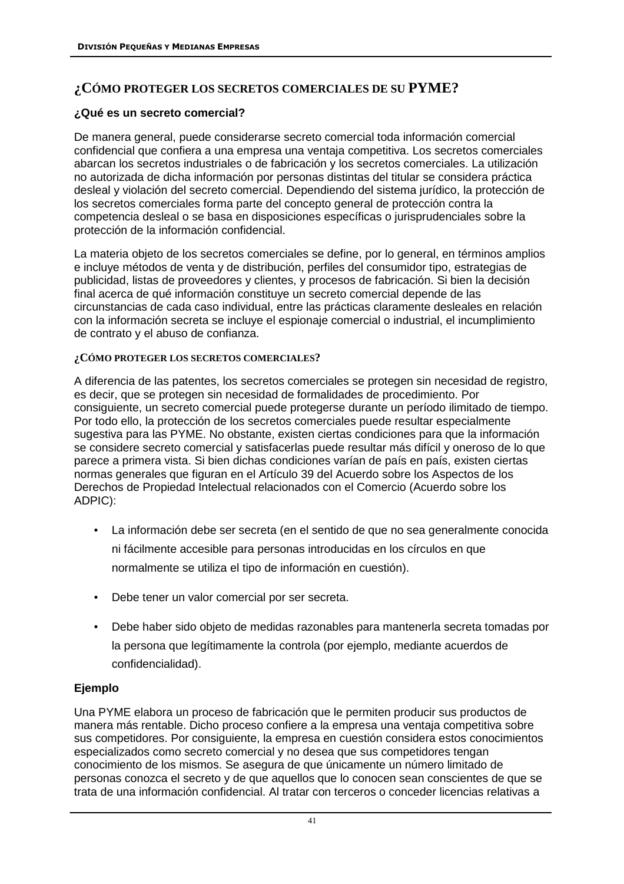## ¿CÓMO PROTEGER LOS SECRETOS COMERCIALES DE SU PYME?

### ¿Qué es un secreto comercial?

De manera general, puede considerarse secreto comercial toda información comercial confidencial que confiera a una empresa una ventaja competitiva. Los secretos comerciales abarcan los secretos industriales o de fabricación y los secretos comerciales. La utilización no autorizada de dicha información por personas distintas del titular se considera práctica desleal y violación del secreto comercial. Dependiendo del sistema jurídico, la protección de los secretos comerciales forma parte del concepto general de protección contra la competencia desleal o se basa en disposiciones específicas o jurisprudenciales sobre la protección de la información confidencial.

La materia objeto de los secretos comerciales se define, por lo general, en términos amplios e incluye métodos de venta y de distribución, perfiles del consumidor tipo, estrategias de publicidad, listas de proveedores y clientes, y procesos de fabricación. Si bien la decisión final acerca de qué información constituye un secreto comercial depende de las circunstancias de cada caso individual, entre las prácticas claramente desleales en relación con la información secreta se incluye el espionaje comercial o industrial, el incumplimiento de contrato y el abuso de confianza.

### ¿CÓMO PROTEGER LOS SECRETOS COMERCIALES?

A diferencia de las patentes, los secretos comerciales se protegen sin necesidad de registro, es decir, que se protegen sin necesidad de formalidades de procedimiento. Por consiguiente, un secreto comercial puede protegerse durante un período ilimitado de tiempo. Por todo ello, la protección de los secretos comerciales puede resultar especialmente sugestiva para las PYME. No obstante, existen ciertas condiciones para que la información se considere secreto comercial y satisfacerlas puede resultar más difícil y oneroso de lo que parece a primera vista. Si bien dichas condiciones varían de país en país, existen ciertas normas generales que figuran en el Artículo 39 del Acuerdo sobre los Aspectos de los Derechos de Propiedad Intelectual relacionados con el Comercio (Acuerdo sobre los ADPIC):

- La información debe ser secreta (en el sentido de que no sea generalmente conocida ni fácilmente accesible para personas introducidas en los círculos en que normalmente se utiliza el tipo de información en cuestión).
- Debe tener un valor comercial por ser secreta.
- Debe haber sido objeto de medidas razonables para mantenerla secreta tomadas por la persona que legítimamente la controla (por ejemplo, mediante acuerdos de confidencialidad).

### Ejemplo

Una PYME elabora un proceso de fabricación que le permiten producir sus productos de manera más rentable. Dicho proceso confiere a la empresa una ventaja competitiva sobre sus competidores. Por consiguiente, la empresa en cuestión considera estos conocimientos especializados como secreto comercial y no desea que sus competidores tengan conocimiento de los mismos. Se asegura de que únicamente un número limitado de personas conozca el secreto y de que aquellos que lo conocen sean conscientes de que se trata de una información confidencial. Al tratar con terceros o conceder licencias relativas a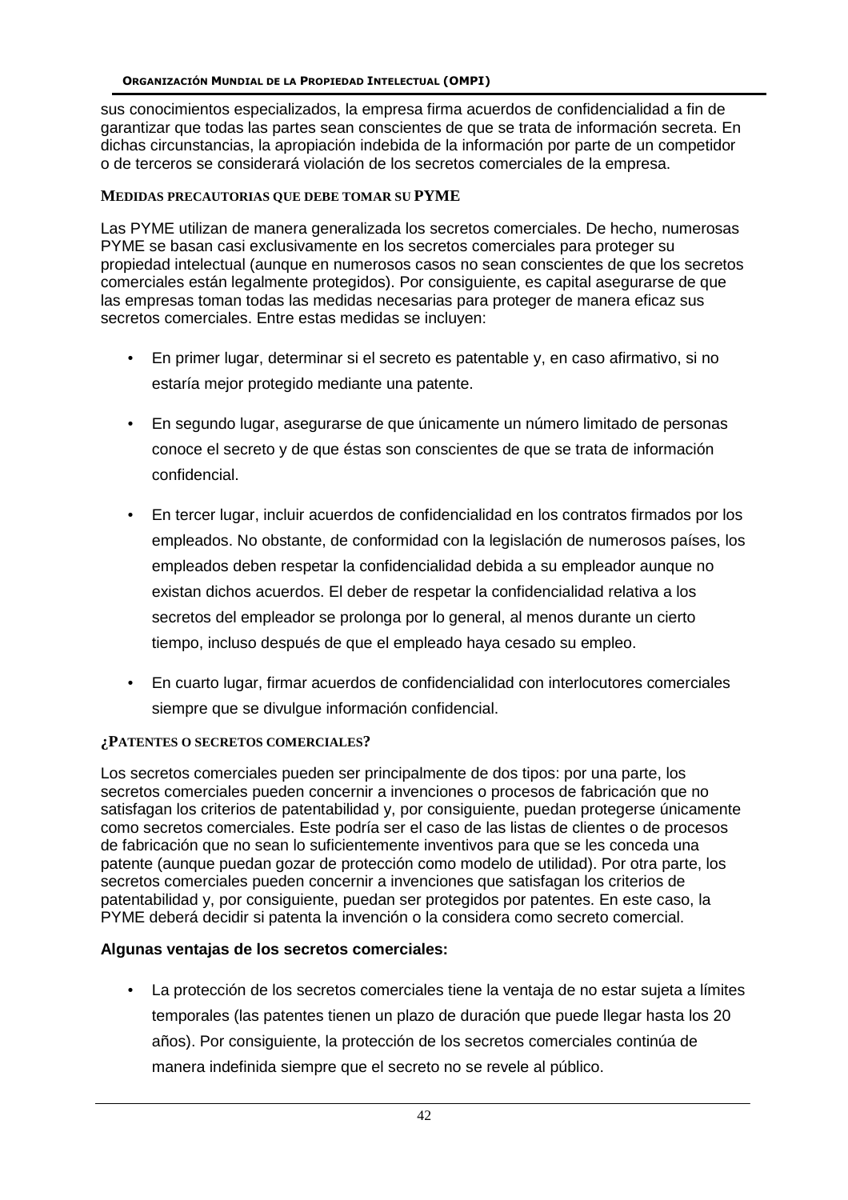sus conocimientos especializados, la empresa firma acuerdos de confidencialidad a fin de garantizar que todas las partes sean conscientes de que se trata de información secreta. En dichas circunstancias, la apropiación indebida de la información por parte de un competidor o de terceros se considerará violación de los secretos comerciales de la empresa.

### MEDIDAS PRECAUTORIAS QUE DEBE TOMAR SU PYME

Las PYME utilizan de manera generalizada los secretos comerciales. De hecho, numerosas PYME se basan casi exclusivamente en los secretos comerciales para proteger su propiedad intelectual (aunque en numerosos casos no sean conscientes de que los secretos comerciales están legalmente protegidos). Por consiguiente, es capital asegurarse de que las empresas toman todas las medidas necesarias para proteger de manera eficaz sus secretos comerciales. Entre estas medidas se incluyen:

- En primer lugar, determinar si el secreto es patentable y, en caso afirmativo, si no estaría mejor protegido mediante una patente.
- En segundo lugar, asegurarse de que únicamente un número limitado de personas conoce el secreto y de que éstas son conscientes de que se trata de información confidencial.
- En tercer lugar, incluir acuerdos de confidencialidad en los contratos firmados por los empleados. No obstante, de conformidad con la legislación de numerosos países, los empleados deben respetar la confidencialidad debida a su empleador aunque no existan dichos acuerdos. El deber de respetar la confidencialidad relativa a los secretos del empleador se prolonga por lo general, al menos durante un cierto tiempo, incluso después de que el empleado haya cesado su empleo.
- En cuarto lugar, firmar acuerdos de confidencialidad con interlocutores comerciales siempre que se divulgue información confidencial.

### ¿PATENTES O SECRETOS COMERCIALES?

Los secretos comerciales pueden ser principalmente de dos tipos: por una parte, los secretos comerciales pueden concernir a invenciones o procesos de fabricación que no satisfagan los criterios de patentabilidad y, por consiguiente, puedan protegerse únicamente como secretos comerciales. Este podría ser el caso de las listas de clientes o de procesos de fabricación que no sean lo suficientemente inventivos para que se les conceda una patente (aunque puedan gozar de protección como modelo de utilidad). Por otra parte, los secretos comerciales pueden concernir a invenciones que satisfagan los criterios de patentabilidad y, por consiguiente, puedan ser protegidos por patentes. En este caso, la PYME deberá decidir si patenta la invención o la considera como secreto comercial.

**Algunas ventajas de los secretos comerciales:**

- La protección de los secretos comerciales tiene la ventaja de no estar sujeta a límites temporales (las patentes tienen un plazo de duración que puede llegar hasta los 20 años). Por consiguiente, la protección de los secretos comerciales continúa de manera indefinida siempre que el secreto no se revele al público.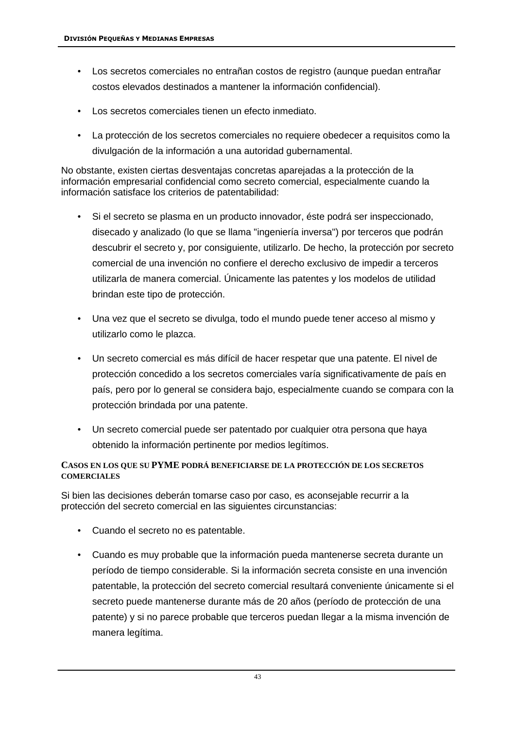- Los secretos comerciales no entrañan costos de registro (aunque puedan entrañar costos elevados destinados a mantener la información confidencial).
- Los secretos comerciales tienen un efecto inmediato.
- La protección de los secretos comerciales no requiere obedecer a requisitos como la divulgación de la información a una autoridad gubernamental.

No obstante, existen ciertas desventajas concretas aparejadas a la protección de la información empresarial confidencial como secreto comercial, especialmente cuando la información satisface los criterios de patentabilidad:

- Si el secreto se plasma en un producto innovador, éste podrá ser inspeccionado, disecado y analizado (lo que se llama "ingeniería inversa") por terceros que podrán descubrir el secreto y, por consiguiente, utilizarlo. De hecho, la protección por secreto comercial de una invención no confiere el derecho exclusivo de impedir a terceros utilizarla de manera comercial. Únicamente las patentes y los modelos de utilidad brindan este tipo de protección.
- Una vez que el secreto se divulga, todo el mundo puede tener acceso al mismo y utilizarlo como le plazca.
- Un secreto comercial es más difícil de hacer respetar que una patente. El nivel de protección concedido a los secretos comerciales varía significativamente de país en país, pero por lo general se considera bajo, especialmente cuando se compara con la protección brindada por una patente.
- Un secreto comercial puede ser patentado por cualquier otra persona que haya obtenido la información pertinente por medios legítimos.

### Casos en los que su PYME podrá beneficiarse de la protección de los secretos comerciales

Si bien las decisiones deberán tomarse caso por caso, es aconsejable recurrir a la protección del secreto comercial en las siguientes circunstancias:

- Cuando el secreto no es patentable.
- Cuando es muy probable que la información pueda mantenerse secreta durante un período de tiempo considerable. Si la información secreta consiste en una invención patentable, la protección del secreto comercial resultará conveniente únicamente si el secreto puede mantenerse durante más de 20 años (período de protección de una patente) y si no parece probable que terceros puedan llegar a la misma invención de manera legítima.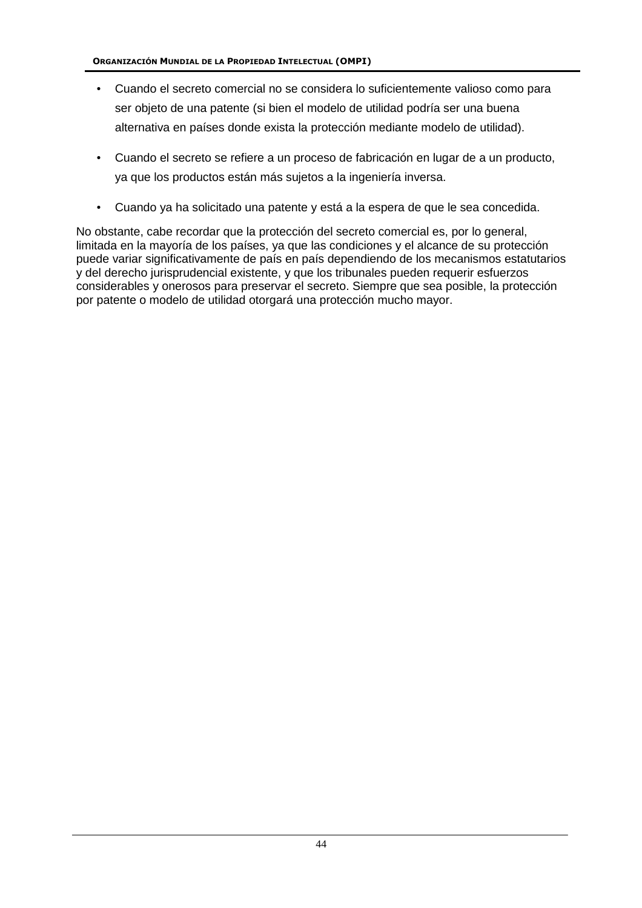- Cuando el secreto comercial no se considera lo suficientemente valioso como para ser objeto de una patente (si bien el modelo de utilidad podría ser una buena alternativa en países donde exista la protección mediante modelo de utilidad).
- Cuando el secreto se refiere a un proceso de fabricación en lugar de a un producto, ya que los productos están más sujetos a la ingeniería inversa.
- Cuando ya ha solicitado una patente y está a la espera de que le sea concedida.

No obstante, cabe recordar que la protección del secreto comercial es, por lo general, limitada en la mayoría de los países, ya que las condiciones y el alcance de su protección puede variar significativamente de país en país dependiendo de los mecanismos estatutarios y del derecho jurisprudencial existente, y que los tribunales pueden requerir esfuerzos considerables y onerosos para preservar el secreto. Siempre que sea posible, la protección por patente o modelo de utilidad otorgará una protección mucho mayor.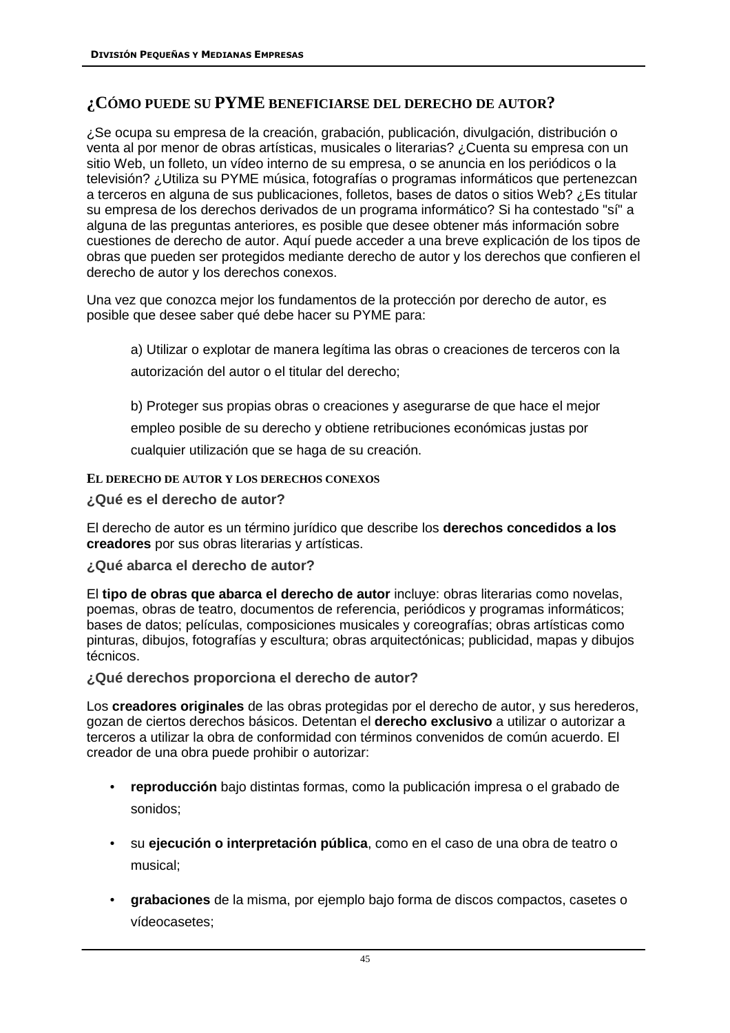## ¿Cómo puede su PYME beneficiarse del derecho de autor?

¿Se ocupa su empresa de la creación, grabación, publicación, divulgación, distribución o venta al por menor de obras artísticas, musicales o literarias? ¿Cuenta su empresa con un sitio Web, un folleto, un vídeo interno de su empresa, o se anuncia en los periódicos o la televisión? ¿Utiliza su PYME música, fotografías o programas informáticos que pertenezcan a terceros en alguna de sus publicaciones, folletos, bases de datos o sitios Web? ¿Es titular su empresa de los derechos derivados de un programa informático? Si ha contestado "sí" a alguna de las preguntas anteriores, es posible que desee obtener más información sobre cuestiones de derecho de autor. Aquí puede acceder a una breve explicación de los tipos de obras que pueden ser protegidos mediante derecho de autor y los derechos que confieren el derecho de autor y los derechos conexos.

Una vez que conozca mejor los fundamentos de la protección por derecho de autor, es posible que desee saber qué debe hacer su PYME para:

a) Utilizar o explotar de manera legítima las obras o creaciones de terceros con la autorización del autor o el titular del derecho;

b) Proteger sus propias obras o creaciones y asegurarse de que hace el mejor empleo posible de su derecho y obtiene retribuciones económicas justas por cualquier utilización que se haga de su creación.

### El derecho de autor y los derechos conexos

#### ¿Qué es el derecho de autor?

El derecho de autor es un término jurídico que describe los **derechos concedidos a los creadores** por sus obras literarias y artísticas.

#### ¿Qué abarca el derecho de autor?

El **tipo de obras que abarca el derecho de autor** incluye: obras literarias como novelas, poemas, obras de teatro, documentos de referencia, periódicos y programas informáticos; bases de datos; películas, composiciones musicales y coreografías; obras artísticas como pinturas, dibujos, fotografías y escultura; obras arquitectónicas; publicidad, mapas y dibujos técnicos.

#### ¿Qué derechos proporciona el derecho de autor?

Los **creadores originales** de las obras protegidas por el derecho de autor, y sus herederos, gozan de ciertos derechos básicos. Detentan el **derecho exclusivo** a utilizar o autorizar a terceros a utilizar la obra de conformidad con términos convenidos de común acuerdo. El creador de una obra puede prohibir o autorizar:

- **reproducción** bajo distintas formas, como la publicación impresa o el grabado de sonidos;
- su **ejecución o interpretación pública**, como en el caso de una obra de teatro o musical;
- **grabaciones** de la misma, por ejemplo bajo forma de discos compactos, casetes o vídeocasetes;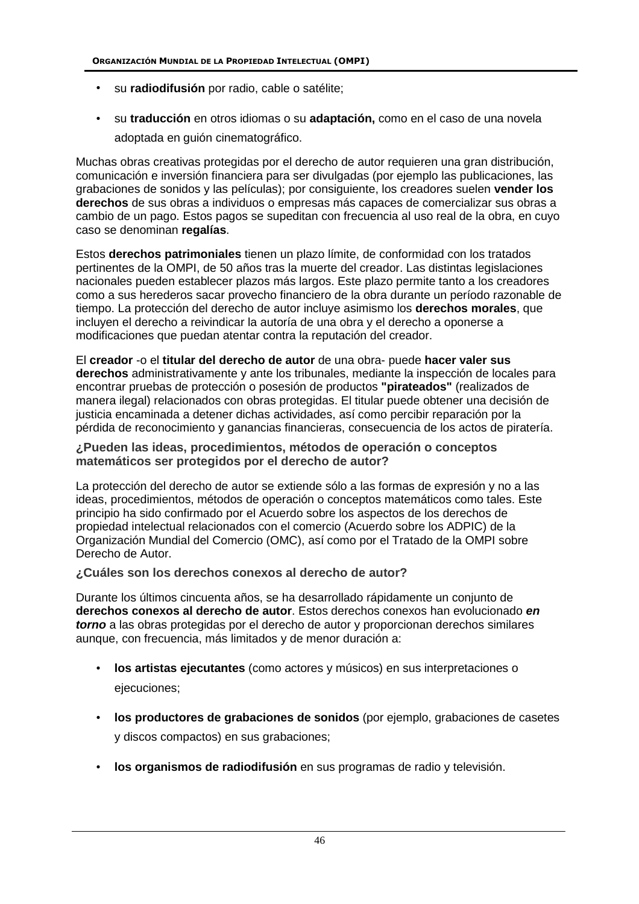- su **radiodifusión** por radio, cable o satélite;
- su **traducción** en otros idiomas o su **adaptación,** como en el caso de una novela adoptada en guión cinematográfico.

Muchas obras creativas protegidas por el derecho de autor requieren una gran distribución, comunicación e inversión financiera para ser divulgadas (por ejemplo las publicaciones, las grabaciones de sonidos y las películas); por consiguiente, los creadores suelen **vender los derechos** de sus obras a individuos o empresas más capaces de comercializar sus obras a cambio de un pago. Estos pagos se supeditan con frecuencia al uso real de la obra, en cuyo caso se denominan **regalías**.

Estos **derechos patrimoniales** tienen un plazo límite, de conformidad con los tratados pertinentes de la OMPI, de 50 años tras la muerte del creador. Las distintas legislaciones nacionales pueden establecer plazos más largos. Este plazo permite tanto a los creadores como a sus herederos sacar provecho financiero de la obra durante un período razonable de tiempo. La protección del derecho de autor incluye asimismo los **derechos morales**, que incluyen el derecho a reivindicar la autoría de una obra y el derecho a oponerse a modificaciones que puedan atentar contra la reputación del creador.

El **creador** -o el **titular del derecho de autor** de una obra- puede **hacer valer sus derechos** administrativamente y ante los tribunales, mediante la inspección de locales para encontrar pruebas de protección o posesión de productos **"pirateados"** (realizados de manera ilegal) relacionados con obras protegidas. El titular puede obtener una decisión de justicia encaminada a detener dichas actividades, así como percibir reparación por la pérdida de reconocimiento y ganancias financieras, consecuencia de los actos de piratería.

### ¿Pueden las ideas, procedimientos, métodos de operación o conceptos matemáticos ser protegidos por el derecho de autor?

La protección del derecho de autor se extiende sólo a las formas de expresión y no a las ideas, procedimientos, métodos de operación o conceptos matemáticos como tales. Este principio ha sido confirmado por el Acuerdo sobre los aspectos de los derechos de propiedad intelectual relacionados con el comercio (Acuerdo sobre los ADPIC) de la Organización Mundial del Comercio (OMC), así como por el Tratado de la OMPI sobre Derecho de Autor.

### ¿Cuáles son los derechos conexos al derecho de autor?

Durante los últimos cincuenta años, se ha desarrollado rápidamente un conjunto de **derechos conexos al derecho de autor**. Estos derechos conexos han evolucionado ***en torno*** a las obras protegidas por el derecho de autor y proporcionan derechos similares aunque, con frecuencia, más limitados y de menor duración a:

- **los artistas ejecutantes** (como actores y músicos) en sus interpretaciones o ejecuciones;
- **los productores de grabaciones de sonidos** (por ejemplo, grabaciones de casetes y discos compactos) en sus grabaciones;
- **los organismos de radiodifusión** en sus programas de radio y televisión.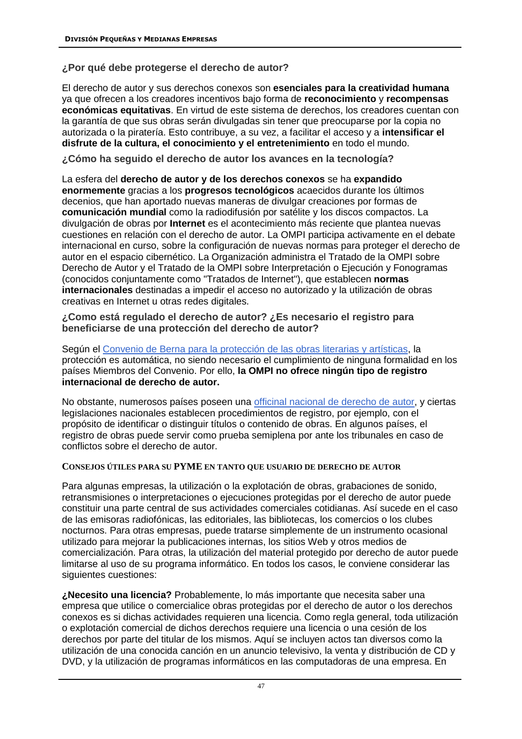## ¿Por qué debe protegerse el derecho de autor?

El derecho de autor y sus derechos conexos son **esenciales para la creatividad humana** ya que ofrecen a los creadores incentivos bajo forma de **reconocimiento** y **recompensas económicas equitativas**. En virtud de este sistema de derechos, los creadores cuentan con la garantía de que sus obras serán divulgadas sin tener que preocuparse por la copia no autorizada o la piratería. Esto contribuye, a su vez, a facilitar el acceso y a **intensificar el disfrute de la cultura, el conocimiento y el entretenimiento** en todo el mundo.

## ¿Cómo ha seguido el derecho de autor los avances en la tecnología?

La esfera del **derecho de autor y de los derechos conexos** se ha **expandido enormemente** gracias a los **progresos tecnológicos** acaecidos durante los últimos decenios, que han aportado nuevas maneras de divulgar creaciones por formas de **comunicación mundial** como la radiodifusión por satélite y los discos compactos. La divulgación de obras por **Internet** es el acontecimiento más reciente que plantea nuevas cuestiones en relación con el derecho de autor. La OMPI participa activamente en el debate internacional en curso, sobre la configuración de nuevas normas para proteger el derecho de autor en el espacio cibernético. La Organización administra el Tratado de la OMPI sobre Derecho de Autor y el Tratado de la OMPI sobre Interpretación o Ejecución y Fonogramas (conocidos conjuntamente como "Tratados de Internet"), que establecen **normas internacionales** destinadas a impedir el acceso no autorizado y la utilización de obras creativas en Internet u otras redes digitales.

## ¿Como está regulado el derecho de autor? ¿Es necesario el registro para beneficiarse de una protección del derecho de autor?

Según el Convenio de Berna para la protección de las obras literarias y artísticas, la protección es automática, no siendo necesario el cumplimiento de ninguna formalidad en los países Miembros del Convenio. Por ello, **la OMPI no ofrece ningún tipo de registro internacional de derecho de autor.**

No obstante, numerosos países poseen una officinal nacional de derecho de autor, y ciertas legislaciones nacionales establecen procedimientos de registro, por ejemplo, con el propósito de identificar o distinguir títulos o contenido de obras. En algunos países, el registro de obras puede servir como prueba semiplena por ante los tribunales en caso de conflictos sobre el derecho de autor.

### CONSEJOS ÚTILES PARA SU PYME EN TANTO QUE USUARIO DE DERECHO DE AUTOR

Para algunas empresas, la utilización o la explotación de obras, grabaciones de sonido, retransmisiones o interpretaciones o ejecuciones protegidas por el derecho de autor puede constituir una parte central de sus actividades comerciales cotidianas. Así sucede en el caso de las emisoras radiofónicas, las editoriales, las bibliotecas, los comercios o los clubes nocturnos. Para otras empresas, puede tratarse simplemente de un instrumento ocasional utilizado para mejorar la publicaciones internas, los sitios Web y otros medios de comercialización. Para otras, la utilización del material protegido por derecho de autor puede limitarse al uso de su programa informático. En todos los casos, le conviene considerar las siguientes cuestiones:

**¿Necesito una licencia?** Probablemente, lo más importante que necesita saber una empresa que utilice o comercialice obras protegidas por el derecho de autor o los derechos conexos es si dichas actividades requieren una licencia. Como regla general, toda utilización o explotación comercial de dichos derechos requiere una licencia o una cesión de los derechos por parte del titular de los mismos. Aquí se incluyen actos tan diversos como la utilización de una conocida canción en un anuncio televisivo, la venta y distribución de CD y DVD, y la utilización de programas informáticos en las computadoras de una empresa. En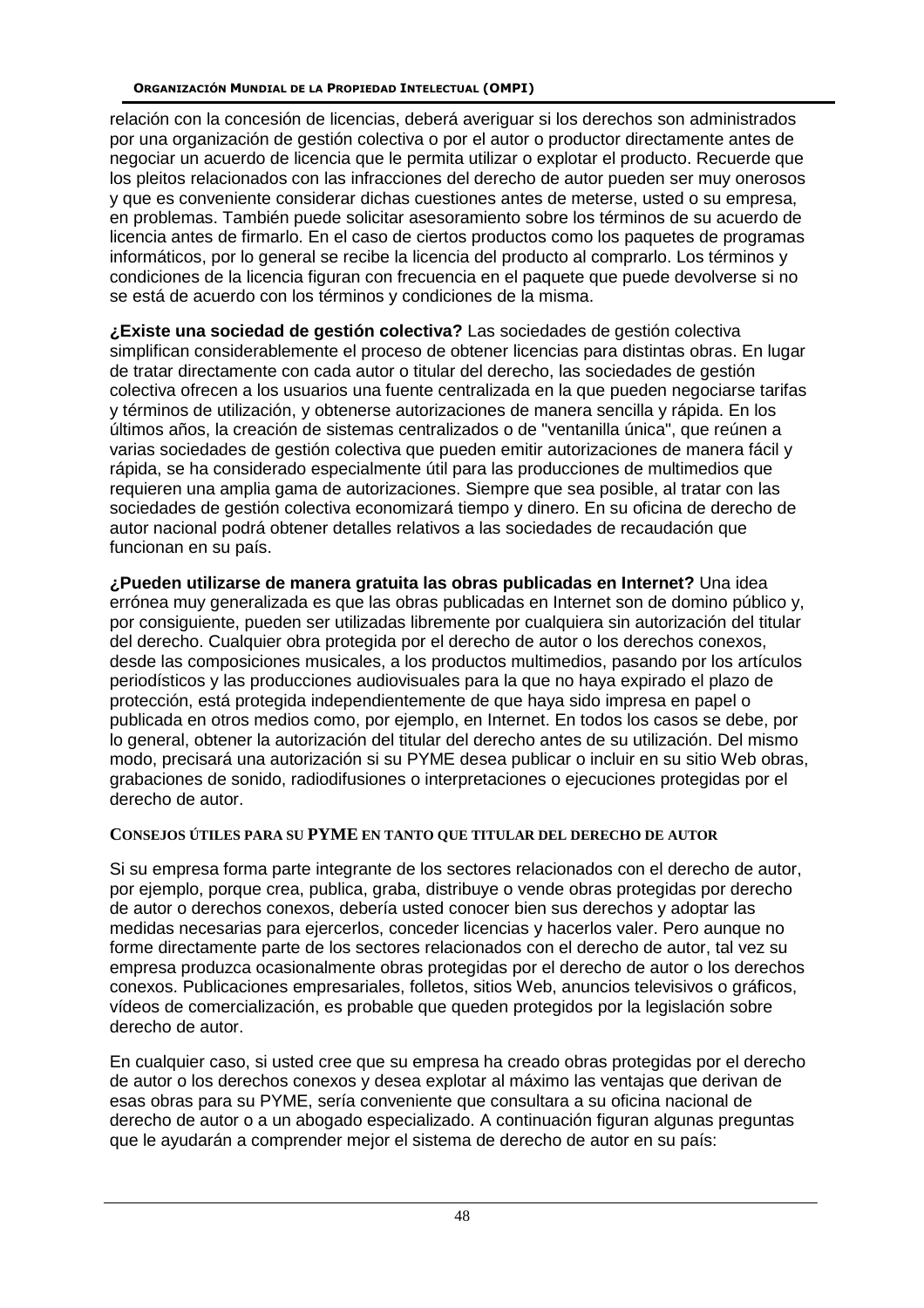relación con la concesión de licencias, deberá averiguar si los derechos son administrados por una organización de gestión colectiva o por el autor o productor directamente antes de negociar un acuerdo de licencia que le permita utilizar o explotar el producto. Recuerde que los pleitos relacionados con las infracciones del derecho de autor pueden ser muy onerosos y que es conveniente considerar dichas cuestiones antes de meterse, usted o su empresa, en problemas. También puede solicitar asesoramiento sobre los términos de su acuerdo de licencia antes de firmarlo. En el caso de ciertos productos como los paquetes de programas informáticos, por lo general se recibe la licencia del producto al comprarlo. Los términos y condiciones de la licencia figuran con frecuencia en el paquete que puede devolverse si no se está de acuerdo con los términos y condiciones de la misma.

**¿Existe una sociedad de gestión colectiva?** Las sociedades de gestión colectiva simplifican considerablemente el proceso de obtener licencias para distintas obras. En lugar de tratar directamente con cada autor o titular del derecho, las sociedades de gestión colectiva ofrecen a los usuarios una fuente centralizada en la que pueden negociarse tarifas y términos de utilización, y obtenerse autorizaciones de manera sencilla y rápida. En los últimos años, la creación de sistemas centralizados o de "ventanilla única", que reúnen a varias sociedades de gestión colectiva que pueden emitir autorizaciones de manera fácil y rápida, se ha considerado especialmente útil para las producciones de multimedios que requieren una amplia gama de autorizaciones. Siempre que sea posible, al tratar con las sociedades de gestión colectiva economizará tiempo y dinero. En su oficina de derecho de autor nacional podrá obtener detalles relativos a las sociedades de recaudación que funcionan en su país.

**¿Pueden utilizarse de manera gratuita las obras publicadas en Internet?** Una idea errónea muy generalizada es que las obras publicadas en Internet son de domino público y, por consiguiente, pueden ser utilizadas libremente por cualquiera sin autorización del titular del derecho. Cualquier obra protegida por el derecho de autor o los derechos conexos, desde las composiciones musicales, a los productos multimedios, pasando por los artículos periodísticos y las producciones audiovisuales para la que no haya expirado el plazo de protección, está protegida independientemente de que haya sido impresa en papel o publicada en otros medios como, por ejemplo, en Internet. En todos los casos se debe, por lo general, obtener la autorización del titular del derecho antes de su utilización. Del mismo modo, precisará una autorización si su PYME desea publicar o incluir en su sitio Web obras, grabaciones de sonido, radiodifusiones o interpretaciones o ejecuciones protegidas por el derecho de autor.

### CONSEJOS ÚTILES PARA SU PYME EN TANTO QUE TITULAR DEL DERECHO DE AUTOR

Si su empresa forma parte integrante de los sectores relacionados con el derecho de autor, por ejemplo, porque crea, publica, graba, distribuye o vende obras protegidas por derecho de autor o derechos conexos, debería usted conocer bien sus derechos y adoptar las medidas necesarias para ejercerlos, conceder licencias y hacerlos valer. Pero aunque no forme directamente parte de los sectores relacionados con el derecho de autor, tal vez su empresa produzca ocasionalmente obras protegidas por el derecho de autor o los derechos conexos. Publicaciones empresariales, folletos, sitios Web, anuncios televisivos o gráficos, vídeos de comercialización, es probable que queden protegidos por la legislación sobre derecho de autor.

En cualquier caso, si usted cree que su empresa ha creado obras protegidas por el derecho de autor o los derechos conexos y desea explotar al máximo las ventajas que derivan de esas obras para su PYME, sería conveniente que consultara a su oficina nacional de derecho de autor o a un abogado especializado. A continuación figuran algunas preguntas que le ayudarán a comprender mejor el sistema de derecho de autor en su país: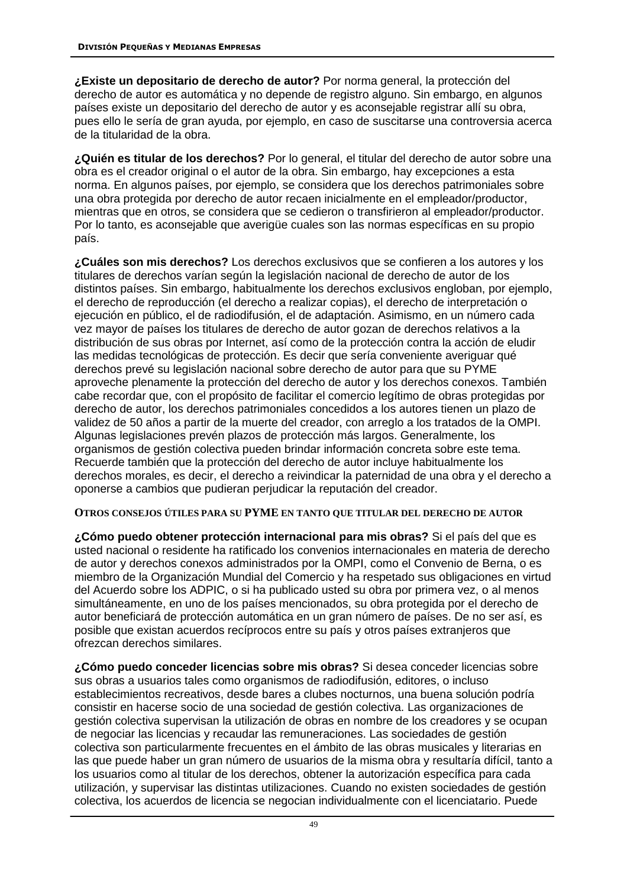**¿Existe un depositario de derecho de autor?** Por norma general, la protección del derecho de autor es automática y no depende de registro alguno. Sin embargo, en algunos países existe un depositario del derecho de autor y es aconsejable registrar allí su obra, pues ello le sería de gran ayuda, por ejemplo, en caso de suscitarse una controversia acerca de la titularidad de la obra.

**¿Quién es titular de los derechos?** Por lo general, el titular del derecho de autor sobre una obra es el creador original o el autor de la obra. Sin embargo, hay excepciones a esta norma. En algunos países, por ejemplo, se considera que los derechos patrimoniales sobre una obra protegida por derecho de autor recaen inicialmente en el empleador/productor, mientras que en otros, se considera que se cedieron o transfirieron al empleador/productor. Por lo tanto, es aconsejable que averigüe cuales son las normas específicas en su propio país.

**¿Cuáles son mis derechos?** Los derechos exclusivos que se confieren a los autores y los titulares de derechos varían según la legislación nacional de derecho de autor de los distintos países. Sin embargo, habitualmente los derechos exclusivos engloban, por ejemplo, el derecho de reproducción (el derecho a realizar copias), el derecho de interpretación o ejecución en público, el de radiodifusión, el de adaptación. Asimismo, en un número cada vez mayor de países los titulares de derecho de autor gozan de derechos relativos a la distribución de sus obras por Internet, así como de la protección contra la acción de eludir las medidas tecnológicas de protección. Es decir que sería conveniente averiguar qué derechos prevé su legislación nacional sobre derecho de autor para que su PYME aproveche plenamente la protección del derecho de autor y los derechos conexos. También cabe recordar que, con el propósito de facilitar el comercio legítimo de obras protegidas por derecho de autor, los derechos patrimoniales concedidos a los autores tienen un plazo de validez de 50 años a partir de la muerte del creador, con arreglo a los tratados de la OMPI. Algunas legislaciones prevén plazos de protección más largos. Generalmente, los organismos de gestión colectiva pueden brindar información concreta sobre este tema. Recuerde también que la protección del derecho de autor incluye habitualmente los derechos morales, es decir, el derecho a reivindicar la paternidad de una obra y el derecho a oponerse a cambios que pudieran perjudicar la reputación del creador.

## OTROS CONSEJOS ÚTILES PARA SU PYME EN TANTO QUE TITULAR DEL DERECHO DE AUTOR

**¿Cómo puedo obtener protección internacional para mis obras?** Si el país del que es usted nacional o residente ha ratificado los convenios internacionales en materia de derecho de autor y derechos conexos administrados por la OMPI, como el Convenio de Berna, o es miembro de la Organización Mundial del Comercio y ha respetado sus obligaciones en virtud del Acuerdo sobre los ADPIC, o si ha publicado usted su obra por primera vez, o al menos simultáneamente, en uno de los países mencionados, su obra protegida por el derecho de autor beneficiará de protección automática en un gran número de países. De no ser así, es posible que existan acuerdos recíprocos entre su país y otros países extranjeros que ofrezcan derechos similares.

**¿Cómo puedo conceder licencias sobre mis obras?** Si desea conceder licencias sobre sus obras a usuarios tales como organismos de radiodifusión, editores, o incluso establecimientos recreativos, desde bares a clubes nocturnos, una buena solución podría consistir en hacerse socio de una sociedad de gestión colectiva. Las organizaciones de gestión colectiva supervisan la utilización de obras en nombre de los creadores y se ocupan de negociar las licencias y recaudar las remuneraciones. Las sociedades de gestión colectiva son particularmente frecuentes en el ámbito de las obras musicales y literarias en las que puede haber un gran número de usuarios de la misma obra y resultaría difícil, tanto a los usuarios como al titular de los derechos, obtener la autorización específica para cada utilización, y supervisar las distintas utilizaciones. Cuando no existen sociedades de gestión colectiva, los acuerdos de licencia se negocian individualmente con el licenciatario. Puede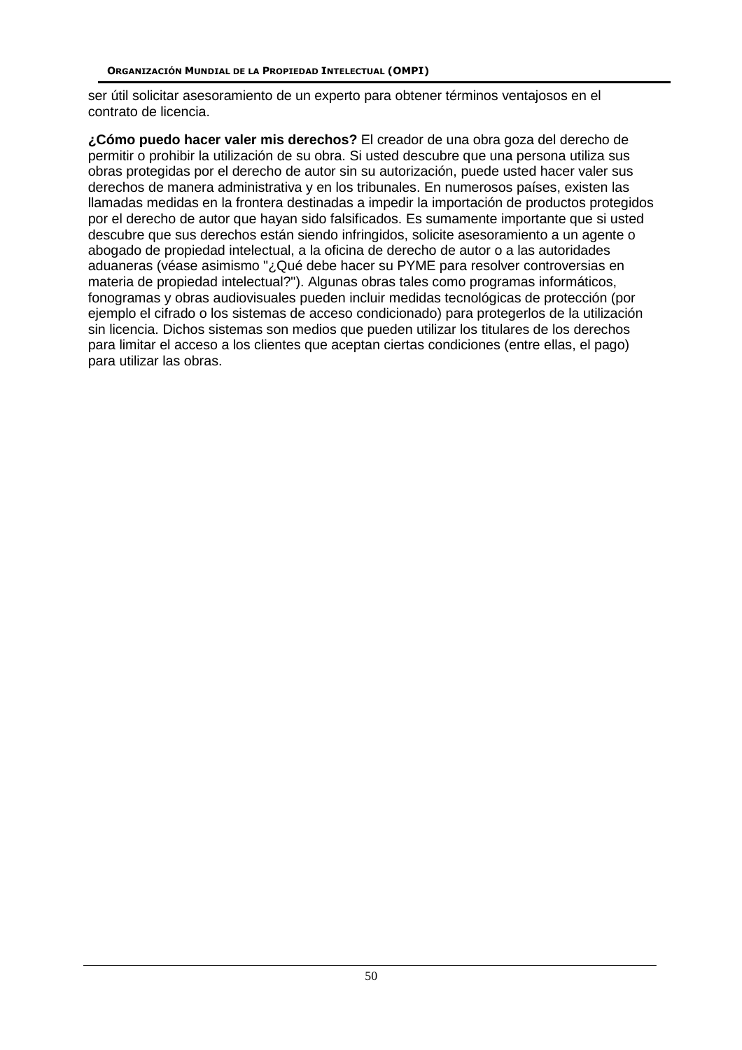ser útil solicitar asesoramiento de un experto para obtener términos ventajosos en el contrato de licencia.

**¿Cómo puedo hacer valer mis derechos?** El creador de una obra goza del derecho de permitir o prohibir la utilización de su obra. Si usted descubre que una persona utiliza sus obras protegidas por el derecho de autor sin su autorización, puede usted hacer valer sus derechos de manera administrativa y en los tribunales. En numerosos países, existen las llamadas medidas en la frontera destinadas a impedir la importación de productos protegidos por el derecho de autor que hayan sido falsificados. Es sumamente importante que si usted descubre que sus derechos están siendo infringidos, solicite asesoramiento a un agente o abogado de propiedad intelectual, a la oficina de derecho de autor o a las autoridades aduaneras (véase asimismo "¿Qué debe hacer su PYME para resolver controversias en materia de propiedad intelectual?"). Algunas obras tales como programas informáticos, fonogramas y obras audiovisuales pueden incluir medidas tecnológicas de protección (por ejemplo el cifrado o los sistemas de acceso condicionado) para protegerlos de la utilización sin licencia. Dichos sistemas son medios que pueden utilizar los titulares de los derechos para limitar el acceso a los clientes que aceptan ciertas condiciones (entre ellas, el pago) para utilizar las obras.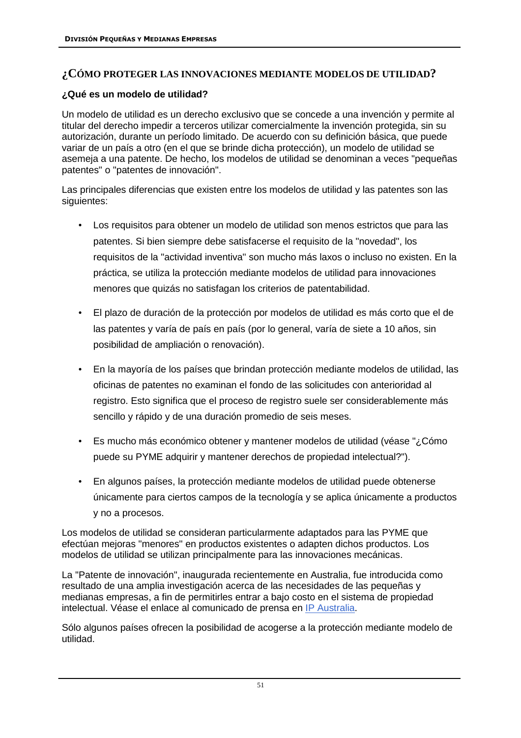## ¿CÓMO PROTEGER LAS INNOVACIONES MEDIANTE MODELOS DE UTILIDAD?

### ¿Qué es un modelo de utilidad?

Un modelo de utilidad es un derecho exclusivo que se concede a una invención y permite al titular del derecho impedir a terceros utilizar comercialmente la invención protegida, sin su autorización, durante un período limitado. De acuerdo con su definición básica, que puede variar de un país a otro (en el que se brinde dicha protección), un modelo de utilidad se asemeja a una patente. De hecho, los modelos de utilidad se denominan a veces "pequeñas patentes" o "patentes de innovación".

Las principales diferencias que existen entre los modelos de utilidad y las patentes son las siguientes:

- Los requisitos para obtener un modelo de utilidad son menos estrictos que para las patentes. Si bien siempre debe satisfacerse el requisito de la "novedad", los requisitos de la "actividad inventiva" son mucho más laxos o incluso no existen. En la práctica, se utiliza la protección mediante modelos de utilidad para innovaciones menores que quizás no satisfagan los criterios de patentabilidad.
- El plazo de duración de la protección por modelos de utilidad es más corto que el de las patentes y varía de país en país (por lo general, varía de siete a 10 años, sin posibilidad de ampliación o renovación).
- En la mayoría de los países que brindan protección mediante modelos de utilidad, las oficinas de patentes no examinan el fondo de las solicitudes con anterioridad al registro. Esto significa que el proceso de registro suele ser considerablemente más sencillo y rápido y de una duración promedio de seis meses.
- Es mucho más económico obtener y mantener modelos de utilidad (véase "¿Cómo puede su PYME adquirir y mantener derechos de propiedad intelectual?").
- En algunos países, la protección mediante modelos de utilidad puede obtenerse únicamente para ciertos campos de la tecnología y se aplica únicamente a productos y no a procesos.

Los modelos de utilidad se consideran particularmente adaptados para las PYME que efectúan mejoras "menores" en productos existentes o adapten dichos productos. Los modelos de utilidad se utilizan principalmente para las innovaciones mecánicas.

La "Patente de innovación", inaugurada recientemente en Australia, fue introducida como resultado de una amplia investigación acerca de las necesidades de las pequeñas y medianas empresas, a fin de permitirles entrar a bajo costo en el sistema de propiedad intelectual. Véase el enlace al comunicado de prensa en IP Australia.

Sólo algunos países ofrecen la posibilidad de acogerse a la protección mediante modelo de utilidad.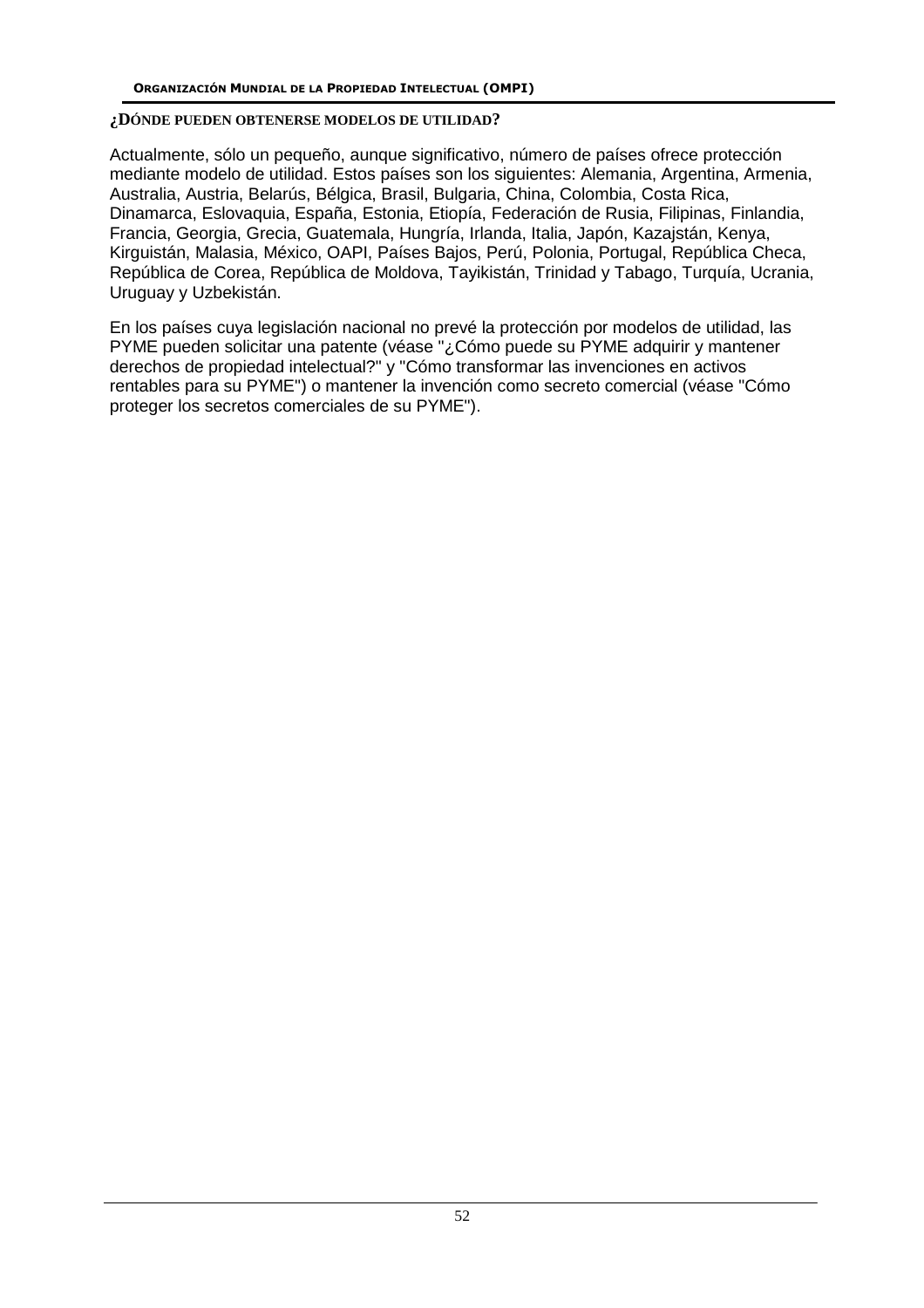### ¿DÓNDE PUEDEN OBTENERSE MODELOS DE UTILIDAD?

Actualmente, sólo un pequeño, aunque significativo, número de países ofrece protección mediante modelo de utilidad. Estos países son los siguientes: Alemania, Argentina, Armenia, Australia, Austria, Belarús, Bélgica, Brasil, Bulgaria, China, Colombia, Costa Rica, Dinamarca, Eslovaquia, España, Estonia, Etiopía, Federación de Rusia, Filipinas, Finlandia, Francia, Georgia, Grecia, Guatemala, Hungría, Irlanda, Italia, Japón, Kazajstán, Kenya, Kirguistán, Malasia, México, OAPI, Países Bajos, Perú, Polonia, Portugal, República Checa, República de Corea, República de Moldova, Tayikistán, Trinidad y Tabago, Turquía, Ucrania, Uruguay y Uzbekistán.

En los países cuya legislación nacional no prevé la protección por modelos de utilidad, las PYME pueden solicitar una patente (véase "¿Cómo puede su PYME adquirir y mantener derechos de propiedad intelectual?" y "Cómo transformar las invenciones en activos rentables para su PYME") o mantener la invención como secreto comercial (véase "Cómo proteger los secretos comerciales de su PYME").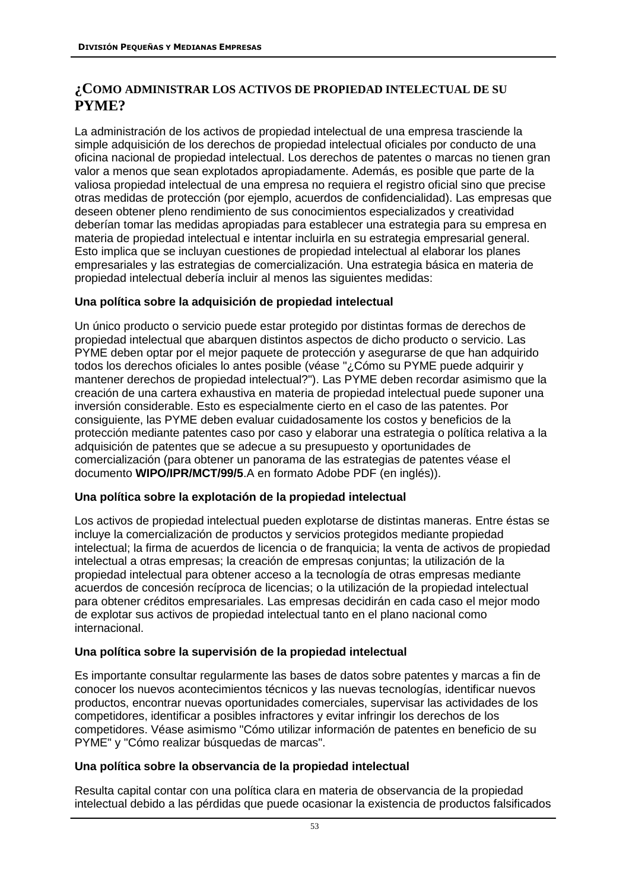## ¿COMO ADMINISTRAR LOS ACTIVOS DE PROPIEDAD INTELECTUAL DE SU PYME?

La administración de los activos de propiedad intelectual de una empresa trasciende la simple adquisición de los derechos de propiedad intelectual oficiales por conducto de una oficina nacional de propiedad intelectual. Los derechos de patentes o marcas no tienen gran valor a menos que sean explotados apropiadamente. Además, es posible que parte de la valiosa propiedad intelectual de una empresa no requiera el registro oficial sino que precise otras medidas de protección (por ejemplo, acuerdos de confidencialidad). Las empresas que deseen obtener pleno rendimiento de sus conocimientos especializados y creatividad deberían tomar las medidas apropiadas para establecer una estrategia para su empresa en materia de propiedad intelectual e intentar incluirla en su estrategia empresarial general. Esto implica que se incluyan cuestiones de propiedad intelectual al elaborar los planes empresariales y las estrategias de comercialización. Una estrategia básica en materia de propiedad intelectual debería incluir al menos las siguientes medidas:

**Una política sobre la adquisición de propiedad intelectual**

Un único producto o servicio puede estar protegido por distintas formas de derechos de propiedad intelectual que abarquen distintos aspectos de dicho producto o servicio. Las PYME deben optar por el mejor paquete de protección y asegurarse de que han adquirido todos los derechos oficiales lo antes posible (véase "¿Cómo su PYME puede adquirir y mantener derechos de propiedad intelectual?"). Las PYME deben recordar asimismo que la creación de una cartera exhaustiva en materia de propiedad intelectual puede suponer una inversión considerable. Esto es especialmente cierto en el caso de las patentes. Por consiguiente, las PYME deben evaluar cuidadosamente los costos y beneficios de la protección mediante patentes caso por caso y elaborar una estrategia o política relativa a la adquisición de patentes que se adecue a su presupuesto y oportunidades de comercialización (para obtener un panorama de las estrategias de patentes véase el documento **WIPO/IPR/MCT/99/5**.A en formato Adobe PDF (en inglés)).

**Una política sobre la explotación de la propiedad intelectual**

Los activos de propiedad intelectual pueden explotarse de distintas maneras. Entre éstas se incluye la comercialización de productos y servicios protegidos mediante propiedad intelectual; la firma de acuerdos de licencia o de franquicia; la venta de activos de propiedad intelectual a otras empresas; la creación de empresas conjuntas; la utilización de la propiedad intelectual para obtener acceso a la tecnología de otras empresas mediante acuerdos de concesión recíproca de licencias; o la utilización de la propiedad intelectual para obtener créditos empresariales. Las empresas decidirán en cada caso el mejor modo de explotar sus activos de propiedad intelectual tanto en el plano nacional como internacional.

**Una política sobre la supervisión de la propiedad intelectual**

Es importante consultar regularmente las bases de datos sobre patentes y marcas a fin de conocer los nuevos acontecimientos técnicos y las nuevas tecnologías, identificar nuevos productos, encontrar nuevas oportunidades comerciales, supervisar las actividades de los competidores, identificar a posibles infractores y evitar infringir los derechos de los competidores. Véase asimismo "Cómo utilizar información de patentes en beneficio de su PYME" y "Cómo realizar búsquedas de marcas".

**Una política sobre la observancia de la propiedad intelectual**

Resulta capital contar con una política clara en materia de observancia de la propiedad intelectual debido a las pérdidas que puede ocasionar la existencia de productos falsificados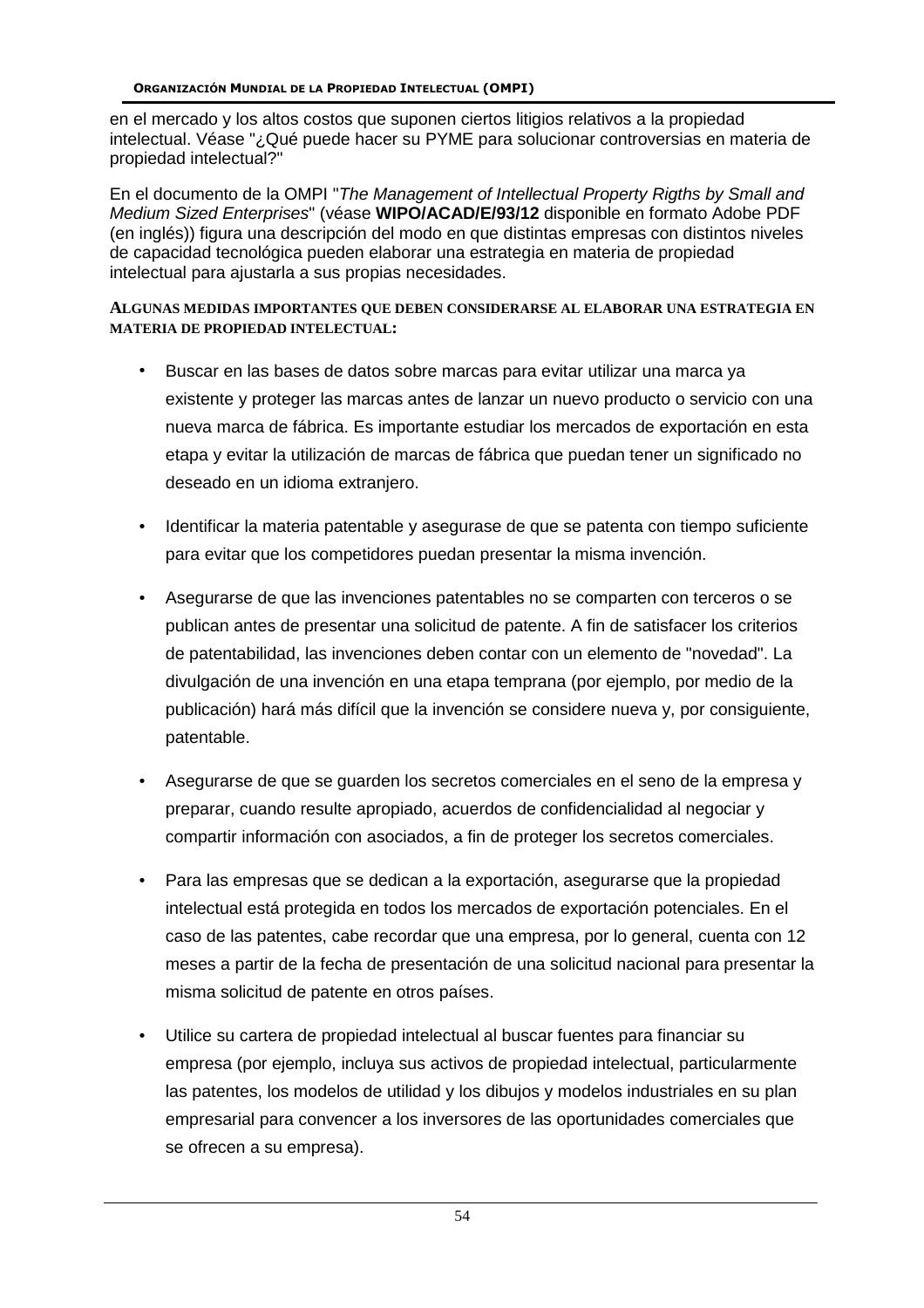en el mercado y los altos costos que suponen ciertos litigios relativos a la propiedad intelectual. Véase "¿Qué puede hacer su PYME para solucionar controversias en materia de propiedad intelectual?"

En el documento de la OMPI "*The Management of Intellectual Property Rigths by Small and Medium Sized Enterprises*" (véase **WIPO/ACAD/E/93/12** disponible en formato Adobe PDF (en inglés)) figura una descripción del modo en que distintas empresas con distintos niveles de capacidad tecnológica pueden elaborar una estrategia en materia de propiedad intelectual para ajustarla a sus propias necesidades.

**ALGUNAS MEDIDAS IMPORTANTES QUE DEBEN CONSIDERARSE AL ELABORAR UNA ESTRATEGIA EN MATERIA DE PROPIEDAD INTELECTUAL:**

- Buscar en las bases de datos sobre marcas para evitar utilizar una marca ya existente y proteger las marcas antes de lanzar un nuevo producto o servicio con una nueva marca de fábrica. Es importante estudiar los mercados de exportación en esta etapa y evitar la utilización de marcas de fábrica que puedan tener un significado no deseado en un idioma extranjero.

- Identificar la materia patentable y asegurase de que se patenta con tiempo suficiente para evitar que los competidores puedan presentar la misma invención.

- Asegurarse de que las invenciones patentables no se comparten con terceros o se publican antes de presentar una solicitud de patente. A fin de satisfacer los criterios de patentabilidad, las invenciones deben contar con un elemento de "novedad". La divulgación de una invención en una etapa temprana (por ejemplo, por medio de la publicación) hará más difícil que la invención se considere nueva y, por consiguiente, patentable.

- Asegurarse de que se guarden los secretos comerciales en el seno de la empresa y preparar, cuando resulte apropiado, acuerdos de confidencialidad al negociar y compartir información con asociados, a fin de proteger los secretos comerciales.

- Para las empresas que se dedican a la exportación, asegurarse que la propiedad intelectual está protegida en todos los mercados de exportación potenciales. En el caso de las patentes, cabe recordar que una empresa, por lo general, cuenta con 12 meses a partir de la fecha de presentación de una solicitud nacional para presentar la misma solicitud de patente en otros países.

- Utilice su cartera de propiedad intelectual al buscar fuentes para financiar su empresa (por ejemplo, incluya sus activos de propiedad intelectual, particularmente las patentes, los modelos de utilidad y los dibujos y modelos industriales en su plan empresarial para convencer a los inversores de las oportunidades comerciales que se ofrecen a su empresa).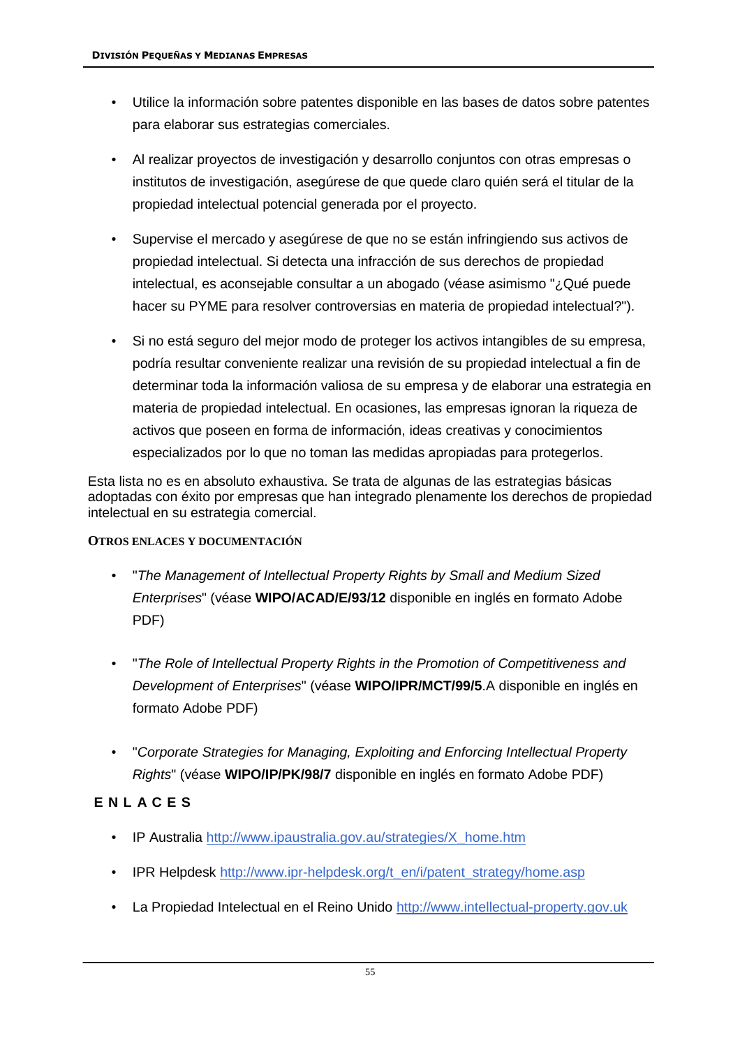- Utilice la información sobre patentes disponible en las bases de datos sobre patentes para elaborar sus estrategias comerciales.
- Al realizar proyectos de investigación y desarrollo conjuntos con otras empresas o institutos de investigación, asegúrese de que quede claro quién será el titular de la propiedad intelectual potencial generada por el proyecto.
- Supervise el mercado y asegúrese de que no se están infringiendo sus activos de propiedad intelectual. Si detecta una infracción de sus derechos de propiedad intelectual, es aconsejable consultar a un abogado (véase asimismo "¿Qué puede hacer su PYME para resolver controversias en materia de propiedad intelectual?").
- Si no está seguro del mejor modo de proteger los activos intangibles de su empresa, podría resultar conveniente realizar una revisión de su propiedad intelectual a fin de determinar toda la información valiosa de su empresa y de elaborar una estrategia en materia de propiedad intelectual. En ocasiones, las empresas ignoran la riqueza de activos que poseen en forma de información, ideas creativas y conocimientos especializados por lo que no toman las medidas apropiadas para protegerlos.

Esta lista no es en absoluto exhaustiva. Se trata de algunas de las estrategias básicas adoptadas con éxito por empresas que han integrado plenamente los derechos de propiedad intelectual en su estrategia comercial.

#### OTROS ENLACES Y DOCUMENTACIÓN

- "*The Management of Intellectual Property Rights by Small and Medium Sized Enterprises*" (véase **WIPO/ACAD/E/93/12** disponible en inglés en formato Adobe PDF)
- "*The Role of Intellectual Property Rights in the Promotion of Competitiveness and Development of Enterprises*" (véase **WIPO/IPR/MCT/99/5**.A disponible en inglés en formato Adobe PDF)
- "*Corporate Strategies for Managing, Exploiting and Enforcing Intellectual Property Rights*" (véase **WIPO/IP/PK/98/7** disponible en inglés en formato Adobe PDF)

### ENLACES

- IP Australia http://www.ipaustralia.gov.au/strategies/X_home.htm
- IPR Helpdesk http://www.ipr-helpdesk.org/t_en/i/patent_strategy/home.asp
- La Propiedad Intelectual en el Reino Unido http://www.intellectual-property.gov.uk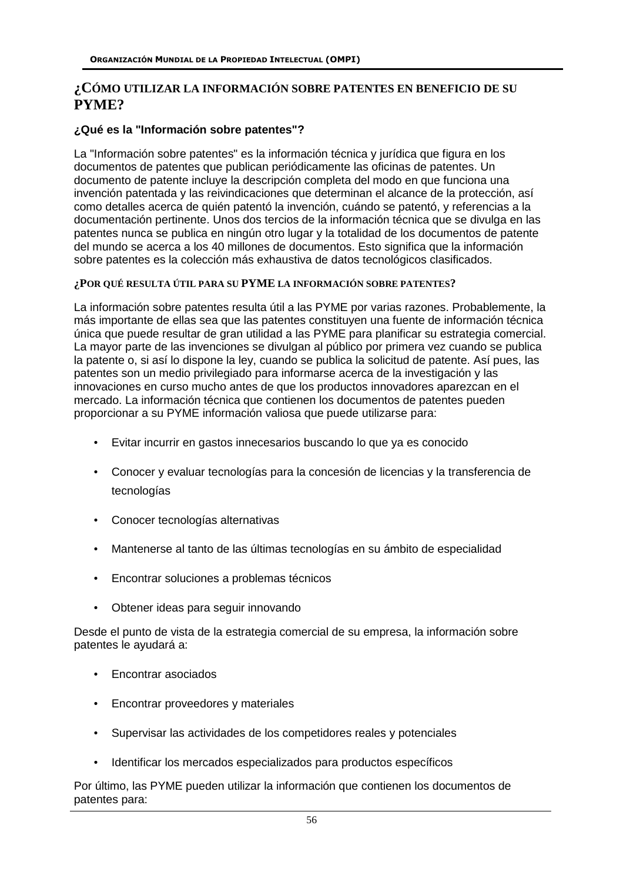## ¿CÓMO UTILIZAR LA INFORMACIÓN SOBRE PATENTES EN BENEFICIO DE SU PYME?

### ¿Qué es la "Información sobre patentes"?

La "Información sobre patentes" es la información técnica y jurídica que figura en los documentos de patentes que publican periódicamente las oficinas de patentes. Un documento de patente incluye la descripción completa del modo en que funciona una invención patentada y las reivindicaciones que determinan el alcance de la protección, así como detalles acerca de quién patentó la invención, cuándo se patentó, y referencias a la documentación pertinente. Unos dos tercios de la información técnica que se divulga en las patentes nunca se publica en ningún otro lugar y la totalidad de los documentos de patente del mundo se acerca a los 40 millones de documentos. Esto significa que la información sobre patentes es la colección más exhaustiva de datos tecnológicos clasificados.

### ¿POR QUÉ RESULTA ÚTIL PARA SU PYME LA INFORMACIÓN SOBRE PATENTES?

La información sobre patentes resulta útil a las PYME por varias razones. Probablemente, la más importante de ellas sea que las patentes constituyen una fuente de información técnica única que puede resultar de gran utilidad a las PYME para planificar su estrategia comercial. La mayor parte de las invenciones se divulgan al público por primera vez cuando se publica la patente o, si así lo dispone la ley, cuando se publica la solicitud de patente. Así pues, las patentes son un medio privilegiado para informarse acerca de la investigación y las innovaciones en curso mucho antes de que los productos innovadores aparezcan en el mercado. La información técnica que contienen los documentos de patentes pueden proporcionar a su PYME información valiosa que puede utilizarse para:

- Evitar incurrir en gastos innecesarios buscando lo que ya es conocido
- Conocer y evaluar tecnologías para la concesión de licencias y la transferencia de tecnologías
- Conocer tecnologías alternativas
- Mantenerse al tanto de las últimas tecnologías en su ámbito de especialidad
- Encontrar soluciones a problemas técnicos
- Obtener ideas para seguir innovando

Desde el punto de vista de la estrategia comercial de su empresa, la información sobre patentes le ayudará a:

- Encontrar asociados
- Encontrar proveedores y materiales
- Supervisar las actividades de los competidores reales y potenciales
- Identificar los mercados especializados para productos específicos

Por último, las PYME pueden utilizar la información que contienen los documentos de patentes para: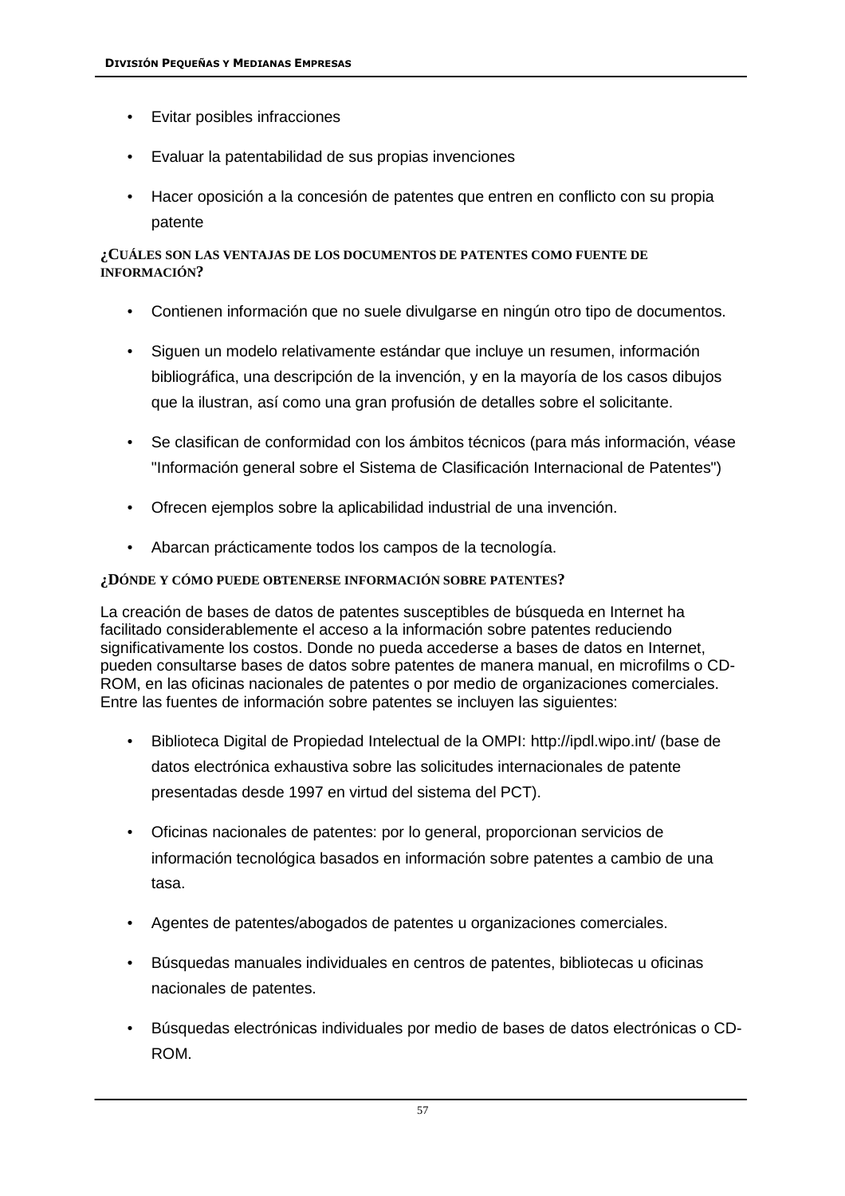- Evitar posibles infracciones
- Evaluar la patentabilidad de sus propias invenciones
- Hacer oposición a la concesión de patentes que entren en conflicto con su propia patente

#### ¿Cuáles son las ventajas de los documentos de patentes como fuente de información?

- Contienen información que no suele divulgarse en ningún otro tipo de documentos.
- Siguen un modelo relativamente estándar que incluye un resumen, información bibliográfica, una descripción de la invención, y en la mayoría de los casos dibujos que la ilustran, así como una gran profusión de detalles sobre el solicitante.
- Se clasifican de conformidad con los ámbitos técnicos (para más información, véase "Información general sobre el Sistema de Clasificación Internacional de Patentes")
- Ofrecen ejemplos sobre la aplicabilidad industrial de una invención.
- Abarcan prácticamente todos los campos de la tecnología.

#### ¿Dónde y cómo puede obtenerse información sobre patentes?

La creación de bases de datos de patentes susceptibles de búsqueda en Internet ha facilitado considerablemente el acceso a la información sobre patentes reduciendo significativamente los costos. Donde no pueda accederse a bases de datos en Internet, pueden consultarse bases de datos sobre patentes de manera manual, en microfilms o CD-ROM, en las oficinas nacionales de patentes o por medio de organizaciones comerciales. Entre las fuentes de información sobre patentes se incluyen las siguientes:

- Biblioteca Digital de Propiedad Intelectual de la OMPI: http://ipdl.wipo.int/ (base de datos electrónica exhaustiva sobre las solicitudes internacionales de patente presentadas desde 1997 en virtud del sistema del PCT).
- Oficinas nacionales de patentes: por lo general, proporcionan servicios de información tecnológica basados en información sobre patentes a cambio de una tasa.
- Agentes de patentes/abogados de patentes u organizaciones comerciales.
- Búsquedas manuales individuales en centros de patentes, bibliotecas u oficinas nacionales de patentes.
- Búsquedas electrónicas individuales por medio de bases de datos electrónicas o CD-ROM.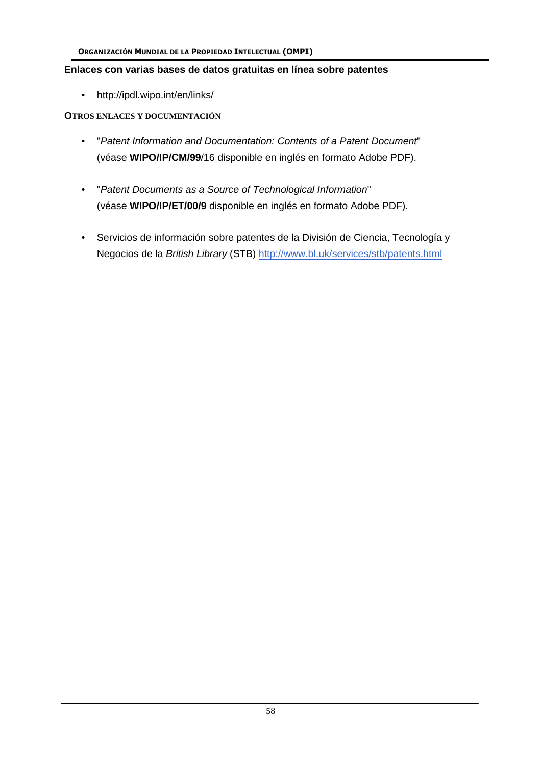**Enlaces con varias bases de datos gratuitas en línea sobre patentes**

- http://ipdl.wipo.int/en/links/

**OTROS ENLACES Y DOCUMENTACIÓN**

- "*Patent Information and Documentation: Contents of a Patent Document*" (véase **WIPO/IP/CM/99**/16 disponible en inglés en formato Adobe PDF).

- "*Patent Documents as a Source of Technological Information*" (véase **WIPO/IP/ET/00/9** disponible en inglés en formato Adobe PDF).

- Servicios de información sobre patentes de la División de Ciencia, Tecnología y Negocios de la *British Library* (STB) http://www.bl.uk/services/stb/patents.html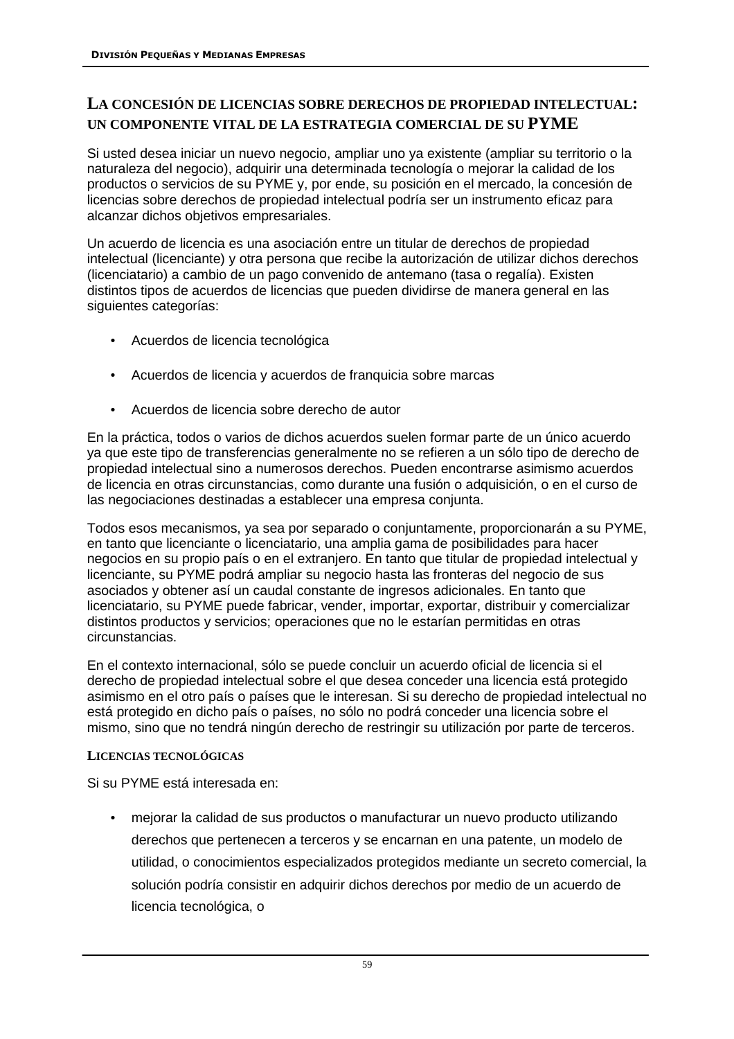## La concesión de licencias sobre derechos de propiedad intelectual: un componente vital de la estrategia comercial de su PYME

Si usted desea iniciar un nuevo negocio, ampliar uno ya existente (ampliar su territorio o la naturaleza del negocio), adquirir una determinada tecnología o mejorar la calidad de los productos o servicios de su PYME y, por ende, su posición en el mercado, la concesión de licencias sobre derechos de propiedad intelectual podría ser un instrumento eficaz para alcanzar dichos objetivos empresariales.

Un acuerdo de licencia es una asociación entre un titular de derechos de propiedad intelectual (licenciante) y otra persona que recibe la autorización de utilizar dichos derechos (licenciatario) a cambio de un pago convenido de antemano (tasa o regalía). Existen distintos tipos de acuerdos de licencias que pueden dividirse de manera general en las siguientes categorías:

- Acuerdos de licencia tecnológica
- Acuerdos de licencia y acuerdos de franquicia sobre marcas
- Acuerdos de licencia sobre derecho de autor

En la práctica, todos o varios de dichos acuerdos suelen formar parte de un único acuerdo ya que este tipo de transferencias generalmente no se refieren a un sólo tipo de derecho de propiedad intelectual sino a numerosos derechos. Pueden encontrarse asimismo acuerdos de licencia en otras circunstancias, como durante una fusión o adquisición, o en el curso de las negociaciones destinadas a establecer una empresa conjunta.

Todos esos mecanismos, ya sea por separado o conjuntamente, proporcionarán a su PYME, en tanto que licenciante o licenciatario, una amplia gama de posibilidades para hacer negocios en su propio país o en el extranjero. En tanto que titular de propiedad intelectual y licenciante, su PYME podrá ampliar su negocio hasta las fronteras del negocio de sus asociados y obtener así un caudal constante de ingresos adicionales. En tanto que licenciatario, su PYME puede fabricar, vender, importar, exportar, distribuir y comercializar distintos productos y servicios; operaciones que no le estarían permitidas en otras circunstancias.

En el contexto internacional, sólo se puede concluir un acuerdo oficial de licencia si el derecho de propiedad intelectual sobre el que desea conceder una licencia está protegido asimismo en el otro país o países que le interesan. Si su derecho de propiedad intelectual no está protegido en dicho país o países, no sólo no podrá conceder una licencia sobre el mismo, sino que no tendrá ningún derecho de restringir su utilización por parte de terceros.

### Licencias tecnológicas

Si su PYME está interesada en:

- mejorar la calidad de sus productos o manufacturar un nuevo producto utilizando derechos que pertenecen a terceros y se encarnan en una patente, un modelo de utilidad, o conocimientos especializados protegidos mediante un secreto comercial, la solución podría consistir en adquirir dichos derechos por medio de un acuerdo de licencia tecnológica, o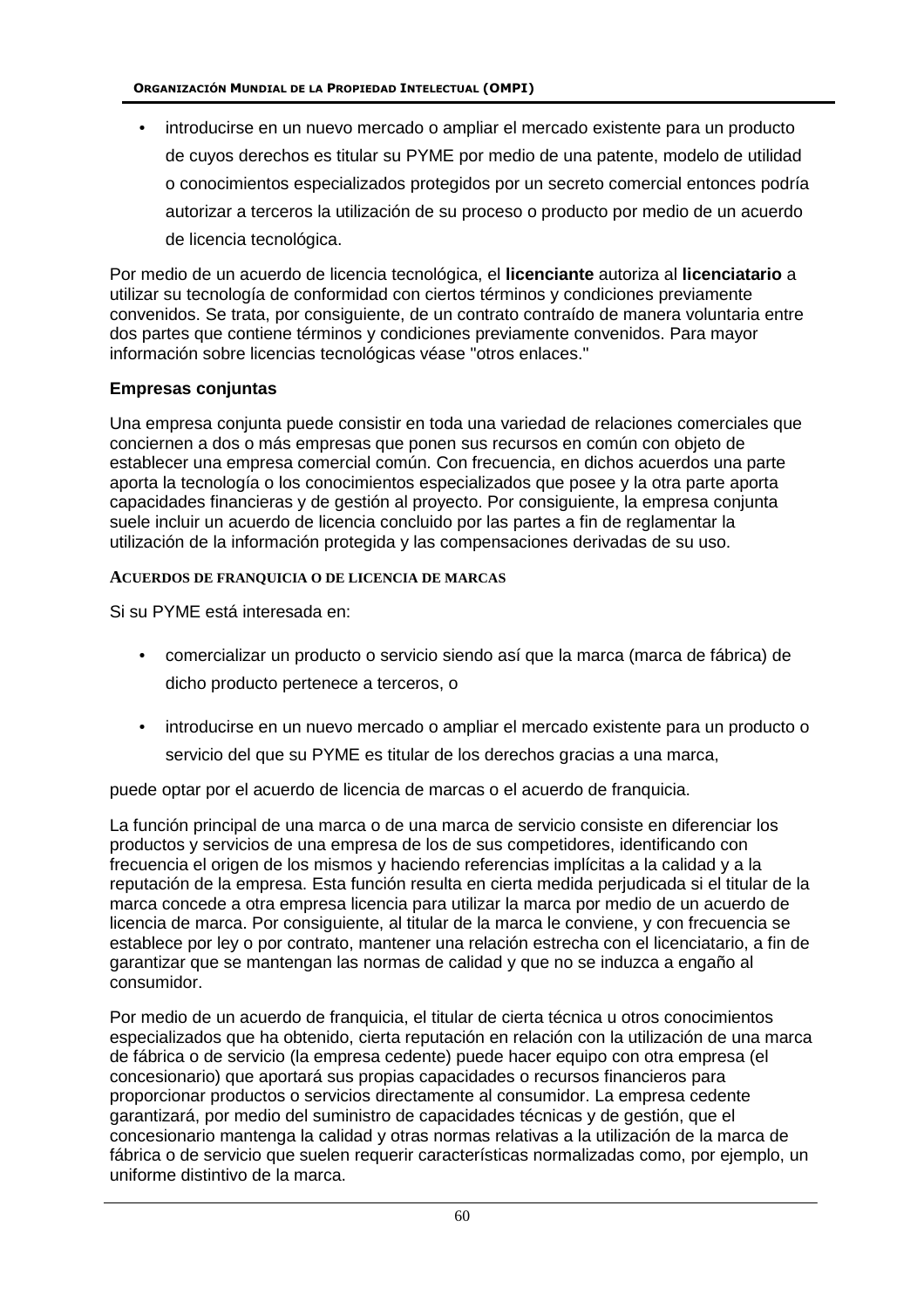- introducirse en un nuevo mercado o ampliar el mercado existente para un producto de cuyos derechos es titular su PYME por medio de una patente, modelo de utilidad o conocimientos especializados protegidos por un secreto comercial entonces podría autorizar a terceros la utilización de su proceso o producto por medio de un acuerdo de licencia tecnológica.

Por medio de un acuerdo de licencia tecnológica, el **licenciante** autoriza al **licenciatario** a utilizar su tecnología de conformidad con ciertos términos y condiciones previamente convenidos. Se trata, por consiguiente, de un contrato contraído de manera voluntaria entre dos partes que contiene términos y condiciones previamente convenidos. Para mayor información sobre licencias tecnológicas véase "otros enlaces."

**Empresas conjuntas**

Una empresa conjunta puede consistir en toda una variedad de relaciones comerciales que conciernen a dos o más empresas que ponen sus recursos en común con objeto de establecer una empresa comercial común. Con frecuencia, en dichos acuerdos una parte aporta la tecnología o los conocimientos especializados que posee y la otra parte aporta capacidades financieras y de gestión al proyecto. Por consiguiente, la empresa conjunta suele incluir un acuerdo de licencia concluido por las partes a fin de reglamentar la utilización de la información protegida y las compensaciones derivadas de su uso.

### Acuerdos de franquicia o de licencia de marcas

Si su PYME está interesada en:

- comercializar un producto o servicio siendo así que la marca (marca de fábrica) de dicho producto pertenece a terceros, o
- introducirse en un nuevo mercado o ampliar el mercado existente para un producto o servicio del que su PYME es titular de los derechos gracias a una marca,

puede optar por el acuerdo de licencia de marcas o el acuerdo de franquicia.

La función principal de una marca o de una marca de servicio consiste en diferenciar los productos y servicios de una empresa de los de sus competidores, identificando con frecuencia el origen de los mismos y haciendo referencias implícitas a la calidad y a la reputación de la empresa. Esta función resulta en cierta medida perjudicada si el titular de la marca concede a otra empresa licencia para utilizar la marca por medio de un acuerdo de licencia de marca. Por consiguiente, al titular de la marca le conviene, y con frecuencia se establece por ley o por contrato, mantener una relación estrecha con el licenciatario, a fin de garantizar que se mantengan las normas de calidad y que no se induzca a engaño al consumidor.

Por medio de un acuerdo de franquicia, el titular de cierta técnica u otros conocimientos especializados que ha obtenido, cierta reputación en relación con la utilización de una marca de fábrica o de servicio (la empresa cedente) puede hacer equipo con otra empresa (el concesionario) que aportará sus propias capacidades o recursos financieros para proporcionar productos o servicios directamente al consumidor. La empresa cedente garantizará, por medio del suministro de capacidades técnicas y de gestión, que el concesionario mantenga la calidad y otras normas relativas a la utilización de la marca de fábrica o de servicio que suelen requerir características normalizadas como, por ejemplo, un uniforme distintivo de la marca.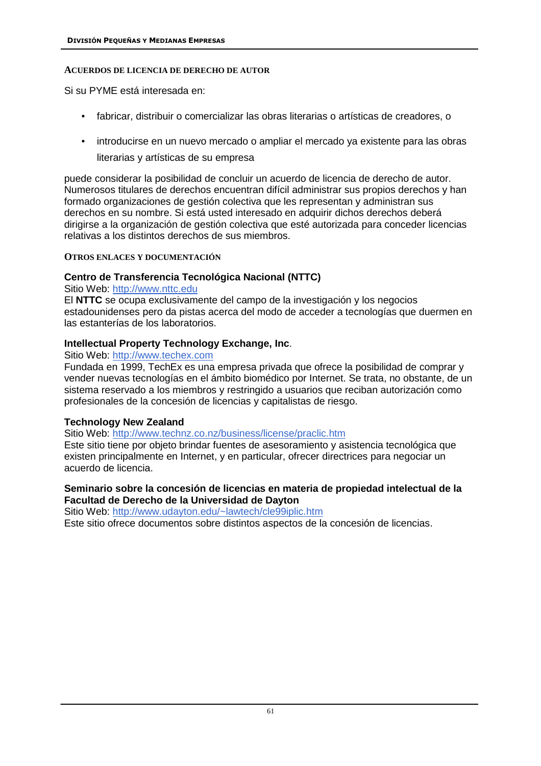### Acuerdos de licencia de derecho de autor

Si su PYME está interesada en:

- fabricar, distribuir o comercializar las obras literarias o artísticas de creadores, o
- introducirse en un nuevo mercado o ampliar el mercado ya existente para las obras literarias y artísticas de su empresa

puede considerar la posibilidad de concluir un acuerdo de licencia de derecho de autor. Numerosos titulares de derechos encuentran difícil administrar sus propios derechos y han formado organizaciones de gestión colectiva que les representan y administran sus derechos en su nombre. Si está usted interesado en adquirir dichos derechos deberá dirigirse a la organización de gestión colectiva que esté autorizada para conceder licencias relativas a los distintos derechos de sus miembros.

### Otros enlaces y documentación

**Centro de Transferencia Tecnológica Nacional (NTTC)**

Sitio Web: http://www.nttc.edu

El **NTTC** se ocupa exclusivamente del campo de la investigación y los negocios estadounidenses pero da pistas acerca del modo de acceder a tecnologías que duermen en las estanterías de los laboratorios.

**Intellectual Property Technology Exchange, Inc**.

Sitio Web: http://www.techex.com

Fundada en 1999, TechEx es una empresa privada que ofrece la posibilidad de comprar y vender nuevas tecnologías en el ámbito biomédico por Internet. Se trata, no obstante, de un sistema reservado a los miembros y restringido a usuarios que reciban autorización como profesionales de la concesión de licencias y capitalistas de riesgo.

**Technology New Zealand**

Sitio Web: http://www.technz.co.nz/business/license/praclic.htm

Este sitio tiene por objeto brindar fuentes de asesoramiento y asistencia tecnológica que existen principalmente en Internet, y en particular, ofrecer directrices para negociar un acuerdo de licencia.

**Seminario sobre la concesión de licencias en materia de propiedad intelectual de la Facultad de Derecho de la Universidad de Dayton**

Sitio Web: http://www.udayton.edu/~lawtech/cle99iplic.htm

Este sitio ofrece documentos sobre distintos aspectos de la concesión de licencias.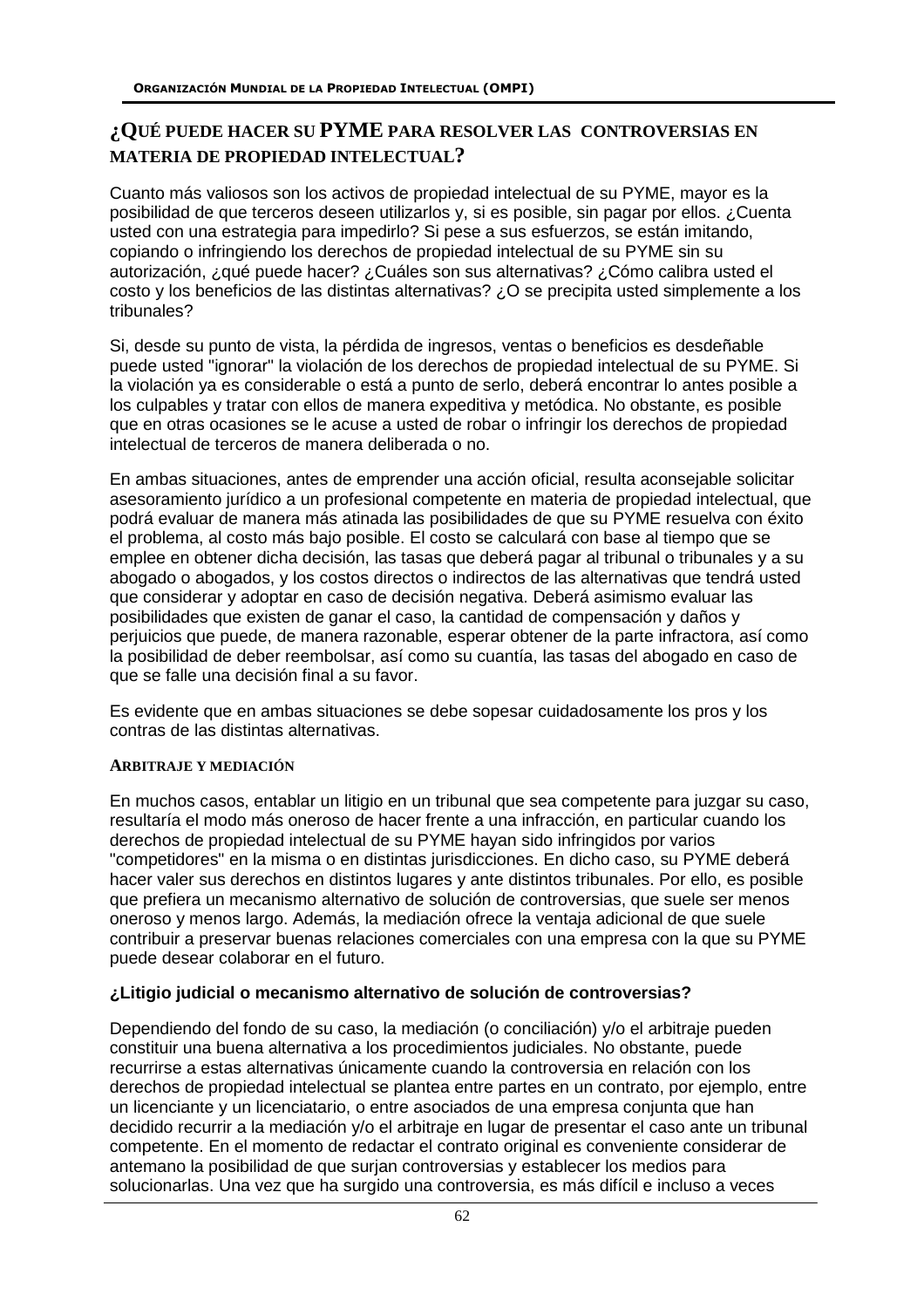## ¿QUÉ PUEDE HACER SU PYME PARA RESOLVER LAS CONTROVERSIAS EN MATERIA DE PROPIEDAD INTELECTUAL?

Cuanto más valiosos son los activos de propiedad intelectual de su PYME, mayor es la posibilidad de que terceros deseen utilizarlos y, si es posible, sin pagar por ellos. ¿Cuenta usted con una estrategia para impedirlo? Si pese a sus esfuerzos, se están imitando, copiando o infringiendo los derechos de propiedad intelectual de su PYME sin su autorización, ¿qué puede hacer? ¿Cuáles son sus alternativas? ¿Cómo calibra usted el costo y los beneficios de las distintas alternativas? ¿O se precipita usted simplemente a los tribunales?

Si, desde su punto de vista, la pérdida de ingresos, ventas o beneficios es desdeñable puede usted "ignorar" la violación de los derechos de propiedad intelectual de su PYME. Si la violación ya es considerable o está a punto de serlo, deberá encontrar lo antes posible a los culpables y tratar con ellos de manera expeditiva y metódica. No obstante, es posible que en otras ocasiones se le acuse a usted de robar o infringir los derechos de propiedad intelectual de terceros de manera deliberada o no.

En ambas situaciones, antes de emprender una acción oficial, resulta aconsejable solicitar asesoramiento jurídico a un profesional competente en materia de propiedad intelectual, que podrá evaluar de manera más atinada las posibilidades de que su PYME resuelva con éxito el problema, al costo más bajo posible. El costo se calculará con base al tiempo que se emplee en obtener dicha decisión, las tasas que deberá pagar al tribunal o tribunales y a su abogado o abogados, y los costos directos o indirectos de las alternativas que tendrá usted que considerar y adoptar en caso de decisión negativa. Deberá asimismo evaluar las posibilidades que existen de ganar el caso, la cantidad de compensación y daños y perjuicios que puede, de manera razonable, esperar obtener de la parte infractora, así como la posibilidad de deber reembolsar, así como su cuantía, las tasas del abogado en caso de que se falle una decisión final a su favor.

Es evidente que en ambas situaciones se debe sopesar cuidadosamente los pros y los contras de las distintas alternativas.

### ARBITRAJE Y MEDIACIÓN

En muchos casos, entablar un litigio en un tribunal que sea competente para juzgar su caso, resultaría el modo más oneroso de hacer frente a una infracción, en particular cuando los derechos de propiedad intelectual de su PYME hayan sido infringidos por varios "competidores" en la misma o en distintas jurisdicciones. En dicho caso, su PYME deberá hacer valer sus derechos en distintos lugares y ante distintos tribunales. Por ello, es posible que prefiera un mecanismo alternativo de solución de controversias, que suele ser menos oneroso y menos largo. Además, la mediación ofrece la ventaja adicional de que suele contribuir a preservar buenas relaciones comerciales con una empresa con la que su PYME puede desear colaborar en el futuro.

**¿Litigio judicial o mecanismo alternativo de solución de controversias?**

Dependiendo del fondo de su caso, la mediación (o conciliación) y/o el arbitraje pueden constituir una buena alternativa a los procedimientos judiciales. No obstante, puede recurrirse a estas alternativas únicamente cuando la controversia en relación con los derechos de propiedad intelectual se plantea entre partes en un contrato, por ejemplo, entre un licenciante y un licenciatario, o entre asociados de una empresa conjunta que han decidido recurrir a la mediación y/o el arbitraje en lugar de presentar el caso ante un tribunal competente. En el momento de redactar el contrato original es conveniente considerar de antemano la posibilidad de que surjan controversias y establecer los medios para solucionarlas. Una vez que ha surgido una controversia, es más difícil e incluso a veces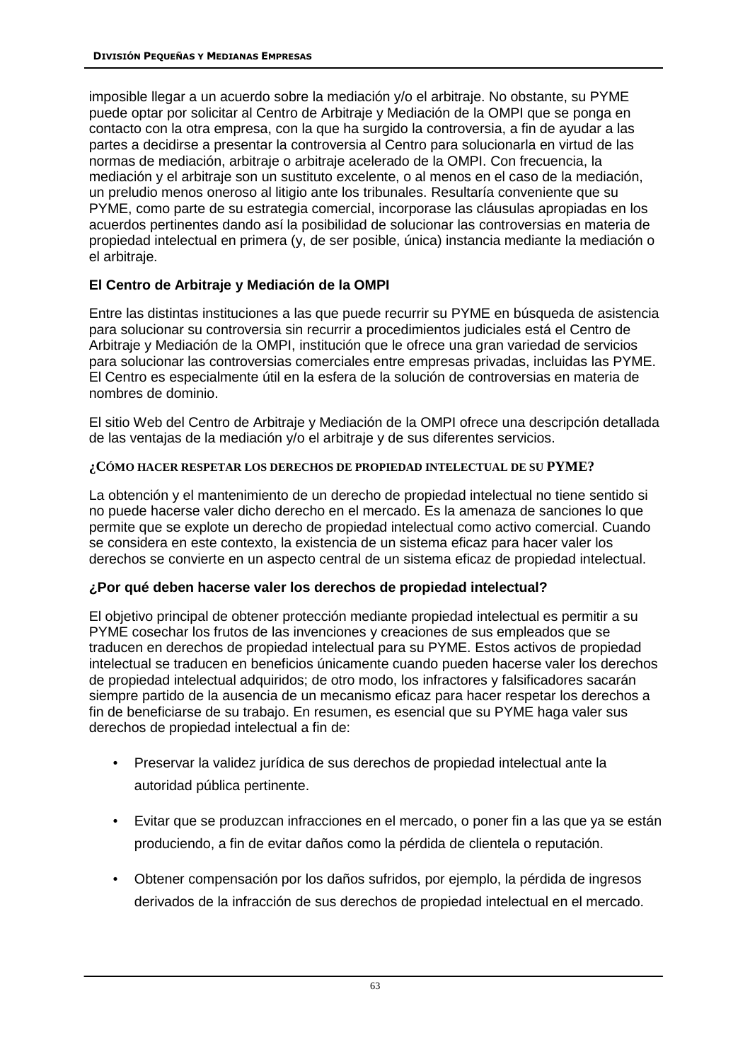imposible llegar a un acuerdo sobre la mediación y/o el arbitraje. No obstante, su PYME puede optar por solicitar al Centro de Arbitraje y Mediación de la OMPI que se ponga en contacto con la otra empresa, con la que ha surgido la controversia, a fin de ayudar a las partes a decidirse a presentar la controversia al Centro para solucionarla en virtud de las normas de mediación, arbitraje o arbitraje acelerado de la OMPI. Con frecuencia, la mediación y el arbitraje son un sustituto excelente, o al menos en el caso de la mediación, un preludio menos oneroso al litigio ante los tribunales. Resultaría conveniente que su PYME, como parte de su estrategia comercial, incorporase las cláusulas apropiadas en los acuerdos pertinentes dando así la posibilidad de solucionar las controversias en materia de propiedad intelectual en primera (y, de ser posible, única) instancia mediante la mediación o el arbitraje.

**El Centro de Arbitraje y Mediación de la OMPI**

Entre las distintas instituciones a las que puede recurrir su PYME en búsqueda de asistencia para solucionar su controversia sin recurrir a procedimientos judiciales está el Centro de Arbitraje y Mediación de la OMPI, institución que le ofrece una gran variedad de servicios para solucionar las controversias comerciales entre empresas privadas, incluidas las PYME. El Centro es especialmente útil en la esfera de la solución de controversias en materia de nombres de dominio.

El sitio Web del Centro de Arbitraje y Mediación de la OMPI ofrece una descripción detallada de las ventajas de la mediación y/o el arbitraje y de sus diferentes servicios.

## ¿CÓMO HACER RESPETAR LOS DERECHOS DE PROPIEDAD INTELECTUAL DE SU PYME?

La obtención y el mantenimiento de un derecho de propiedad intelectual no tiene sentido si no puede hacerse valer dicho derecho en el mercado. Es la amenaza de sanciones lo que permite que se explote un derecho de propiedad intelectual como activo comercial. Cuando se considera en este contexto, la existencia de un sistema eficaz para hacer valer los derechos se convierte en un aspecto central de un sistema eficaz de propiedad intelectual.

**¿Por qué deben hacerse valer los derechos de propiedad intelectual?**

El objetivo principal de obtener protección mediante propiedad intelectual es permitir a su PYME cosechar los frutos de las invenciones y creaciones de sus empleados que se traducen en derechos de propiedad intelectual para su PYME. Estos activos de propiedad intelectual se traducen en beneficios únicamente cuando pueden hacerse valer los derechos de propiedad intelectual adquiridos; de otro modo, los infractores y falsificadores sacarán siempre partido de la ausencia de un mecanismo eficaz para hacer respetar los derechos a fin de beneficiarse de su trabajo. En resumen, es esencial que su PYME haga valer sus derechos de propiedad intelectual a fin de:

- Preservar la validez jurídica de sus derechos de propiedad intelectual ante la autoridad pública pertinente.
- Evitar que se produzcan infracciones en el mercado, o poner fin a las que ya se están produciendo, a fin de evitar daños como la pérdida de clientela o reputación.
- Obtener compensación por los daños sufridos, por ejemplo, la pérdida de ingresos derivados de la infracción de sus derechos de propiedad intelectual en el mercado.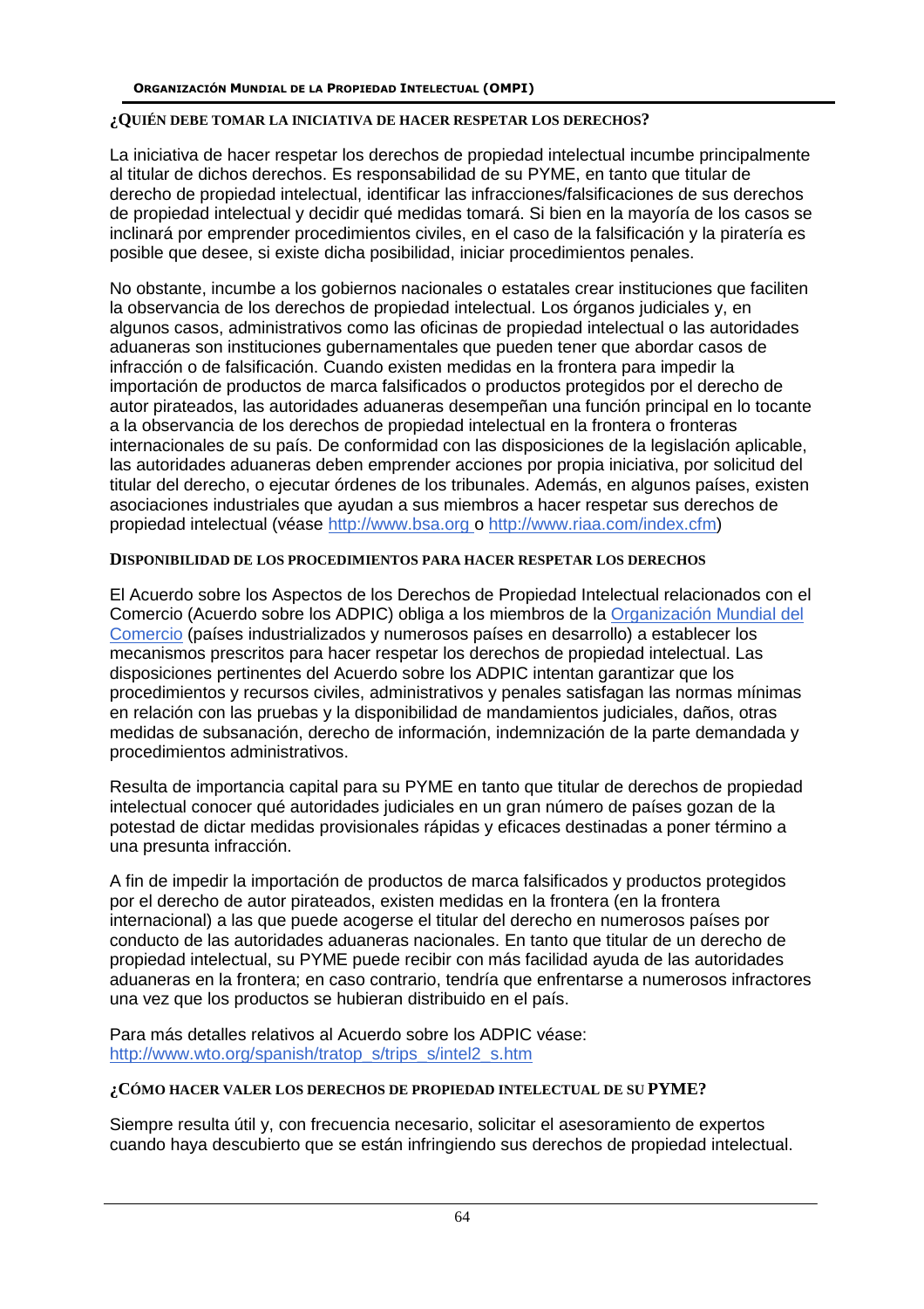#### ¿QUIÉN DEBE TOMAR LA INICIATIVA DE HACER RESPETAR LOS DERECHOS?

La iniciativa de hacer respetar los derechos de propiedad intelectual incumbe principalmente al titular de dichos derechos. Es responsabilidad de su PYME, en tanto que titular de derecho de propiedad intelectual, identificar las infracciones/falsificaciones de sus derechos de propiedad intelectual y decidir qué medidas tomará. Si bien en la mayoría de los casos se inclinará por emprender procedimientos civiles, en el caso de la falsificación y la piratería es posible que desee, si existe dicha posibilidad, iniciar procedimientos penales.

No obstante, incumbe a los gobiernos nacionales o estatales crear instituciones que faciliten la observancia de los derechos de propiedad intelectual. Los órganos judiciales y, en algunos casos, administrativos como las oficinas de propiedad intelectual o las autoridades aduaneras son instituciones gubernamentales que pueden tener que abordar casos de infracción o de falsificación. Cuando existen medidas en la frontera para impedir la importación de productos de marca falsificados o productos protegidos por el derecho de autor pirateados, las autoridades aduaneras desempeñan una función principal en lo tocante a la observancia de los derechos de propiedad intelectual en la frontera o fronteras internacionales de su país. De conformidad con las disposiciones de la legislación aplicable, las autoridades aduaneras deben emprender acciones por propia iniciativa, por solicitud del titular del derecho, o ejecutar órdenes de los tribunales. Además, en algunos países, existen asociaciones industriales que ayudan a sus miembros a hacer respetar sus derechos de propiedad intelectual (véase http://www.bsa.org o http://www.riaa.com/index.cfm)

#### DISPONIBILIDAD DE LOS PROCEDIMIENTOS PARA HACER RESPETAR LOS DERECHOS

El Acuerdo sobre los Aspectos de los Derechos de Propiedad Intelectual relacionados con el Comercio (Acuerdo sobre los ADPIC) obliga a los miembros de la Organización Mundial del Comercio (países industrializados y numerosos países en desarrollo) a establecer los mecanismos prescritos para hacer respetar los derechos de propiedad intelectual. Las disposiciones pertinentes del Acuerdo sobre los ADPIC intentan garantizar que los procedimientos y recursos civiles, administrativos y penales satisfagan las normas mínimas en relación con las pruebas y la disponibilidad de mandamientos judiciales, daños, otras medidas de subsanación, derecho de información, indemnización de la parte demandada y procedimientos administrativos.

Resulta de importancia capital para su PYME en tanto que titular de derechos de propiedad intelectual conocer qué autoridades judiciales en un gran número de países gozan de la potestad de dictar medidas provisionales rápidas y eficaces destinadas a poner término a una presunta infracción.

A fin de impedir la importación de productos de marca falsificados y productos protegidos por el derecho de autor pirateados, existen medidas en la frontera (en la frontera internacional) a las que puede acogerse el titular del derecho en numerosos países por conducto de las autoridades aduaneras nacionales. En tanto que titular de un derecho de propiedad intelectual, su PYME puede recibir con más facilidad ayuda de las autoridades aduaneras en la frontera; en caso contrario, tendría que enfrentarse a numerosos infractores una vez que los productos se hubieran distribuido en el país.

Para más detalles relativos al Acuerdo sobre los ADPIC véase:
http://www.wto.org/spanish/tratop_s/trips_s/intel2_s.htm

#### ¿CÓMO HACER VALER LOS DERECHOS DE PROPIEDAD INTELECTUAL DE SU PYME?

Siempre resulta útil y, con frecuencia necesario, solicitar el asesoramiento de expertos cuando haya descubierto que se están infringiendo sus derechos de propiedad intelectual.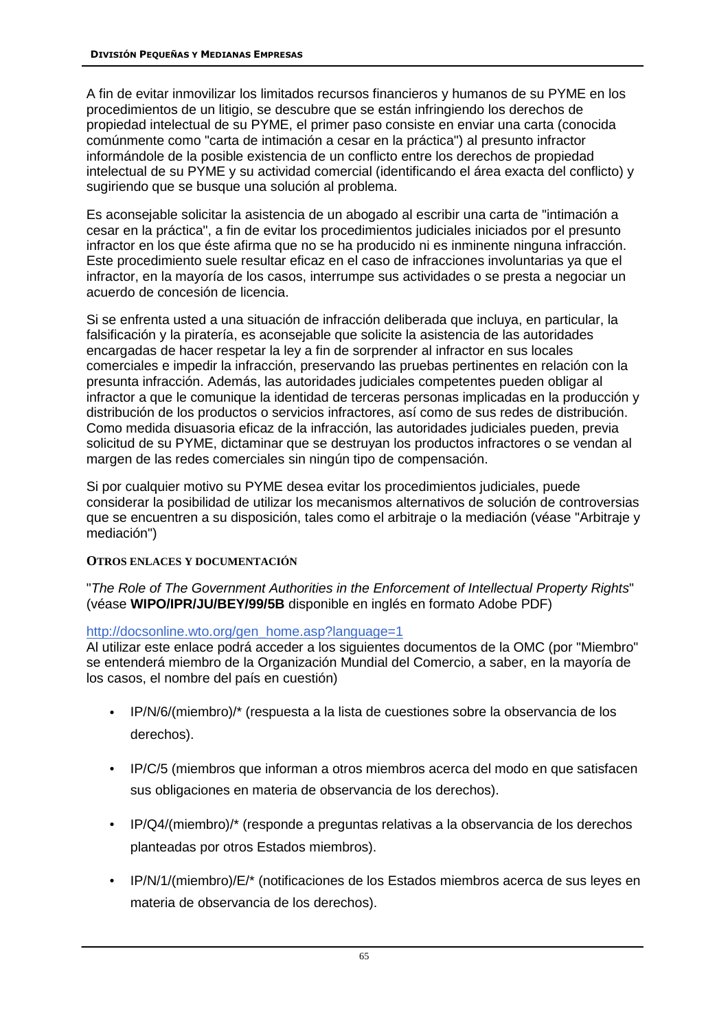A fin de evitar inmovilizar los limitados recursos financieros y humanos de su PYME en los procedimientos de un litigio, se descubre que se están infringiendo los derechos de propiedad intelectual de su PYME, el primer paso consiste en enviar una carta (conocida comúnmente como "carta de intimación a cesar en la práctica") al presunto infractor informándole de la posible existencia de un conflicto entre los derechos de propiedad intelectual de su PYME y su actividad comercial (identificando el área exacta del conflicto) y sugiriendo que se busque una solución al problema.

Es aconsejable solicitar la asistencia de un abogado al escribir una carta de "intimación a cesar en la práctica", a fin de evitar los procedimientos judiciales iniciados por el presunto infractor en los que éste afirma que no se ha producido ni es inminente ninguna infracción. Este procedimiento suele resultar eficaz en el caso de infracciones involuntarias ya que el infractor, en la mayoría de los casos, interrumpe sus actividades o se presta a negociar un acuerdo de concesión de licencia.

Si se enfrenta usted a una situación de infracción deliberada que incluya, en particular, la falsificación y la piratería, es aconsejable que solicite la asistencia de las autoridades encargadas de hacer respetar la ley a fin de sorprender al infractor en sus locales comerciales e impedir la infracción, preservando las pruebas pertinentes en relación con la presunta infracción. Además, las autoridades judiciales competentes pueden obligar al infractor a que le comunique la identidad de terceras personas implicadas en la producción y distribución de los productos o servicios infractores, así como de sus redes de distribución. Como medida disuasoria eficaz de la infracción, las autoridades judiciales pueden, previa solicitud de su PYME, dictaminar que se destruyan los productos infractores o se vendan al margen de las redes comerciales sin ningún tipo de compensación.

Si por cualquier motivo su PYME desea evitar los procedimientos judiciales, puede considerar la posibilidad de utilizar los mecanismos alternativos de solución de controversias que se encuentren a su disposición, tales como el arbitraje o la mediación (véase "Arbitraje y mediación")

#### OTROS ENLACES Y DOCUMENTACIÓN

"*The Role of The Government Authorities in the Enforcement of Intellectual Property Rights*" (véase **WIPO/IPR/JU/BEY/99/5B** disponible en inglés en formato Adobe PDF)

http://docsonline.wto.org/gen_home.asp?language=1
Al utilizar este enlace podrá acceder a los siguientes documentos de la OMC (por "Miembro" se entenderá miembro de la Organización Mundial del Comercio, a saber, en la mayoría de los casos, el nombre del país en cuestión)

- IP/N/6/(miembro)/* (respuesta a la lista de cuestiones sobre la observancia de los derechos).
- IP/C/5 (miembros que informan a otros miembros acerca del modo en que satisfacen sus obligaciones en materia de observancia de los derechos).
- IP/Q4/(miembro)/* (responde a preguntas relativas a la observancia de los derechos planteadas por otros Estados miembros).
- IP/N/1/(miembro)/E/* (notificaciones de los Estados miembros acerca de sus leyes en materia de observancia de los derechos).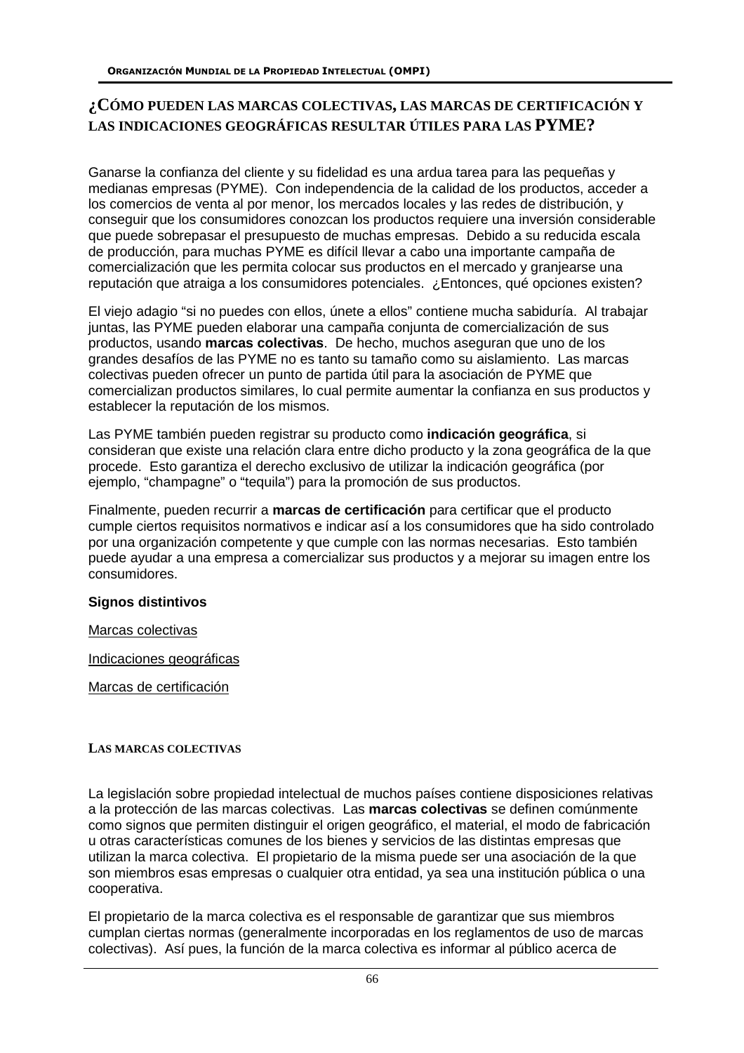## ¿CÓMO PUEDEN LAS MARCAS COLECTIVAS, LAS MARCAS DE CERTIFICACIÓN Y LAS INDICACIONES GEOGRÁFICAS RESULTAR ÚTILES PARA LAS PYME?

Ganarse la confianza del cliente y su fidelidad es una ardua tarea para las pequeñas y medianas empresas (PYME). Con independencia de la calidad de los productos, acceder a los comercios de venta al por menor, los mercados locales y las redes de distribución, y conseguir que los consumidores conozcan los productos requiere una inversión considerable que puede sobrepasar el presupuesto de muchas empresas. Debido a su reducida escala de producción, para muchas PYME es difícil llevar a cabo una importante campaña de comercialización que les permita colocar sus productos en el mercado y granjearse una reputación que atraiga a los consumidores potenciales. ¿Entonces, qué opciones existen?

El viejo adagio "si no puedes con ellos, únete a ellos" contiene mucha sabiduría. Al trabajar juntas, las PYME pueden elaborar una campaña conjunta de comercialización de sus productos, usando **marcas colectivas**. De hecho, muchos aseguran que uno de los grandes desafíos de las PYME no es tanto su tamaño como su aislamiento. Las marcas colectivas pueden ofrecer un punto de partida útil para la asociación de PYME que comercializan productos similares, lo cual permite aumentar la confianza en sus productos y establecer la reputación de los mismos.

Las PYME también pueden registrar su producto como **indicación geográfica**, si consideran que existe una relación clara entre dicho producto y la zona geográfica de la que procede. Esto garantiza el derecho exclusivo de utilizar la indicación geográfica (por ejemplo, "champagne" o "tequila") para la promoción de sus productos.

Finalmente, pueden recurrir a **marcas de certificación** para certificar que el producto cumple ciertos requisitos normativos e indicar así a los consumidores que ha sido controlado por una organización competente y que cumple con las normas necesarias. Esto también puede ayudar a una empresa a comercializar sus productos y a mejorar su imagen entre los consumidores.

**Signos distintivos**

Marcas colectivas

Indicaciones geográficas

Marcas de certificación

### LAS MARCAS COLECTIVAS

La legislación sobre propiedad intelectual de muchos países contiene disposiciones relativas a la protección de las marcas colectivas. Las **marcas colectivas** se definen comúnmente como signos que permiten distinguir el origen geográfico, el material, el modo de fabricación u otras características comunes de los bienes y servicios de las distintas empresas que utilizan la marca colectiva. El propietario de la misma puede ser una asociación de la que son miembros esas empresas o cualquier otra entidad, ya sea una institución pública o una cooperativa.

El propietario de la marca colectiva es el responsable de garantizar que sus miembros cumplan ciertas normas (generalmente incorporadas en los reglamentos de uso de marcas colectivas). Así pues, la función de la marca colectiva es informar al público acerca de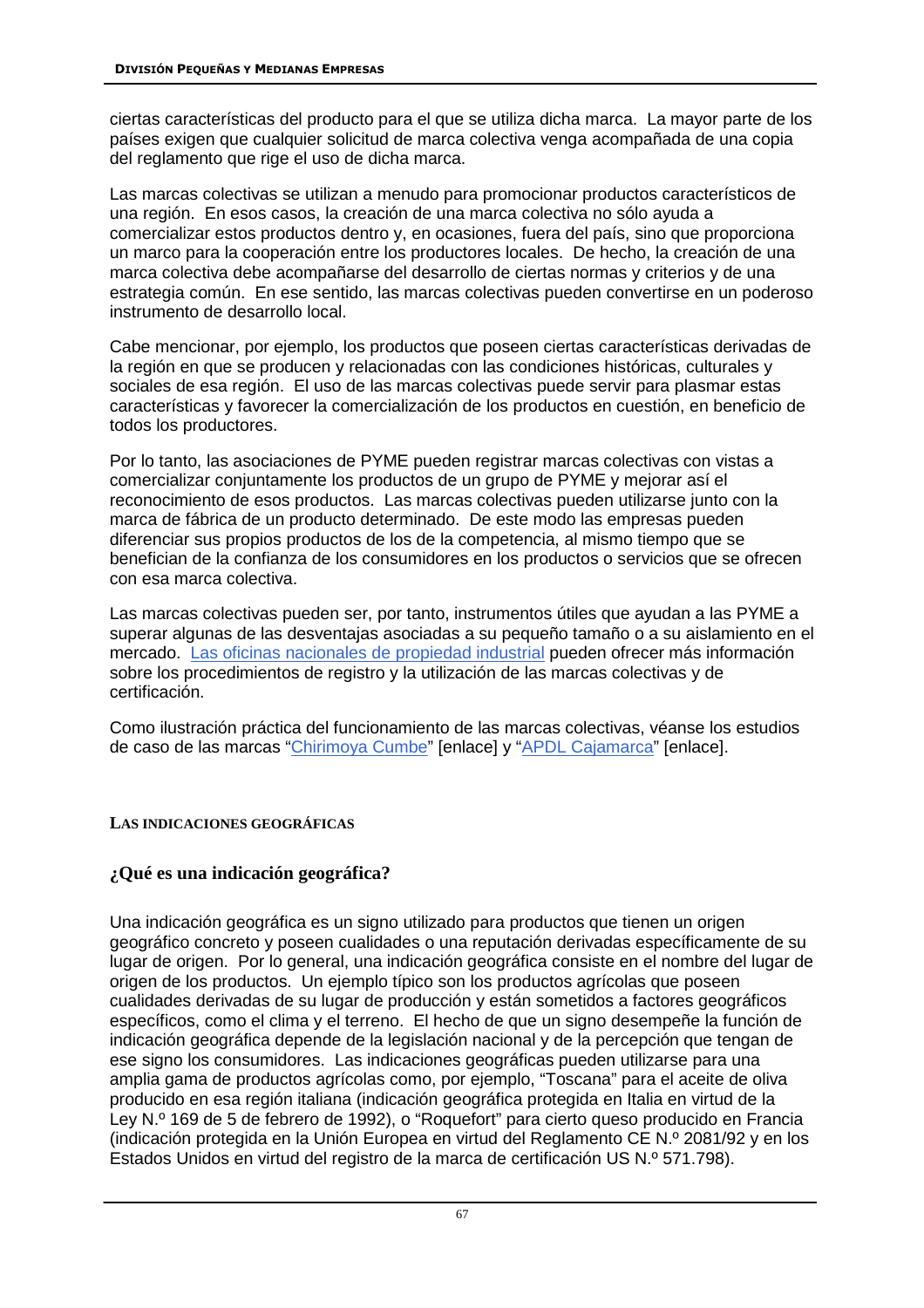ciertas características del producto para el que se utiliza dicha marca. La mayor parte de los países exigen que cualquier solicitud de marca colectiva venga acompañada de una copia del reglamento que rige el uso de dicha marca.

Las marcas colectivas se utilizan a menudo para promocionar productos característicos de una región. En esos casos, la creación de una marca colectiva no sólo ayuda a comercializar estos productos dentro y, en ocasiones, fuera del país, sino que proporciona un marco para la cooperación entre los productores locales. De hecho, la creación de una marca colectiva debe acompañarse del desarrollo de ciertas normas y criterios y de una estrategia común. En ese sentido, las marcas colectivas pueden convertirse en un poderoso instrumento de desarrollo local.

Cabe mencionar, por ejemplo, los productos que poseen ciertas características derivadas de la región en que se producen y relacionadas con las condiciones históricas, culturales y sociales de esa región. El uso de las marcas colectivas puede servir para plasmar estas características y favorecer la comercialización de los productos en cuestión, en beneficio de todos los productores.

Por lo tanto, las asociaciones de PYME pueden registrar marcas colectivas con vistas a comercializar conjuntamente los productos de un grupo de PYME y mejorar así el reconocimiento de esos productos. Las marcas colectivas pueden utilizarse junto con la marca de fábrica de un producto determinado. De este modo las empresas pueden diferenciar sus propios productos de los de la competencia, al mismo tiempo que se benefician de la confianza de los consumidores en los productos o servicios que se ofrecen con esa marca colectiva.

Las marcas colectivas pueden ser, por tanto, instrumentos útiles que ayudan a las PYME a superar algunas de las desventajas asociadas a su pequeño tamaño o a su aislamiento en el mercado. Las oficinas nacionales de propiedad industrial pueden ofrecer más información sobre los procedimientos de registro y la utilización de las marcas colectivas y de certificación.

Como ilustración práctica del funcionamiento de las marcas colectivas, véanse los estudios de caso de las marcas "Chirimoya Cumbe" [enlace] y "APDL Cajamarca" [enlace].

## LAS INDICACIONES GEOGRÁFICAS

### ¿Qué es una indicación geográfica?

Una indicación geográfica es un signo utilizado para productos que tienen un origen geográfico concreto y poseen cualidades o una reputación derivadas específicamente de su lugar de origen. Por lo general, una indicación geográfica consiste en el nombre del lugar de origen de los productos. Un ejemplo típico son los productos agrícolas que poseen cualidades derivadas de su lugar de producción y están sometidos a factores geográficos específicos, como el clima y el terreno. El hecho de que un signo desempeñe la función de indicación geográfica depende de la legislación nacional y de la percepción que tengan de ese signo los consumidores. Las indicaciones geográficas pueden utilizarse para una amplia gama de productos agrícolas como, por ejemplo, "Toscana" para el aceite de oliva producido en esa región italiana (indicación geográfica protegida en Italia en virtud de la Ley N.º 169 de 5 de febrero de 1992), o "Roquefort" para cierto queso producido en Francia (indicación protegida en la Unión Europea en virtud del Reglamento CE N.º 2081/92 y en los Estados Unidos en virtud del registro de la marca de certificación US N.º 571.798).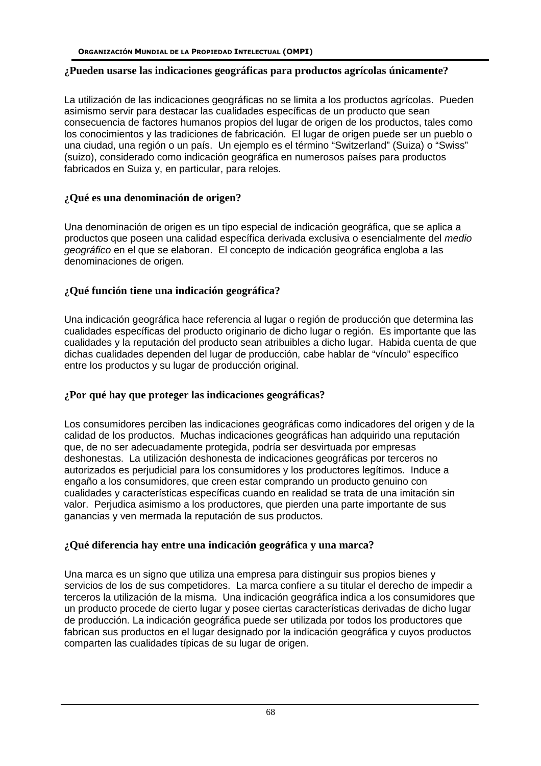### ¿Pueden usarse las indicaciones geográficas para productos agrícolas únicamente?

La utilización de las indicaciones geográficas no se limita a los productos agrícolas. Pueden asimismo servir para destacar las cualidades específicas de un producto que sean consecuencia de factores humanos propios del lugar de origen de los productos, tales como los conocimientos y las tradiciones de fabricación. El lugar de origen puede ser un pueblo o una ciudad, una región o un país. Un ejemplo es el término "Switzerland" (Suiza) o "Swiss" (suizo), considerado como indicación geográfica en numerosos países para productos fabricados en Suiza y, en particular, para relojes.

### ¿Qué es una denominación de origen?

Una denominación de origen es un tipo especial de indicación geográfica, que se aplica a productos que poseen una calidad específica derivada exclusiva o esencialmente del *medio geográfico* en el que se elaboran. El concepto de indicación geográfica engloba a las denominaciones de origen.

### ¿Qué función tiene una indicación geográfica?

Una indicación geográfica hace referencia al lugar o región de producción que determina las cualidades específicas del producto originario de dicho lugar o región. Es importante que las cualidades y la reputación del producto sean atribuibles a dicho lugar. Habida cuenta de que dichas cualidades dependen del lugar de producción, cabe hablar de "vínculo" específico entre los productos y su lugar de producción original.

### ¿Por qué hay que proteger las indicaciones geográficas?

Los consumidores perciben las indicaciones geográficas como indicadores del origen y de la calidad de los productos. Muchas indicaciones geográficas han adquirido una reputación que, de no ser adecuadamente protegida, podría ser desvirtuada por empresas deshonestas. La utilización deshonesta de indicaciones geográficas por terceros no autorizados es perjudicial para los consumidores y los productores legítimos. Induce a engaño a los consumidores, que creen estar comprando un producto genuino con cualidades y características específicas cuando en realidad se trata de una imitación sin valor. Perjudica asimismo a los productores, que pierden una parte importante de sus ganancias y ven mermada la reputación de sus productos.

### ¿Qué diferencia hay entre una indicación geográfica y una marca?

Una marca es un signo que utiliza una empresa para distinguir sus propios bienes y servicios de los de sus competidores. La marca confiere a su titular el derecho de impedir a terceros la utilización de la misma. Una indicación geográfica indica a los consumidores que un producto procede de cierto lugar y posee ciertas características derivadas de dicho lugar de producción. La indicación geográfica puede ser utilizada por todos los productores que fabrican sus productos en el lugar designado por la indicación geográfica y cuyos productos comparten las cualidades típicas de su lugar de origen.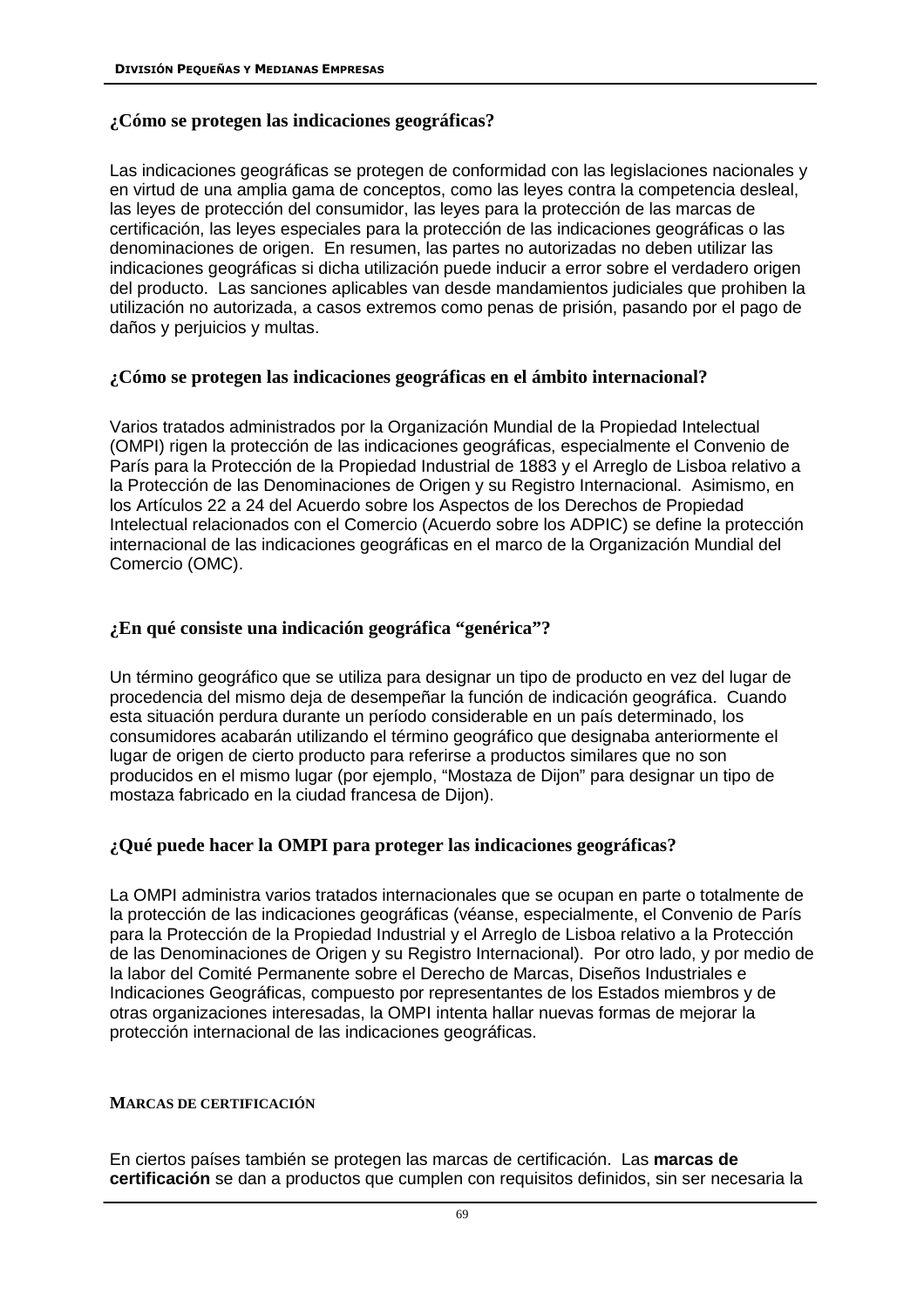### ¿Cómo se protegen las indicaciones geográficas?

Las indicaciones geográficas se protegen de conformidad con las legislaciones nacionales y en virtud de una amplia gama de conceptos, como las leyes contra la competencia desleal, las leyes de protección del consumidor, las leyes para la protección de las marcas de certificación, las leyes especiales para la protección de las indicaciones geográficas o las denominaciones de origen. En resumen, las partes no autorizadas no deben utilizar las indicaciones geográficas si dicha utilización puede inducir a error sobre el verdadero origen del producto. Las sanciones aplicables van desde mandamientos judiciales que prohiben la utilización no autorizada, a casos extremos como penas de prisión, pasando por el pago de daños y perjuicios y multas.

### ¿Cómo se protegen las indicaciones geográficas en el ámbito internacional?

Varios tratados administrados por la Organización Mundial de la Propiedad Intelectual (OMPI) rigen la protección de las indicaciones geográficas, especialmente el Convenio de París para la Protección de la Propiedad Industrial de 1883 y el Arreglo de Lisboa relativo a la Protección de las Denominaciones de Origen y su Registro Internacional. Asimismo, en los Artículos 22 a 24 del Acuerdo sobre los Aspectos de los Derechos de Propiedad Intelectual relacionados con el Comercio (Acuerdo sobre los ADPIC) se define la protección internacional de las indicaciones geográficas en el marco de la Organización Mundial del Comercio (OMC).

### ¿En qué consiste una indicación geográfica "genérica"?

Un término geográfico que se utiliza para designar un tipo de producto en vez del lugar de procedencia del mismo deja de desempeñar la función de indicación geográfica. Cuando esta situación perdura durante un período considerable en un país determinado, los consumidores acabarán utilizando el término geográfico que designaba anteriormente el lugar de origen de cierto producto para referirse a productos similares que no son producidos en el mismo lugar (por ejemplo, "Mostaza de Dijon" para designar un tipo de mostaza fabricado en la ciudad francesa de Dijon).

### ¿Qué puede hacer la OMPI para proteger las indicaciones geográficas?

La OMPI administra varios tratados internacionales que se ocupan en parte o totalmente de la protección de las indicaciones geográficas (véanse, especialmente, el Convenio de París para la Protección de la Propiedad Industrial y el Arreglo de Lisboa relativo a la Protección de las Denominaciones de Origen y su Registro Internacional). Por otro lado, y por medio de la labor del Comité Permanente sobre el Derecho de Marcas, Diseños Industriales e Indicaciones Geográficas, compuesto por representantes de los Estados miembros y de otras organizaciones interesadas, la OMPI intenta hallar nuevas formas de mejorar la protección internacional de las indicaciones geográficas.

#### MARCAS DE CERTIFICACIÓN

En ciertos países también se protegen las marcas de certificación. Las **marcas de certificación** se dan a productos que cumplen con requisitos definidos, sin ser necesaria la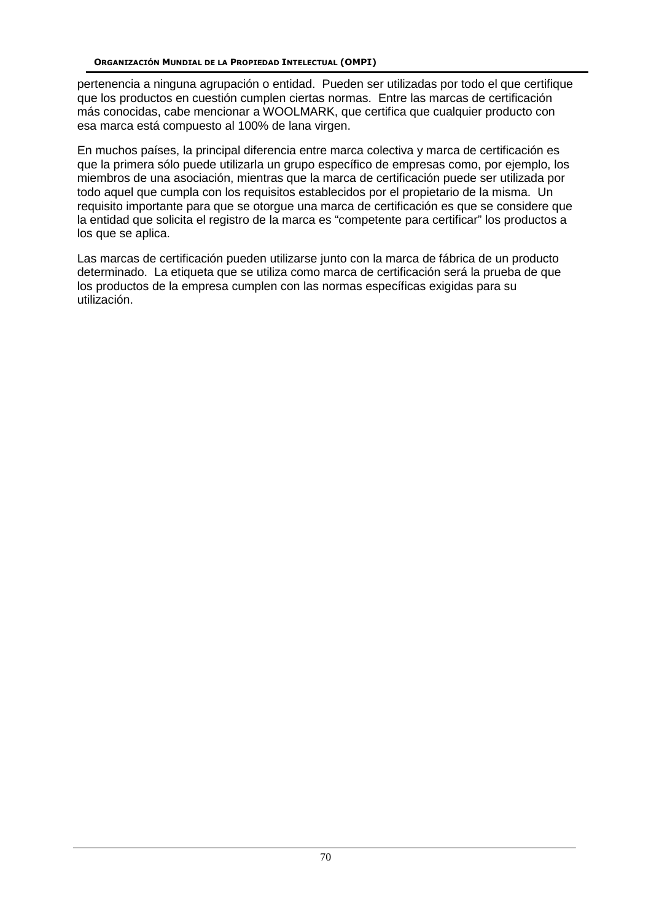pertenencia a ninguna agrupación o entidad. Pueden ser utilizadas por todo el que certifique que los productos en cuestión cumplen ciertas normas. Entre las marcas de certificación más conocidas, cabe mencionar a WOOLMARK, que certifica que cualquier producto con esa marca está compuesto al 100% de lana virgen.

En muchos países, la principal diferencia entre marca colectiva y marca de certificación es que la primera sólo puede utilizarla un grupo específico de empresas como, por ejemplo, los miembros de una asociación, mientras que la marca de certificación puede ser utilizada por todo aquel que cumpla con los requisitos establecidos por el propietario de la misma. Un requisito importante para que se otorgue una marca de certificación es que se considere que la entidad que solicita el registro de la marca es "competente para certificar" los productos a los que se aplica.

Las marcas de certificación pueden utilizarse junto con la marca de fábrica de un producto determinado. La etiqueta que se utiliza como marca de certificación será la prueba de que los productos de la empresa cumplen con las normas específicas exigidas para su utilización.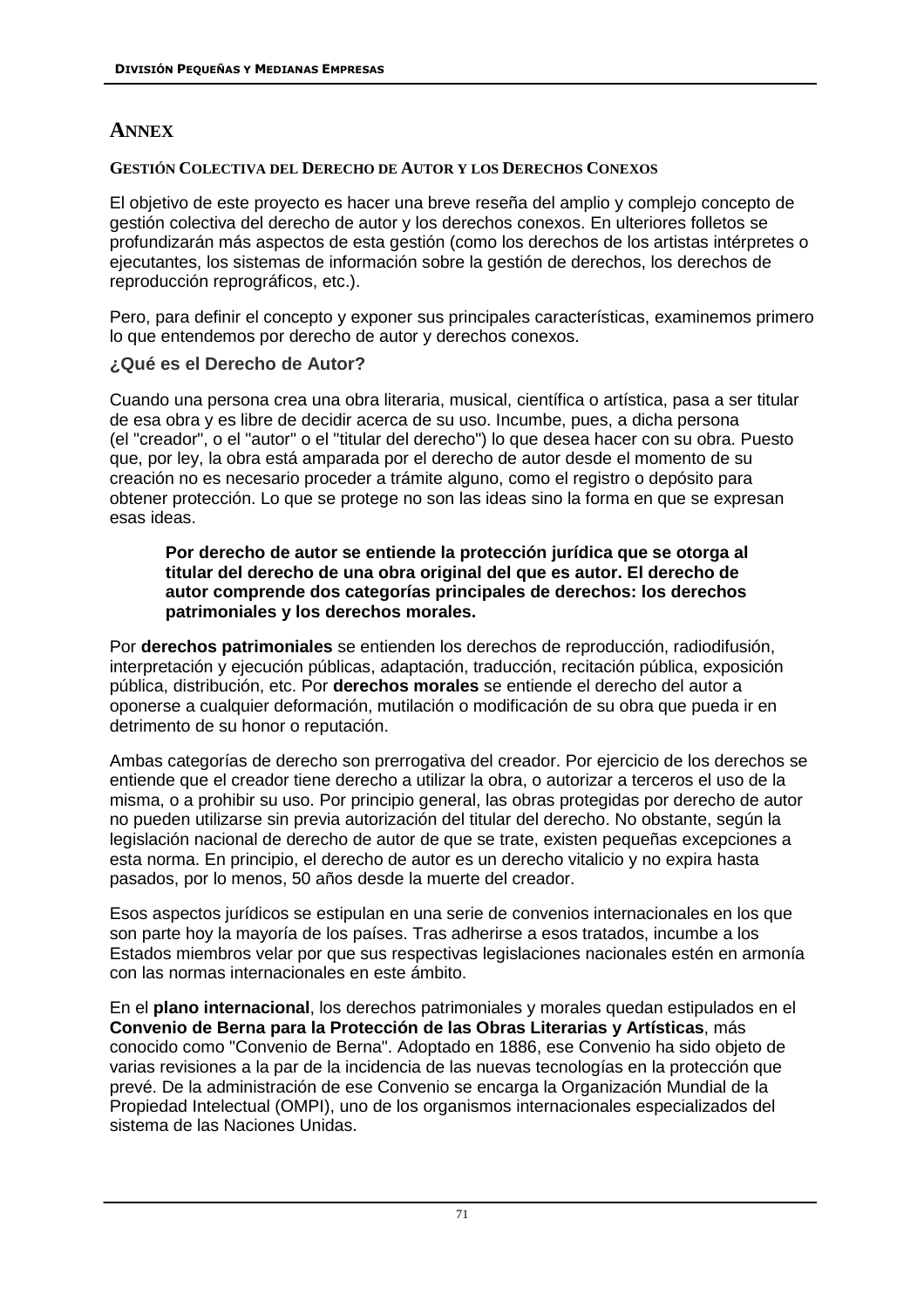# Annex

## Gestión Colectiva del Derecho de Autor y los Derechos Conexos

El objetivo de este proyecto es hacer una breve reseña del amplio y complejo concepto de gestión colectiva del derecho de autor y los derechos conexos. En ulteriores folletos se profundizarán más aspectos de esta gestión (como los derechos de los artistas intérpretes o ejecutantes, los sistemas de información sobre la gestión de derechos, los derechos de reproducción reprográficos, etc.).

Pero, para definir el concepto y exponer sus principales características, examinemos primero lo que entendemos por derecho de autor y derechos conexos.

### ¿Qué es el Derecho de Autor?

Cuando una persona crea una obra literaria, musical, científica o artística, pasa a ser titular de esa obra y es libre de decidir acerca de su uso. Incumbe, pues, a dicha persona (el "creador", o el "autor" o el "titular del derecho") lo que desea hacer con su obra. Puesto que, por ley, la obra está amparada por el derecho de autor desde el momento de su creación no es necesario proceder a trámite alguno, como el registro o depósito para obtener protección. Lo que se protege no son las ideas sino la forma en que se expresan esas ideas.

> **Por derecho de autor se entiende la protección jurídica que se otorga al titular del derecho de una obra original del que es autor. El derecho de autor comprende dos categorías principales de derechos: los derechos patrimoniales y los derechos morales.**

Por **derechos patrimoniales** se entienden los derechos de reproducción, radiodifusión, interpretación y ejecución públicas, adaptación, traducción, recitación pública, exposición pública, distribución, etc. Por **derechos morales** se entiende el derecho del autor a oponerse a cualquier deformación, mutilación o modificación de su obra que pueda ir en detrimento de su honor o reputación.

Ambas categorías de derecho son prerrogativa del creador. Por ejercicio de los derechos se entiende que el creador tiene derecho a utilizar la obra, o autorizar a terceros el uso de la misma, o a prohibir su uso. Por principio general, las obras protegidas por derecho de autor no pueden utilizarse sin previa autorización del titular del derecho. No obstante, según la legislación nacional de derecho de autor de que se trate, existen pequeñas excepciones a esta norma. En principio, el derecho de autor es un derecho vitalicio y no expira hasta pasados, por lo menos, 50 años desde la muerte del creador.

Esos aspectos jurídicos se estipulan en una serie de convenios internacionales en los que son parte hoy la mayoría de los países. Tras adherirse a esos tratados, incumbe a los Estados miembros velar por que sus respectivas legislaciones nacionales estén en armonía con las normas internacionales en este ámbito.

En el **plano internacional**, los derechos patrimoniales y morales quedan estipulados en el **Convenio de Berna para la Protección de las Obras Literarias y Artísticas**, más conocido como "Convenio de Berna". Adoptado en 1886, ese Convenio ha sido objeto de varias revisiones a la par de la incidencia de las nuevas tecnologías en la protección que prevé. De la administración de ese Convenio se encarga la Organización Mundial de la Propiedad Intelectual (OMPI), uno de los organismos internacionales especializados del sistema de las Naciones Unidas.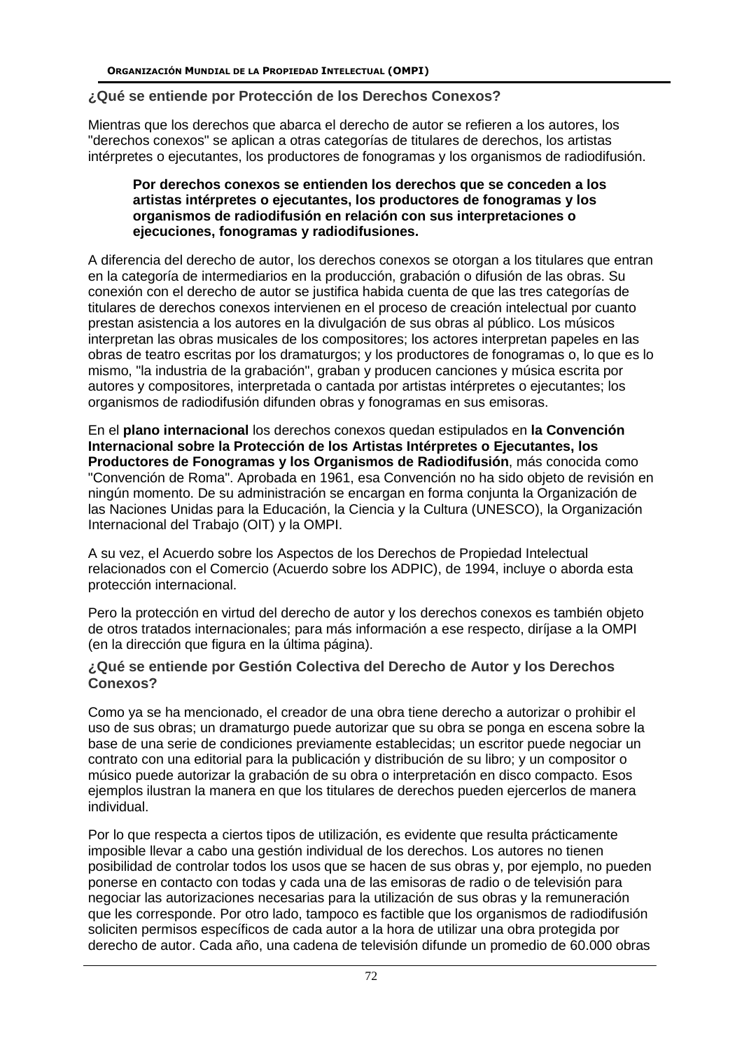## ¿Qué se entiende por Protección de los Derechos Conexos?

Mientras que los derechos que abarca el derecho de autor se refieren a los autores, los "derechos conexos" se aplican a otras categorías de titulares de derechos, los artistas intérpretes o ejecutantes, los productores de fonogramas y los organismos de radiodifusión.

> **Por derechos conexos se entienden los derechos que se conceden a los artistas intérpretes o ejecutantes, los productores de fonogramas y los organismos de radiodifusión en relación con sus interpretaciones o ejecuciones, fonogramas y radiodifusiones.**

A diferencia del derecho de autor, los derechos conexos se otorgan a los titulares que entran en la categoría de intermediarios en la producción, grabación o difusión de las obras. Su conexión con el derecho de autor se justifica habida cuenta de que las tres categorías de titulares de derechos conexos intervienen en el proceso de creación intelectual por cuanto prestan asistencia a los autores en la divulgación de sus obras al público. Los músicos interpretan las obras musicales de los compositores; los actores interpretan papeles en las obras de teatro escritas por los dramaturgos; y los productores de fonogramas o, lo que es lo mismo, "la industria de la grabación", graban y producen canciones y música escrita por autores y compositores, interpretada o cantada por artistas intérpretes o ejecutantes; los organismos de radiodifusión difunden obras y fonogramas en sus emisoras.

En el **plano internacional** los derechos conexos quedan estipulados en **la Convención Internacional sobre la Protección de los Artistas Intérpretes o Ejecutantes, los Productores de Fonogramas y los Organismos de Radiodifusión**, más conocida como "Convención de Roma". Aprobada en 1961, esa Convención no ha sido objeto de revisión en ningún momento. De su administración se encargan en forma conjunta la Organización de las Naciones Unidas para la Educación, la Ciencia y la Cultura (UNESCO), la Organización Internacional del Trabajo (OIT) y la OMPI.

A su vez, el Acuerdo sobre los Aspectos de los Derechos de Propiedad Intelectual relacionados con el Comercio (Acuerdo sobre los ADPIC), de 1994, incluye o aborda esta protección internacional.

Pero la protección en virtud del derecho de autor y los derechos conexos es también objeto de otros tratados internacionales; para más información a ese respecto, diríjase a la OMPI (en la dirección que figura en la última página).

## ¿Qué se entiende por Gestión Colectiva del Derecho de Autor y los Derechos Conexos?

Como ya se ha mencionado, el creador de una obra tiene derecho a autorizar o prohibir el uso de sus obras; un dramaturgo puede autorizar que su obra se ponga en escena sobre la base de una serie de condiciones previamente establecidas; un escritor puede negociar un contrato con una editorial para la publicación y distribución de su libro; y un compositor o músico puede autorizar la grabación de su obra o interpretación en disco compacto. Esos ejemplos ilustran la manera en que los titulares de derechos pueden ejercerlos de manera individual.

Por lo que respecta a ciertos tipos de utilización, es evidente que resulta prácticamente imposible llevar a cabo una gestión individual de los derechos. Los autores no tienen posibilidad de controlar todos los usos que se hacen de sus obras y, por ejemplo, no pueden ponerse en contacto con todas y cada una de las emisoras de radio o de televisión para negociar las autorizaciones necesarias para la utilización de sus obras y la remuneración que les corresponde. Por otro lado, tampoco es factible que los organismos de radiodifusión soliciten permisos específicos de cada autor a la hora de utilizar una obra protegida por derecho de autor. Cada año, una cadena de televisión difunde un promedio de 60.000 obras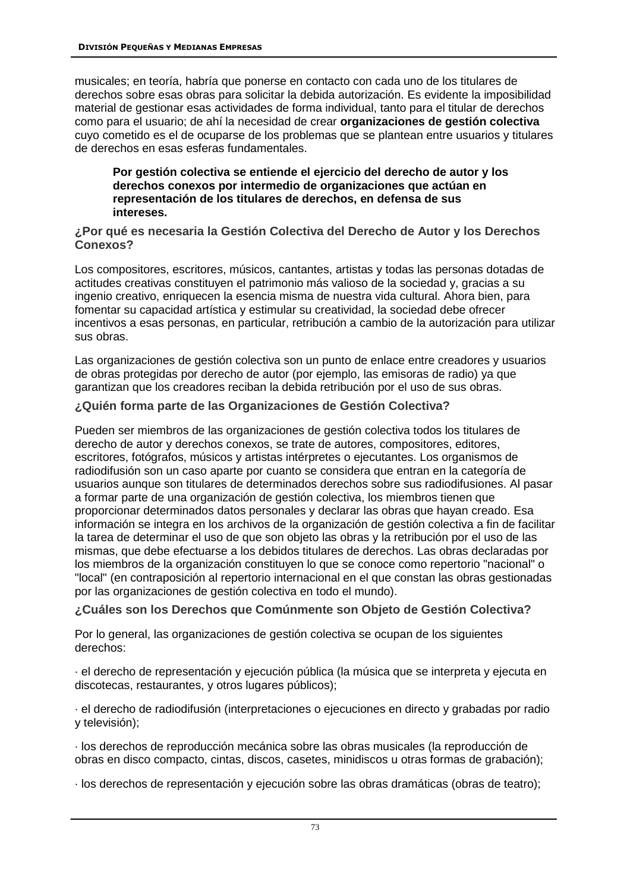musicales; en teoría, habría que ponerse en contacto con cada uno de los titulares de derechos sobre esas obras para solicitar la debida autorización. Es evidente la imposibilidad material de gestionar esas actividades de forma individual, tanto para el titular de derechos como para el usuario; de ahí la necesidad de crear **organizaciones de gestión colectiva** cuyo cometido es el de ocuparse de los problemas que se plantean entre usuarios y titulares de derechos en esas esferas fundamentales.

> **Por gestión colectiva se entiende el ejercicio del derecho de autor y los derechos conexos por intermedio de organizaciones que actúan en representación de los titulares de derechos, en defensa de sus intereses.**

### ¿Por qué es necesaria la Gestión Colectiva del Derecho de Autor y los Derechos Conexos?

Los compositores, escritores, músicos, cantantes, artistas y todas las personas dotadas de actitudes creativas constituyen el patrimonio más valioso de la sociedad y, gracias a su ingenio creativo, enriquecen la esencia misma de nuestra vida cultural. Ahora bien, para fomentar su capacidad artística y estimular su creatividad, la sociedad debe ofrecer incentivos a esas personas, en particular, retribución a cambio de la autorización para utilizar sus obras.

Las organizaciones de gestión colectiva son un punto de enlace entre creadores y usuarios de obras protegidas por derecho de autor (por ejemplo, las emisoras de radio) ya que garantizan que los creadores reciban la debida retribución por el uso de sus obras.

### ¿Quién forma parte de las Organizaciones de Gestión Colectiva?

Pueden ser miembros de las organizaciones de gestión colectiva todos los titulares de derecho de autor y derechos conexos, se trate de autores, compositores, editores, escritores, fotógrafos, músicos y artistas intérpretes o ejecutantes. Los organismos de radiodifusión son un caso aparte por cuanto se considera que entran en la categoría de usuarios aunque son titulares de determinados derechos sobre sus radiodifusiones. Al pasar a formar parte de una organización de gestión colectiva, los miembros tienen que proporcionar determinados datos personales y declarar las obras que hayan creado. Esa información se integra en los archivos de la organización de gestión colectiva a fin de facilitar la tarea de determinar el uso de que son objeto las obras y la retribución por el uso de las mismas, que debe efectuarse a los debidos titulares de derechos. Las obras declaradas por los miembros de la organización constituyen lo que se conoce como repertorio "nacional" o "local" (en contraposición al repertorio internacional en el que constan las obras gestionadas por las organizaciones de gestión colectiva en todo el mundo).

### ¿Cuáles son los Derechos que Comúnmente son Objeto de Gestión Colectiva?

Por lo general, las organizaciones de gestión colectiva se ocupan de los siguientes derechos:

· el derecho de representación y ejecución pública (la música que se interpreta y ejecuta en discotecas, restaurantes, y otros lugares públicos);

· el derecho de radiodifusión (interpretaciones o ejecuciones en directo y grabadas por radio y televisión);

· los derechos de reproducción mecánica sobre las obras musicales (la reproducción de obras en disco compacto, cintas, discos, casetes, minidiscos u otras formas de grabación);

· los derechos de representación y ejecución sobre las obras dramáticas (obras de teatro);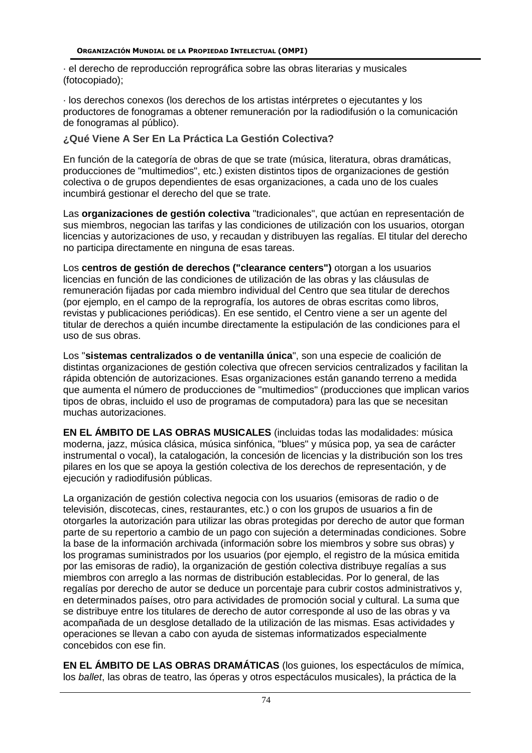· el derecho de reproducción reprográfica sobre las obras literarias y musicales (fotocopiado);

· los derechos conexos (los derechos de los artistas intérpretes o ejecutantes y los productores de fonogramas a obtener remuneración por la radiodifusión o la comunicación de fonogramas al público).

### ¿Qué Viene A Ser En La Práctica La Gestión Colectiva?

En función de la categoría de obras de que se trate (música, literatura, obras dramáticas, producciones de "multimedios", etc.) existen distintos tipos de organizaciones de gestión colectiva o de grupos dependientes de esas organizaciones, a cada uno de los cuales incumbirá gestionar el derecho del que se trate.

Las **organizaciones de gestión colectiva** "tradicionales", que actúan en representación de sus miembros, negocian las tarifas y las condiciones de utilización con los usuarios, otorgan licencias y autorizaciones de uso, y recaudan y distribuyen las regalías. El titular del derecho no participa directamente en ninguna de esas tareas.

Los **centros de gestión de derechos ("clearance centers")** otorgan a los usuarios licencias en función de las condiciones de utilización de las obras y las cláusulas de remuneración fijadas por cada miembro individual del Centro que sea titular de derechos (por ejemplo, en el campo de la reprografía, los autores de obras escritas como libros, revistas y publicaciones periódicas). En ese sentido, el Centro viene a ser un agente del titular de derechos a quién incumbe directamente la estipulación de las condiciones para el uso de sus obras.

Los "**sistemas centralizados o de ventanilla única**", son una especie de coalición de distintas organizaciones de gestión colectiva que ofrecen servicios centralizados y facilitan la rápida obtención de autorizaciones. Esas organizaciones están ganando terreno a medida que aumenta el número de producciones de "multimedios" (producciones que implican varios tipos de obras, incluido el uso de programas de computadora) para las que se necesitan muchas autorizaciones.

**EN EL ÁMBITO DE LAS OBRAS MUSICALES** (incluidas todas las modalidades: música moderna, jazz, música clásica, música sinfónica, "blues" y música pop, ya sea de carácter instrumental o vocal), la catalogación, la concesión de licencias y la distribución son los tres pilares en los que se apoya la gestión colectiva de los derechos de representación, y de ejecución y radiodifusión públicas.

La organización de gestión colectiva negocia con los usuarios (emisoras de radio o de televisión, discotecas, cines, restaurantes, etc.) o con los grupos de usuarios a fin de otorgarles la autorización para utilizar las obras protegidas por derecho de autor que forman parte de su repertorio a cambio de un pago con sujeción a determinadas condiciones. Sobre la base de la información archivada (información sobre los miembros y sobre sus obras) y los programas suministrados por los usuarios (por ejemplo, el registro de la música emitida por las emisoras de radio), la organización de gestión colectiva distribuye regalías a sus miembros con arreglo a las normas de distribución establecidas. Por lo general, de las regalías por derecho de autor se deduce un porcentaje para cubrir costos administrativos y, en determinados países, otro para actividades de promoción social y cultural. La suma que se distribuye entre los titulares de derecho de autor corresponde al uso de las obras y va acompañada de un desglose detallado de la utilización de las mismas. Esas actividades y operaciones se llevan a cabo con ayuda de sistemas informatizados especialmente concebidos con ese fin.

**EN EL ÁMBITO DE LAS OBRAS DRAMÁTICAS** (los guiones, los espectáculos de mímica, los *ballet*, las obras de teatro, las óperas y otros espectáculos musicales), la práctica de la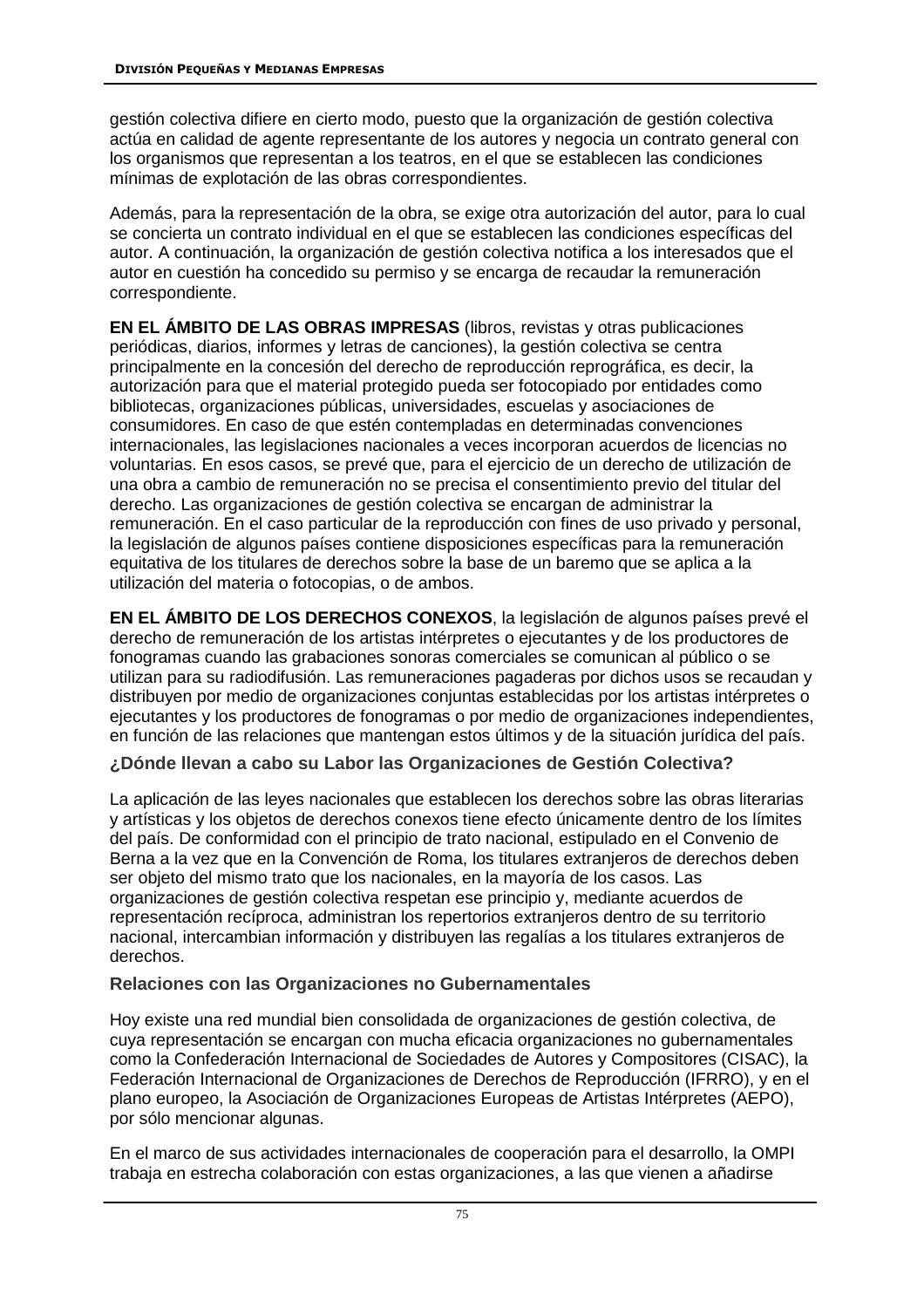gestión colectiva difiere en cierto modo, puesto que la organización de gestión colectiva actúa en calidad de agente representante de los autores y negocia un contrato general con los organismos que representan a los teatros, en el que se establecen las condiciones mínimas de explotación de las obras correspondientes.

Además, para la representación de la obra, se exige otra autorización del autor, para lo cual se concierta un contrato individual en el que se establecen las condiciones específicas del autor. A continuación, la organización de gestión colectiva notifica a los interesados que el autor en cuestión ha concedido su permiso y se encarga de recaudar la remuneración correspondiente.

**EN EL ÁMBITO DE LAS OBRAS IMPRESAS** (libros, revistas y otras publicaciones periódicas, diarios, informes y letras de canciones), la gestión colectiva se centra principalmente en la concesión del derecho de reproducción reprográfica, es decir, la autorización para que el material protegido pueda ser fotocopiado por entidades como bibliotecas, organizaciones públicas, universidades, escuelas y asociaciones de consumidores. En caso de que estén contempladas en determinadas convenciones internacionales, las legislaciones nacionales a veces incorporan acuerdos de licencias no voluntarias. En esos casos, se prevé que, para el ejercicio de un derecho de utilización de una obra a cambio de remuneración no se precisa el consentimiento previo del titular del derecho. Las organizaciones de gestión colectiva se encargan de administrar la remuneración. En el caso particular de la reproducción con fines de uso privado y personal, la legislación de algunos países contiene disposiciones específicas para la remuneración equitativa de los titulares de derechos sobre la base de un baremo que se aplica a la utilización del materia o fotocopias, o de ambos.

**EN EL ÁMBITO DE LOS DERECHOS CONEXOS**, la legislación de algunos países prevé el derecho de remuneración de los artistas intérpretes o ejecutantes y de los productores de fonogramas cuando las grabaciones sonoras comerciales se comunican al público o se utilizan para su radiodifusión. Las remuneraciones pagaderas por dichos usos se recaudan y distribuyen por medio de organizaciones conjuntas establecidas por los artistas intérpretes o ejecutantes y los productores de fonogramas o por medio de organizaciones independientes, en función de las relaciones que mantengan estos últimos y de la situación jurídica del país.

### ¿Dónde llevan a cabo su Labor las Organizaciones de Gestión Colectiva?

La aplicación de las leyes nacionales que establecen los derechos sobre las obras literarias y artísticas y los objetos de derechos conexos tiene efecto únicamente dentro de los límites del país. De conformidad con el principio de trato nacional, estipulado en el Convenio de Berna a la vez que en la Convención de Roma, los titulares extranjeros de derechos deben ser objeto del mismo trato que los nacionales, en la mayoría de los casos. Las organizaciones de gestión colectiva respetan ese principio y, mediante acuerdos de representación recíproca, administran los repertorios extranjeros dentro de su territorio nacional, intercambian información y distribuyen las regalías a los titulares extranjeros de derechos.

### Relaciones con las Organizaciones no Gubernamentales

Hoy existe una red mundial bien consolidada de organizaciones de gestión colectiva, de cuya representación se encargan con mucha eficacia organizaciones no gubernamentales como la Confederación Internacional de Sociedades de Autores y Compositores (CISAC), la Federación Internacional de Organizaciones de Derechos de Reproducción (IFRRO), y en el plano europeo, la Asociación de Organizaciones Europeas de Artistas Intérpretes (AEPO), por sólo mencionar algunas.

En el marco de sus actividades internacionales de cooperación para el desarrollo, la OMPI trabaja en estrecha colaboración con estas organizaciones, a las que vienen a añadirse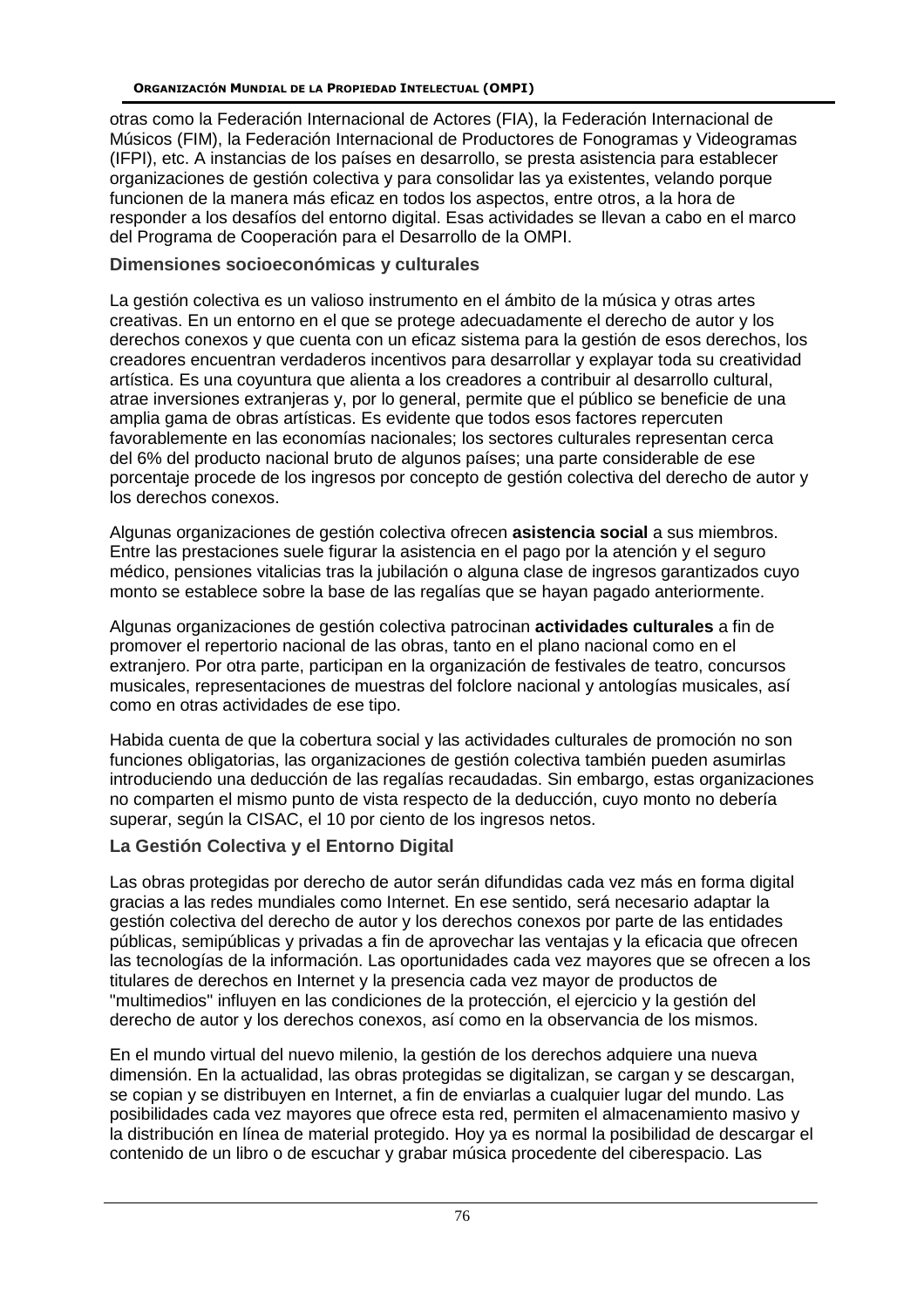otras como la Federación Internacional de Actores (FIA), la Federación Internacional de Músicos (FIM), la Federación Internacional de Productores de Fonogramas y Videogramas (IFPI), etc. A instancias de los países en desarrollo, se presta asistencia para establecer organizaciones de gestión colectiva y para consolidar las ya existentes, velando porque funcionen de la manera más eficaz en todos los aspectos, entre otros, a la hora de responder a los desafíos del entorno digital. Esas actividades se llevan a cabo en el marco del Programa de Cooperación para el Desarrollo de la OMPI.

## Dimensiones socioeconómicas y culturales

La gestión colectiva es un valioso instrumento en el ámbito de la música y otras artes creativas. En un entorno en el que se protege adecuadamente el derecho de autor y los derechos conexos y que cuenta con un eficaz sistema para la gestión de esos derechos, los creadores encuentran verdaderos incentivos para desarrollar y explayar toda su creatividad artística. Es una coyuntura que alienta a los creadores a contribuir al desarrollo cultural, atrae inversiones extranjeras y, por lo general, permite que el público se beneficie de una amplia gama de obras artísticas. Es evidente que todos esos factores repercuten favorablemente en las economías nacionales; los sectores culturales representan cerca del 6% del producto nacional bruto de algunos países; una parte considerable de ese porcentaje procede de los ingresos por concepto de gestión colectiva del derecho de autor y los derechos conexos.

Algunas organizaciones de gestión colectiva ofrecen **asistencia social** a sus miembros. Entre las prestaciones suele figurar la asistencia en el pago por la atención y el seguro médico, pensiones vitalicias tras la jubilación o alguna clase de ingresos garantizados cuyo monto se establece sobre la base de las regalías que se hayan pagado anteriormente.

Algunas organizaciones de gestión colectiva patrocinan **actividades culturales** a fin de promover el repertorio nacional de las obras, tanto en el plano nacional como en el extranjero. Por otra parte, participan en la organización de festivales de teatro, concursos musicales, representaciones de muestras del folclore nacional y antologías musicales, así como en otras actividades de ese tipo.

Habida cuenta de que la cobertura social y las actividades culturales de promoción no son funciones obligatorias, las organizaciones de gestión colectiva también pueden asumirlas introduciendo una deducción de las regalías recaudadas. Sin embargo, estas organizaciones no comparten el mismo punto de vista respecto de la deducción, cuyo monto no debería superar, según la CISAC, el 10 por ciento de los ingresos netos.

## La Gestión Colectiva y el Entorno Digital

Las obras protegidas por derecho de autor serán difundidas cada vez más en forma digital gracias a las redes mundiales como Internet. En ese sentido, será necesario adaptar la gestión colectiva del derecho de autor y los derechos conexos por parte de las entidades públicas, semipúblicas y privadas a fin de aprovechar las ventajas y la eficacia que ofrecen las tecnologías de la información. Las oportunidades cada vez mayores que se ofrecen a los titulares de derechos en Internet y la presencia cada vez mayor de productos de "multimedios" influyen en las condiciones de la protección, el ejercicio y la gestión del derecho de autor y los derechos conexos, así como en la observancia de los mismos.

En el mundo virtual del nuevo milenio, la gestión de los derechos adquiere una nueva dimensión. En la actualidad, las obras protegidas se digitalizan, se cargan y se descargan, se copian y se distribuyen en Internet, a fin de enviarlas a cualquier lugar del mundo. Las posibilidades cada vez mayores que ofrece esta red, permiten el almacenamiento masivo y la distribución en línea de material protegido. Hoy ya es normal la posibilidad de descargar el contenido de un libro o de escuchar y grabar música procedente del ciberespacio. Las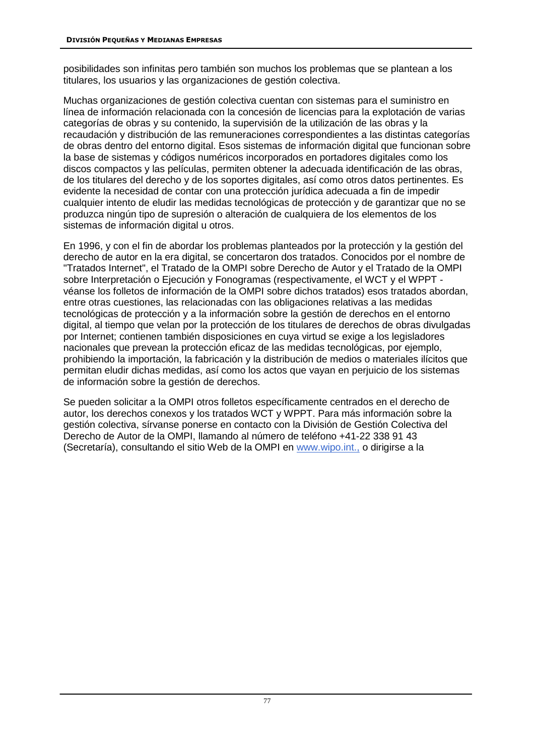posibilidades son infinitas pero también son muchos los problemas que se plantean a los titulares, los usuarios y las organizaciones de gestión colectiva.

Muchas organizaciones de gestión colectiva cuentan con sistemas para el suministro en línea de información relacionada con la concesión de licencias para la explotación de varias categorías de obras y su contenido, la supervisión de la utilización de las obras y la recaudación y distribución de las remuneraciones correspondientes a las distintas categorías de obras dentro del entorno digital. Esos sistemas de información digital que funcionan sobre la base de sistemas y códigos numéricos incorporados en portadores digitales como los discos compactos y las películas, permiten obtener la adecuada identificación de las obras, de los titulares del derecho y de los soportes digitales, así como otros datos pertinentes. Es evidente la necesidad de contar con una protección jurídica adecuada a fin de impedir cualquier intento de eludir las medidas tecnológicas de protección y de garantizar que no se produzca ningún tipo de supresión o alteración de cualquiera de los elementos de los sistemas de información digital u otros.

En 1996, y con el fin de abordar los problemas planteados por la protección y la gestión del derecho de autor en la era digital, se concertaron dos tratados. Conocidos por el nombre de "Tratados Internet", el Tratado de la OMPI sobre Derecho de Autor y el Tratado de la OMPI sobre Interpretación o Ejecución y Fonogramas (respectivamente, el WCT y el WPPT - véanse los folletos de información de la OMPI sobre dichos tratados) esos tratados abordan, entre otras cuestiones, las relacionadas con las obligaciones relativas a las medidas tecnológicas de protección y a la información sobre la gestión de derechos en el entorno digital, al tiempo que velan por la protección de los titulares de derechos de obras divulgadas por Internet; contienen también disposiciones en cuya virtud se exige a los legisladores nacionales que prevean la protección eficaz de las medidas tecnológicas, por ejemplo, prohibiendo la importación, la fabricación y la distribución de medios o materiales ilícitos que permitan eludir dichas medidas, así como los actos que vayan en perjuicio de los sistemas de información sobre la gestión de derechos.

Se pueden solicitar a la OMPI otros folletos específicamente centrados en el derecho de autor, los derechos conexos y los tratados WCT y WPPT. Para más información sobre la gestión colectiva, sírvanse ponerse en contacto con la División de Gestión Colectiva del Derecho de Autor de la OMPI, llamando al número de teléfono +41-22 338 91 43 (Secretaría), consultando el sitio Web de la OMPI en www.wipo.int., o dirigirse a la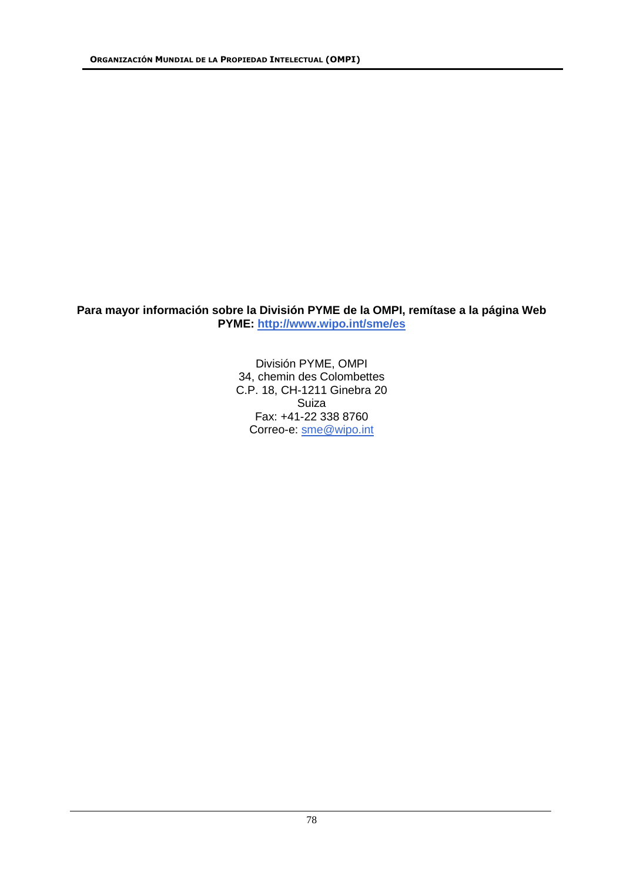**Para mayor información sobre la División PYME de la OMPI, remítase a la página Web PYME: http://www.wipo.int/sme/es**

División PYME, OMPI
34, chemin des Colombettes
C.P. 18, CH-1211 Ginebra 20
Suiza
Fax: +41-22 338 8760
Correo-e: sme@wipo.int